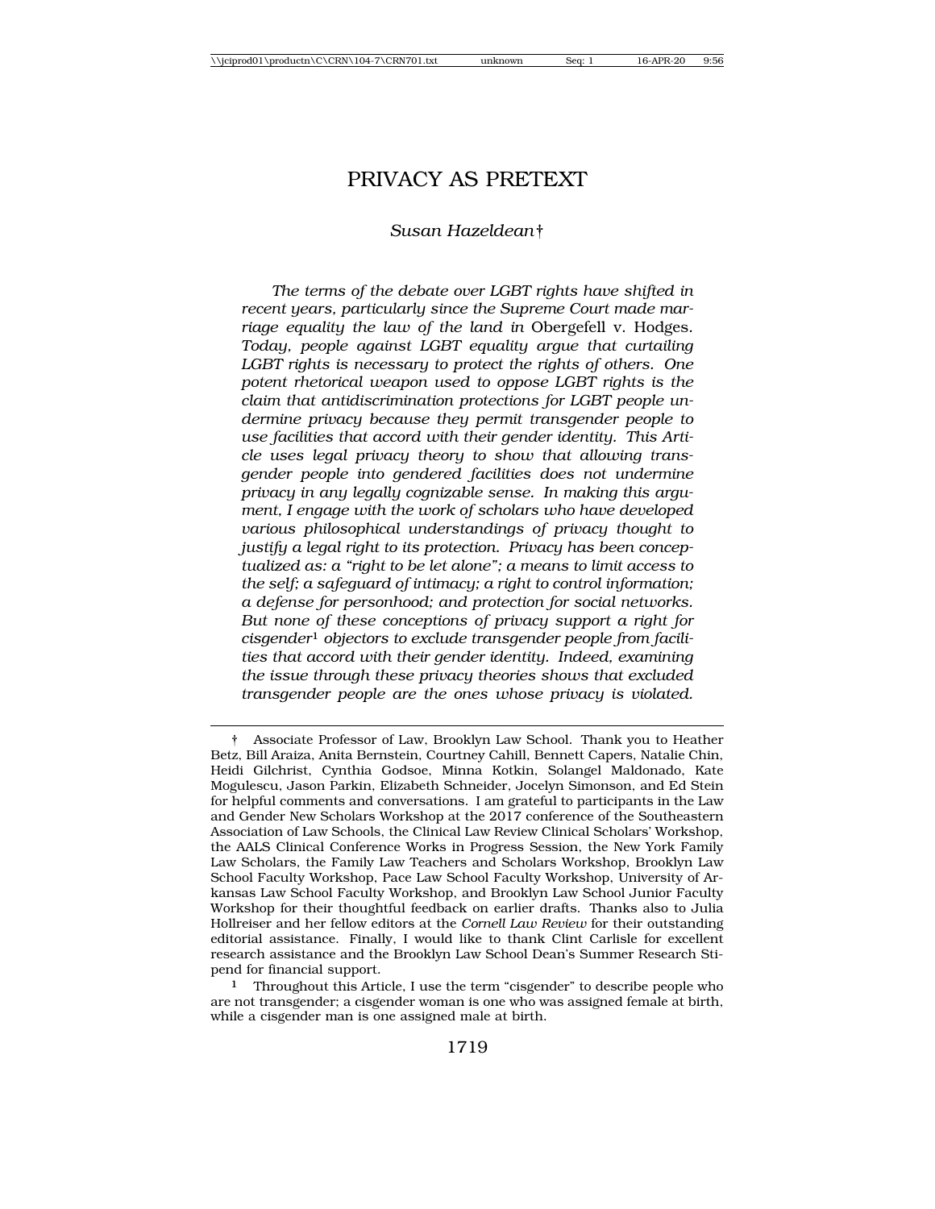# PRIVACY AS PRETEXT

*Susan Hazeldean†*

*The terms of the debate over LGBT rights have shifted in recent years, particularly since the Supreme Court made marriage equality the law of the land in* Obergefell v. Hodges*. Today, people against LGBT equality argue that curtailing LGBT rights is necessary to protect the rights of others. One potent rhetorical weapon used to oppose LGBT rights is the claim that antidiscrimination protections for LGBT people undermine privacy because they permit transgender people to use facilities that accord with their gender identity. This Article uses legal privacy theory to show that allowing transgender people into gendered facilities does not undermine privacy in any legally cognizable sense. In making this argument, I engage with the work of scholars who have developed various philosophical understandings of privacy thought to justify a legal right to its protection. Privacy has been conceptualized as: a "right to be let alone"; a means to limit access to the self; a safeguard of intimacy; a right to control information; a defense for personhood; and protection for social networks. But none of these conceptions of privacy support a right for cisgender*[1] *objectors to exclude transgender people from facilities that accord with their gender identity. Indeed, examining the issue through these privacy theories shows that excluded transgender people are the ones whose privacy is violated.*

---

† Associate Professor of Law, Brooklyn Law School. Thank you to Heather Betz, Bill Araiza, Anita Bernstein, Courtney Cahill, Bennett Capers, Natalie Chin, Heidi Gilchrist, Cynthia Godsoe, Minna Kotkin, Solangel Maldonado, Kate Mogulescu, Jason Parkin, Elizabeth Schneider, Jocelyn Simonson, and Ed Stein for helpful comments and conversations. I am grateful to participants in the Law and Gender New Scholars Workshop at the 2017 conference of the Southeastern Association of Law Schools, the Clinical Law Review Clinical Scholars' Workshop, the AALS Clinical Conference Works in Progress Session, the New York Family Law Scholars, the Family Law Teachers and Scholars Workshop, Brooklyn Law School Faculty Workshop, Pace Law School Faculty Workshop, University of Arkansas Law School Faculty Workshop, and Brooklyn Law School Junior Faculty Workshop for their thoughtful feedback on earlier drafts. Thanks also to Julia Hollreiser and her fellow editors at the *Cornell Law Review* for their outstanding editorial assistance. Finally, I would like to thank Clint Carlisle for excellent research assistance and the Brooklyn Law School Dean's Summer Research Stipend for financial support.

[1] Throughout this Article, I use the term "cisgender" to describe people who are not transgender; a cisgender woman is one who was assigned female at birth, while a cisgender man is one assigned male at birth.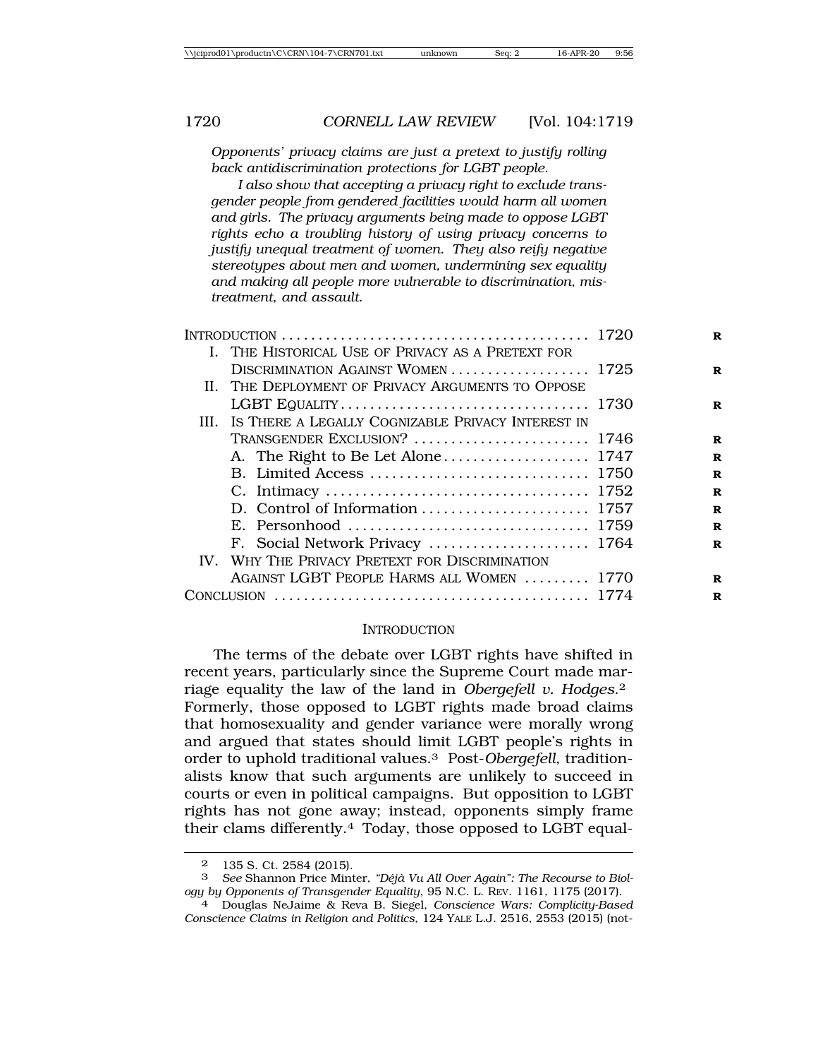*Opponents' privacy claims are just a pretext to justify rolling back antidiscrimination protections for LGBT people.*

*I also show that accepting a privacy right to exclude transgender people from gendered facilities would harm all women and girls. The privacy arguments being made to oppose LGBT rights echo a troubling history of using privacy concerns to justify unequal treatment of women. They also reify negative stereotypes about men and women, undermining sex equality and making all people more vulnerable to discrimination, mistreatment, and assault.*

| | |
|---|---|
| INTRODUCTION | 1720 |
| I. THE HISTORICAL USE OF PRIVACY AS A PRETEXT FOR DISCRIMINATION AGAINST WOMEN | 1725 |
| II. THE DEPLOYMENT OF PRIVACY ARGUMENTS TO OPPOSE LGBT EQUALITY | 1730 |
| III. IS THERE A LEGALLY COGNIZABLE PRIVACY INTEREST IN TRANSGENDER EXCLUSION? | 1746 |
| A. The Right to Be Let Alone | 1747 |
| B. Limited Access | 1750 |
| C. Intimacy | 1752 |
| D. Control of Information | 1757 |
| E. Personhood | 1759 |
| F. Social Network Privacy | 1764 |
| IV. WHY THE PRIVACY PRETEXT FOR DISCRIMINATION AGAINST LGBT PEOPLE HARMS ALL WOMEN | 1770 |
| CONCLUSION | 1774 |

## INTRODUCTION

The terms of the debate over LGBT rights have shifted in recent years, particularly since the Supreme Court made marriage equality the law of the land in *Obergefell v. Hodges*.[2] Formerly, those opposed to LGBT rights made broad claims that homosexuality and gender variance were morally wrong and argued that states should limit LGBT people's rights in order to uphold traditional values.[3] Post-*Obergefell*, traditionalists know that such arguments are unlikely to succeed in courts or even in political campaigns. But opposition to LGBT rights has not gone away; instead, opponents simply frame their clams differently.[4] Today, those opposed to LGBT equal-

---

[2] 135 S. Ct. 2584 (2015).

[3] *See* Shannon Price Minter, *"Déjà Vu All Over Again": The Recourse to Biology by Opponents of Transgender Equality*, 95 N.C. L. REV. 1161, 1175 (2017).

[4] Douglas NeJaime & Reva B. Siegel, *Conscience Wars: Complicity-Based Conscience Claims in Religion and Politics*, 124 YALE L.J. 2516, 2553 (2015) (not-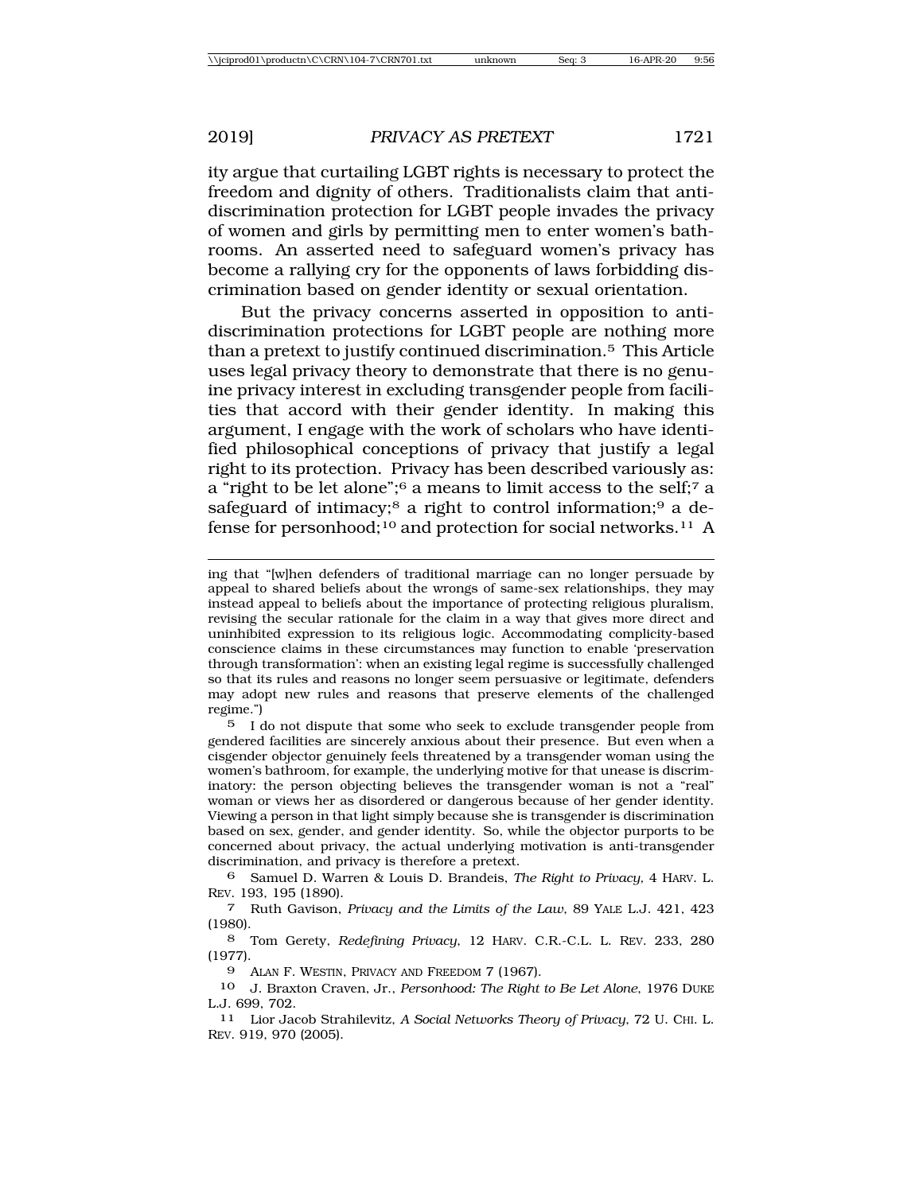ity argue that curtailing LGBT rights is necessary to protect the freedom and dignity of others. Traditionalists claim that anti-discrimination protection for LGBT people invades the privacy of women and girls by permitting men to enter women's bathrooms. An asserted need to safeguard women's privacy has become a rallying cry for the opponents of laws forbidding discrimination based on gender identity or sexual orientation.

But the privacy concerns asserted in opposition to anti-discrimination protections for LGBT people are nothing more than a pretext to justify continued discrimination.[5] This Article uses legal privacy theory to demonstrate that there is no genuine privacy interest in excluding transgender people from facilities that accord with their gender identity. In making this argument, I engage with the work of scholars who have identified philosophical conceptions of privacy that justify a legal right to its protection. Privacy has been described variously as: a "right to be let alone";[6] a means to limit access to the self;[7] a safeguard of intimacy;[8] a right to control information;[9] a defense for personhood;[10] and protection for social networks.[11] A

---

ing that "[w]hen defenders of traditional marriage can no longer persuade by appeal to shared beliefs about the wrongs of same-sex relationships, they may instead appeal to beliefs about the importance of protecting religious pluralism, revising the secular rationale for the claim in a way that gives more direct and uninhibited expression to its religious logic. Accommodating complicity-based conscience claims in these circumstances may function to enable 'preservation through transformation': when an existing legal regime is successfully challenged so that its rules and reasons no longer seem persuasive or legitimate, defenders may adopt new rules and reasons that preserve elements of the challenged regime.")

[5] I do not dispute that some who seek to exclude transgender people from gendered facilities are sincerely anxious about their presence. But even when a cisgender objector genuinely feels threatened by a transgender woman using the women's bathroom, for example, the underlying motive for that unease is discriminatory: the person objecting believes the transgender woman is not a "real" woman or views her as disordered or dangerous because of her gender identity. Viewing a person in that light simply because she is transgender is discrimination based on sex, gender, and gender identity. So, while the objector purports to be concerned about privacy, the actual underlying motivation is anti-transgender discrimination, and privacy is therefore a pretext.

[6] Samuel D. Warren & Louis D. Brandeis, *The Right to Privacy*, 4 HARV. L. REV. 193, 195 (1890).

[7] Ruth Gavison, *Privacy and the Limits of the Law*, 89 YALE L.J. 421, 423 (1980).

[8] Tom Gerety, *Redefining Privacy*, 12 HARV. C.R.-C.L. L. REV. 233, 280 (1977).

[9] ALAN F. WESTIN, PRIVACY AND FREEDOM 7 (1967).

[10] J. Braxton Craven, Jr., *Personhood: The Right to Be Let Alone*, 1976 DUKE L.J. 699, 702.

[11] Lior Jacob Strahilevitz, *A Social Networks Theory of Privacy*, 72 U. CHI. L. REV. 919, 970 (2005).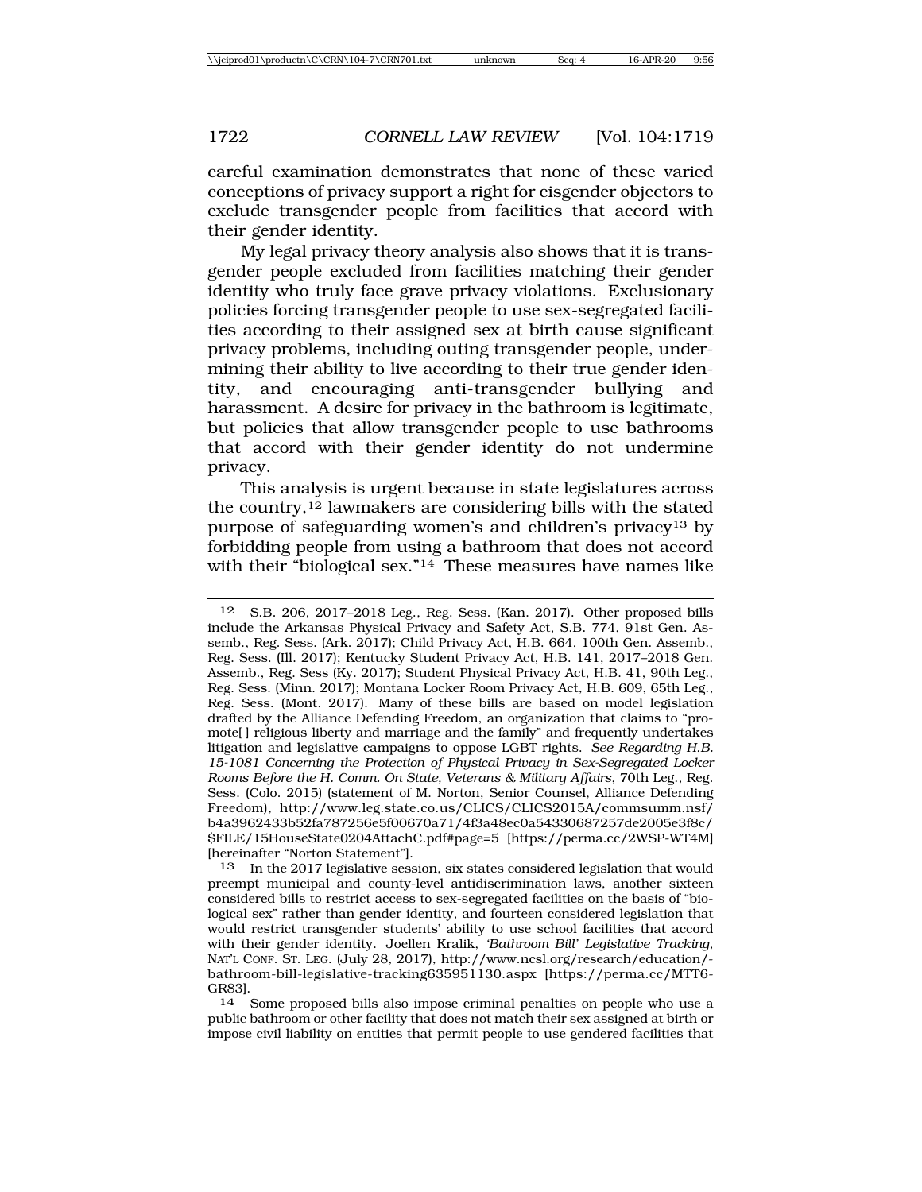careful examination demonstrates that none of these varied conceptions of privacy support a right for cisgender objectors to exclude transgender people from facilities that accord with their gender identity.

My legal privacy theory analysis also shows that it is transgender people excluded from facilities matching their gender identity who truly face grave privacy violations. Exclusionary policies forcing transgender people to use sex-segregated facilities according to their assigned sex at birth cause significant privacy problems, including outing transgender people, undermining their ability to live according to their true gender identity, and encouraging anti-transgender bullying and harassment. A desire for privacy in the bathroom is legitimate, but policies that allow transgender people to use bathrooms that accord with their gender identity do not undermine privacy.

This analysis is urgent because in state legislatures across the country,[12] lawmakers are considering bills with the stated purpose of safeguarding women's and children's privacy[13] by forbidding people from using a bathroom that does not accord with their "biological sex."[14] These measures have names like

---

12 S.B. 206, 2017–2018 Leg., Reg. Sess. (Kan. 2017). Other proposed bills include the Arkansas Physical Privacy and Safety Act, S.B. 774, 91st Gen. Assemb., Reg. Sess. (Ark. 2017); Child Privacy Act, H.B. 664, 100th Gen. Assemb., Reg. Sess. (Ill. 2017); Kentucky Student Privacy Act, H.B. 141, 2017–2018 Gen. Assemb., Reg. Sess (Ky. 2017); Student Physical Privacy Act, H.B. 41, 90th Leg., Reg. Sess. (Minn. 2017); Montana Locker Room Privacy Act, H.B. 609, 65th Leg., Reg. Sess. (Mont. 2017). Many of these bills are based on model legislation drafted by the Alliance Defending Freedom, an organization that claims to "promote[ ] religious liberty and marriage and the family" and frequently undertakes litigation and legislative campaigns to oppose LGBT rights. *See Regarding H.B. 15-1081 Concerning the Protection of Physical Privacy in Sex-Segregated Locker Rooms Before the H. Comm. On State, Veterans & Military Affairs*, 70th Leg., Reg. Sess. (Colo. 2015) (statement of M. Norton, Senior Counsel, Alliance Defending Freedom), http://www.leg.state.co.us/CLICS/CLICS2015A/commsumm.nsf/b4a3962433b52fa787256e5f00670a71/4f3a48ec0a54330687257de2005e3f8c/$FILE/15HouseState0204AttachC.pdf#page=5 [https://perma.cc/2WSP-WT4M] [hereinafter "Norton Statement"].

13 In the 2017 legislative session, six states considered legislation that would preempt municipal and county-level antidiscrimination laws, another sixteen considered bills to restrict access to sex-segregated facilities on the basis of "biological sex" rather than gender identity, and fourteen considered legislation that would restrict transgender students' ability to use school facilities that accord with their gender identity. Joellen Kralik, *'Bathroom Bill' Legislative Tracking*, NAT'L CONF. ST. LEG. (July 28, 2017), http://www.ncsl.org/research/education/-bathroom-bill-legislative-tracking635951130.aspx [https://perma.cc/MTT6-GR83].

14 Some proposed bills also impose criminal penalties on people who use a public bathroom or other facility that does not match their sex assigned at birth or impose civil liability on entities that permit people to use gendered facilities that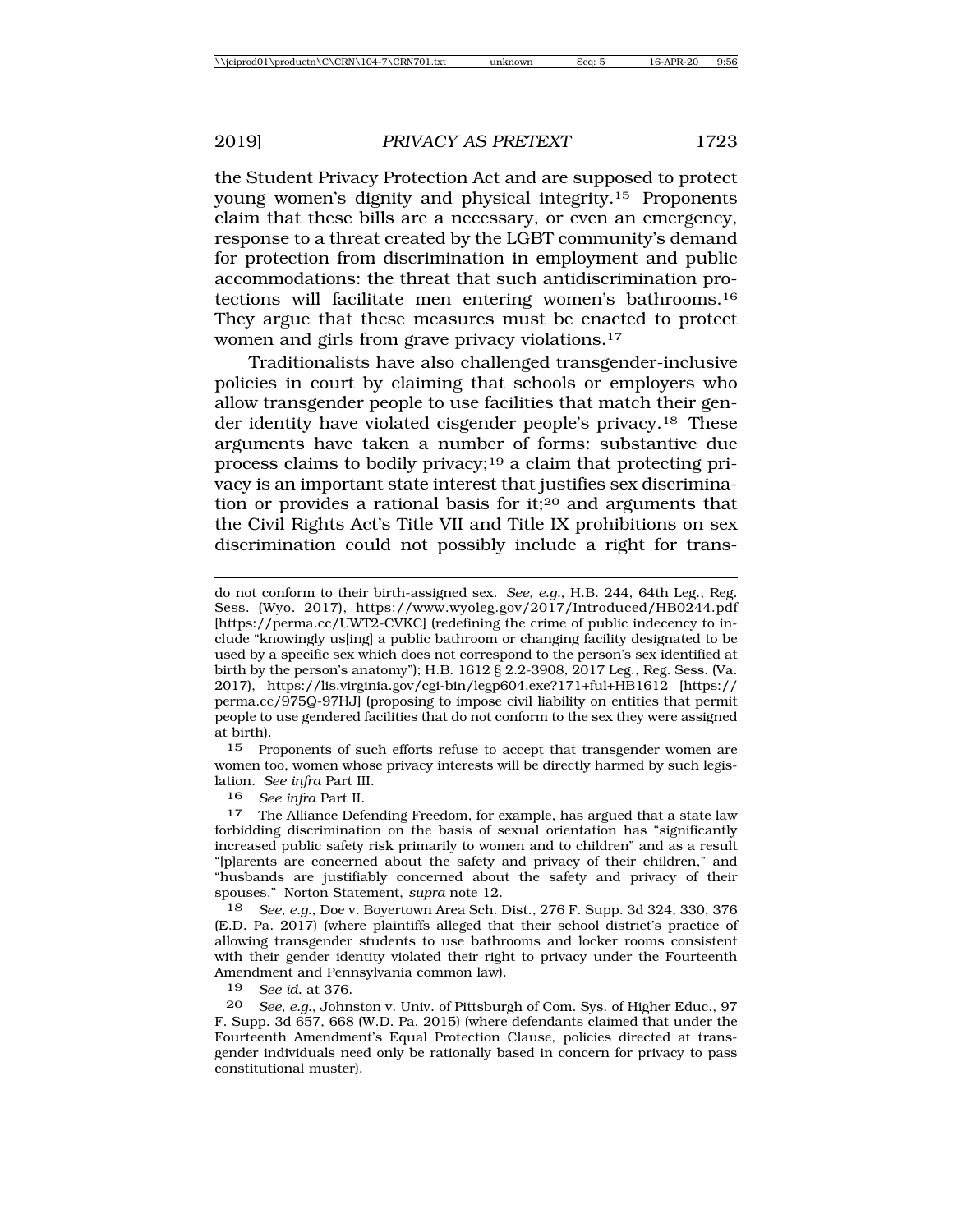the Student Privacy Protection Act and are supposed to protect young women's dignity and physical integrity.[15] Proponents claim that these bills are a necessary, or even an emergency, response to a threat created by the LGBT community's demand for protection from discrimination in employment and public accommodations: the threat that such antidiscrimination protections will facilitate men entering women's bathrooms.[16] They argue that these measures must be enacted to protect women and girls from grave privacy violations.[17]

Traditionalists have also challenged transgender-inclusive policies in court by claiming that schools or employers who allow transgender people to use facilities that match their gender identity have violated cisgender people's privacy.[18] These arguments have taken a number of forms: substantive due process claims to bodily privacy;[19] a claim that protecting privacy is an important state interest that justifies sex discrimination or provides a rational basis for it;[20] and arguments that the Civil Rights Act's Title VII and Title IX prohibitions on sex discrimination could not possibly include a right for trans-

---

do not conform to their birth-assigned sex. *See, e.g.*, H.B. 244, 64th Leg., Reg. Sess. (Wyo. 2017), https://www.wyoleg.gov/2017/Introduced/HB0244.pdf [https://perma.cc/UWT2-CVKC] (redefining the crime of public indecency to include "knowingly us[ing] a public bathroom or changing facility designated to be used by a specific sex which does not correspond to the person's sex identified at birth by the person's anatomy"); H.B. 1612 § 2.2-3908, 2017 Leg., Reg. Sess. (Va. 2017), https://lis.virginia.gov/cgi-bin/legp604.exe?171+ful+HB1612 [https://perma.cc/975Q-97HJ] (proposing to impose civil liability on entities that permit people to use gendered facilities that do not conform to the sex they were assigned at birth).

15 Proponents of such efforts refuse to accept that transgender women are women too, women whose privacy interests will be directly harmed by such legislation. *See infra* Part III.

16 *See infra* Part II.

17 The Alliance Defending Freedom, for example, has argued that a state law forbidding discrimination on the basis of sexual orientation has "significantly increased public safety risk primarily to women and to children" and as a result "[p]arents are concerned about the safety and privacy of their children," and "husbands are justifiably concerned about the safety and privacy of their spouses." Norton Statement, *supra* note 12.

18 *See, e.g.*, Doe v. Boyertown Area Sch. Dist., 276 F. Supp. 3d 324, 330, 376 (E.D. Pa. 2017) (where plaintiffs alleged that their school district's practice of allowing transgender students to use bathrooms and locker rooms consistent with their gender identity violated their right to privacy under the Fourteenth Amendment and Pennsylvania common law).

19 *See id.* at 376.

20 *See, e.g.*, Johnston v. Univ. of Pittsburgh of Com. Sys. of Higher Educ., 97 F. Supp. 3d 657, 668 (W.D. Pa. 2015) (where defendants claimed that under the Fourteenth Amendment's Equal Protection Clause, policies directed at transgender individuals need only be rationally based in concern for privacy to pass constitutional muster).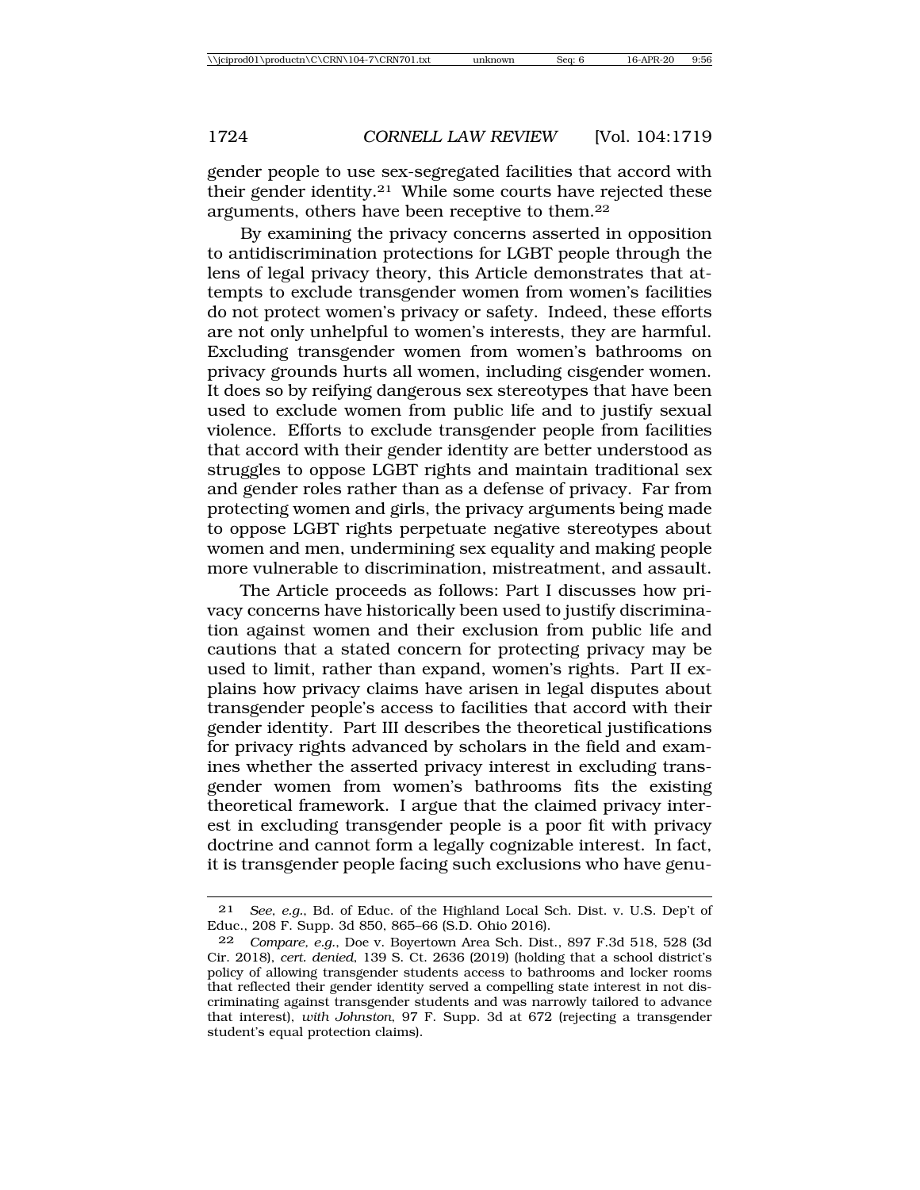gender people to use sex-segregated facilities that accord with their gender identity.[21] While some courts have rejected these arguments, others have been receptive to them.[22]

By examining the privacy concerns asserted in opposition to antidiscrimination protections for LGBT people through the lens of legal privacy theory, this Article demonstrates that attempts to exclude transgender women from women's facilities do not protect women's privacy or safety. Indeed, these efforts are not only unhelpful to women's interests, they are harmful. Excluding transgender women from women's bathrooms on privacy grounds hurts all women, including cisgender women. It does so by reifying dangerous sex stereotypes that have been used to exclude women from public life and to justify sexual violence. Efforts to exclude transgender people from facilities that accord with their gender identity are better understood as struggles to oppose LGBT rights and maintain traditional sex and gender roles rather than as a defense of privacy. Far from protecting women and girls, the privacy arguments being made to oppose LGBT rights perpetuate negative stereotypes about women and men, undermining sex equality and making people more vulnerable to discrimination, mistreatment, and assault.

The Article proceeds as follows: Part I discusses how privacy concerns have historically been used to justify discrimination against women and their exclusion from public life and cautions that a stated concern for protecting privacy may be used to limit, rather than expand, women's rights. Part II explains how privacy claims have arisen in legal disputes about transgender people's access to facilities that accord with their gender identity. Part III describes the theoretical justifications for privacy rights advanced by scholars in the field and examines whether the asserted privacy interest in excluding transgender women from women's bathrooms fits the existing theoretical framework. I argue that the claimed privacy interest in excluding transgender people is a poor fit with privacy doctrine and cannot form a legally cognizable interest. In fact, it is transgender people facing such exclusions who have genu-

---

21 *See, e.g.*, Bd. of Educ. of the Highland Local Sch. Dist. v. U.S. Dep't of Educ., 208 F. Supp. 3d 850, 865–66 (S.D. Ohio 2016).

22 *Compare, e.g.*, Doe v. Boyertown Area Sch. Dist., 897 F.3d 518, 528 (3d Cir. 2018), *cert. denied*, 139 S. Ct. 2636 (2019) (holding that a school district's policy of allowing transgender students access to bathrooms and locker rooms that reflected their gender identity served a compelling state interest in not discriminating against transgender students and was narrowly tailored to advance that interest), *with Johnston*, 97 F. Supp. 3d at 672 (rejecting a transgender student's equal protection claims).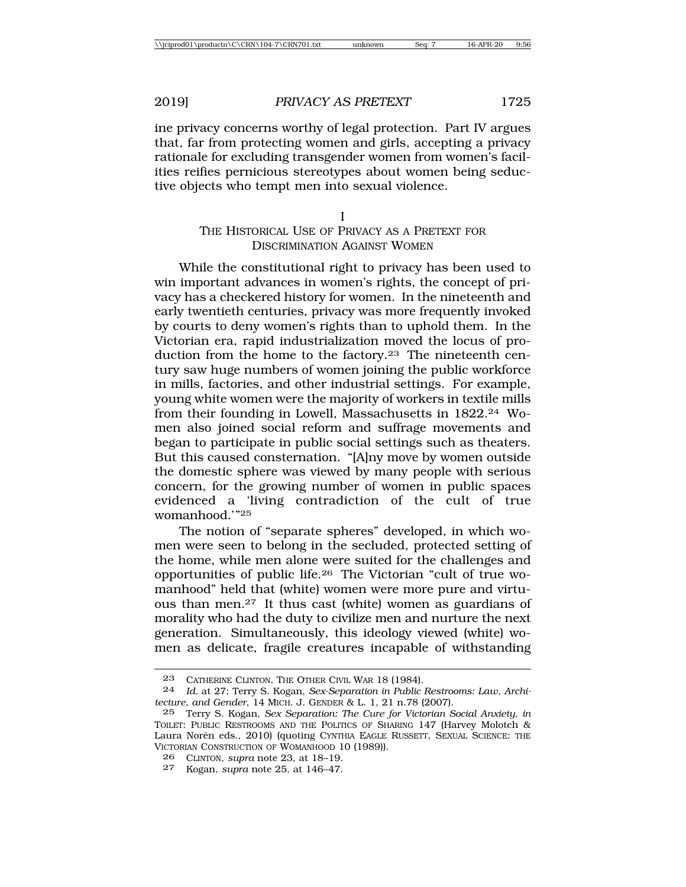ine privacy concerns worthy of legal protection. Part IV argues that, far from protecting women and girls, accepting a privacy rationale for excluding transgender women from women's facilities reifies pernicious stereotypes about women being seductive objects who tempt men into sexual violence.

## I
## THE HISTORICAL USE OF PRIVACY AS A PRETEXT FOR DISCRIMINATION AGAINST WOMEN

While the constitutional right to privacy has been used to win important advances in women's rights, the concept of privacy has a checkered history for women. In the nineteenth and early twentieth centuries, privacy was more frequently invoked by courts to deny women's rights than to uphold them. In the Victorian era, rapid industrialization moved the locus of production from the home to the factory.[23] The nineteenth century saw huge numbers of women joining the public workforce in mills, factories, and other industrial settings. For example, young white women were the majority of workers in textile mills from their founding in Lowell, Massachusetts in 1822.[24] Women also joined social reform and suffrage movements and began to participate in public social settings such as theaters. But this caused consternation. "[A]ny move by women outside the domestic sphere was viewed by many people with serious concern, for the growing number of women in public spaces evidenced a 'living contradiction of the cult of true womanhood.'"[25]

The notion of "separate spheres" developed, in which women were seen to belong in the secluded, protected setting of the home, while men alone were suited for the challenges and opportunities of public life.[26] The Victorian "cult of true womanhood" held that (white) women were more pure and virtuous than men.[27] It thus cast (white) women as guardians of morality who had the duty to civilize men and nurture the next generation. Simultaneously, this ideology viewed (white) women as delicate, fragile creatures incapable of withstanding

---

23 CATHERINE CLINTON, THE OTHER CIVIL WAR 18 (1984).

24 *Id.* at 27; Terry S. Kogan, *Sex-Separation in Public Restrooms: Law, Architecture, and Gender*, 14 MICH. J. GENDER & L. 1, 21 n.78 (2007).

25 Terry S. Kogan, *Sex Separation: The Cure for Victorian Social Anxiety*, *in* TOILET: PUBLIC RESTROOMS AND THE POLITICS OF SHARING 147 (Harvey Molotch & Laura Norén eds., 2010) (quoting CYNTHIA EAGLE RUSSETT, SEXUAL SCIENCE: THE VICTORIAN CONSTRUCTION OF WOMANHOOD 10 (1989)).

26 CLINTON, *supra* note 23, at 18–19.

27 Kogan, *supra* note 25, at 146–47.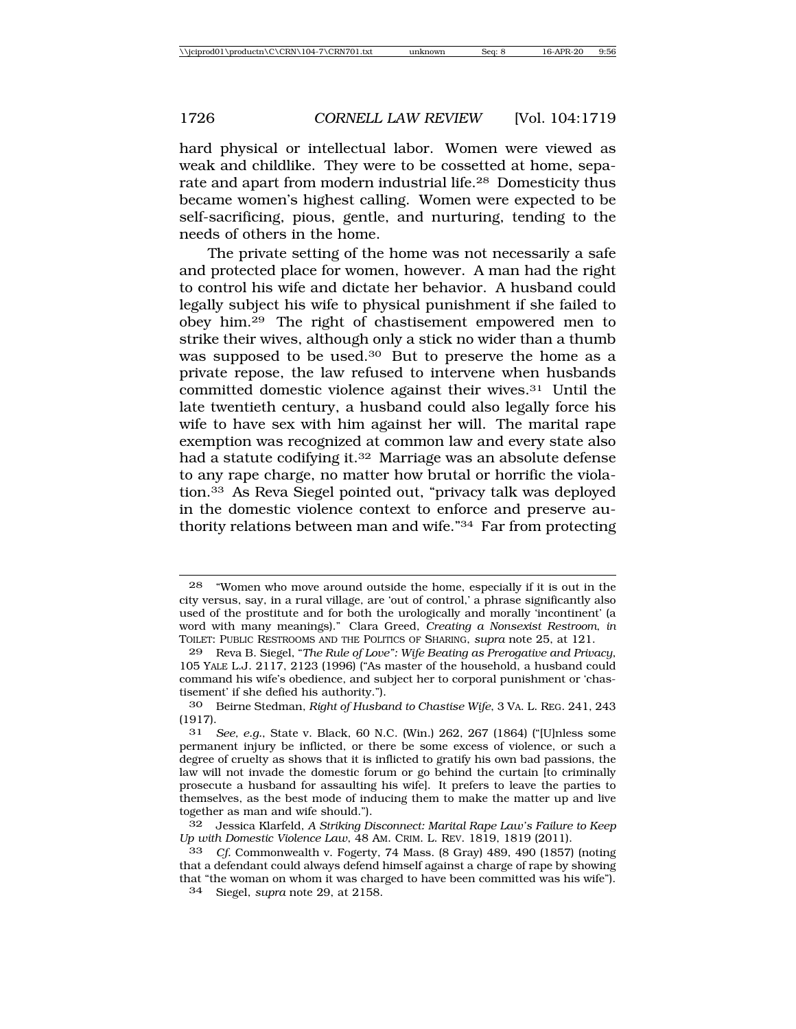hard physical or intellectual labor. Women were viewed as weak and childlike. They were to be cossetted at home, separate and apart from modern industrial life.[28] Domesticity thus became women's highest calling. Women were expected to be self-sacrificing, pious, gentle, and nurturing, tending to the needs of others in the home.

The private setting of the home was not necessarily a safe and protected place for women, however. A man had the right to control his wife and dictate her behavior. A husband could legally subject his wife to physical punishment if she failed to obey him.[29] The right of chastisement empowered men to strike their wives, although only a stick no wider than a thumb was supposed to be used.[30] But to preserve the home as a private repose, the law refused to intervene when husbands committed domestic violence against their wives.[31] Until the late twentieth century, a husband could also legally force his wife to have sex with him against her will. The marital rape exemption was recognized at common law and every state also had a statute codifying it.[32] Marriage was an absolute defense to any rape charge, no matter how brutal or horrific the violation.[33] As Reva Siegel pointed out, "privacy talk was deployed in the domestic violence context to enforce and preserve authority relations between man and wife."[34] Far from protecting

---

28 "Women who move around outside the home, especially if it is out in the city versus, say, in a rural village, are 'out of control,' a phrase significantly also used of the prostitute and for both the urologically and morally 'incontinent' (a word with many meanings)." Clara Greed, *Creating a Nonsexist Restroom*, *in* TOILET: PUBLIC RESTROOMS AND THE POLITICS OF SHARING, *supra* note 25, at 121.

29 Reva B. Siegel, "*The Rule of Love*"*: Wife Beating as Prerogative and Privacy*, 105 YALE L.J. 2117, 2123 (1996) ("As master of the household, a husband could command his wife's obedience, and subject her to corporal punishment or 'chastisement' if she defied his authority.").

30 Beirne Stedman, *Right of Husband to Chastise Wife*, 3 VA. L. REG. 241, 243 (1917).

31 *See, e.g.*, State v. Black, 60 N.C. (Win.) 262, 267 (1864) ("[U]nless some permanent injury be inflicted, or there be some excess of violence, or such a degree of cruelty as shows that it is inflicted to gratify his own bad passions, the law will not invade the domestic forum or go behind the curtain [to criminally prosecute a husband for assaulting his wife]. It prefers to leave the parties to themselves, as the best mode of inducing them to make the matter up and live together as man and wife should.").

32 Jessica Klarfeld, *A Striking Disconnect: Marital Rape Law's Failure to Keep Up with Domestic Violence Law*, 48 AM. CRIM. L. REV. 1819, 1819 (2011).

33 *Cf.* Commonwealth v. Fogerty, 74 Mass. (8 Gray) 489, 490 (1857) (noting that a defendant could always defend himself against a charge of rape by showing that "the woman on whom it was charged to have been committed was his wife").

34 Siegel, *supra* note 29, at 2158.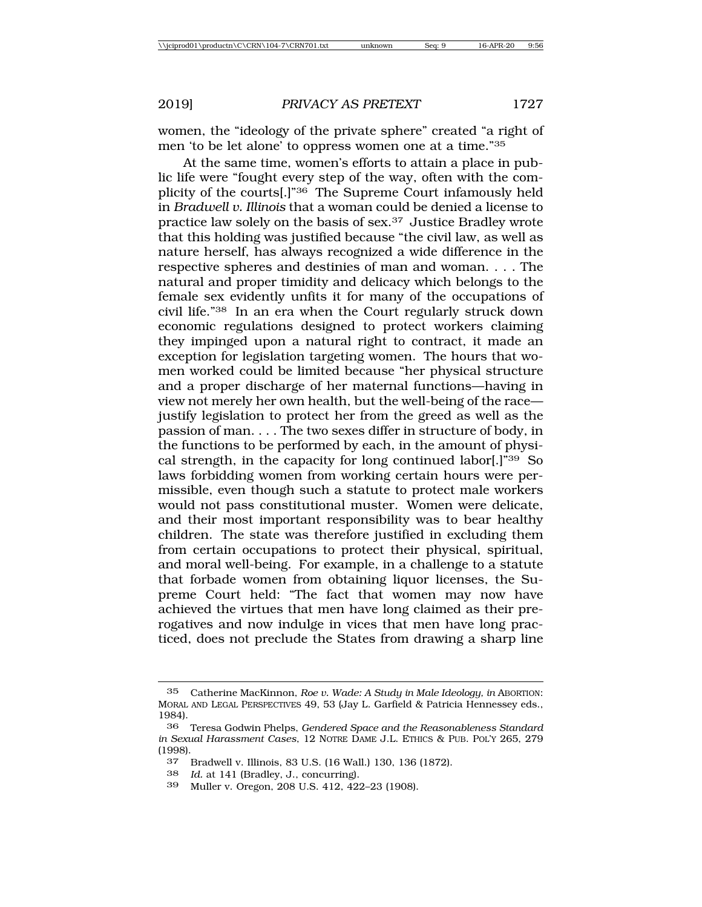women, the "ideology of the private sphere" created "a right of men 'to be let alone' to oppress women one at a time."[35]

At the same time, women's efforts to attain a place in public life were "fought every step of the way, often with the complicity of the courts[.]"[36] The Supreme Court infamously held in *Bradwell v. Illinois* that a woman could be denied a license to practice law solely on the basis of sex.[37] Justice Bradley wrote that this holding was justified because "the civil law, as well as nature herself, has always recognized a wide difference in the respective spheres and destinies of man and woman. . . . The natural and proper timidity and delicacy which belongs to the female sex evidently unfits it for many of the occupations of civil life."[38] In an era when the Court regularly struck down economic regulations designed to protect workers claiming they impinged upon a natural right to contract, it made an exception for legislation targeting women. The hours that women worked could be limited because "her physical structure and a proper discharge of her maternal functions—having in view not merely her own health, but the well-being of the race—justify legislation to protect her from the greed as well as the passion of man. . . . The two sexes differ in structure of body, in the functions to be performed by each, in the amount of physical strength, in the capacity for long continued labor[.]"[39] So laws forbidding women from working certain hours were permissible, even though such a statute to protect male workers would not pass constitutional muster. Women were delicate, and their most important responsibility was to bear healthy children. The state was therefore justified in excluding them from certain occupations to protect their physical, spiritual, and moral well-being. For example, in a challenge to a statute that forbade women from obtaining liquor licenses, the Supreme Court held: "The fact that women may now have achieved the virtues that men have long claimed as their prerogatives and now indulge in vices that men have long practiced, does not preclude the States from drawing a sharp line

---

35 Catherine MacKinnon, *Roe v. Wade: A Study in Male Ideology*, *in* ABORTION: MORAL AND LEGAL PERSPECTIVES 49, 53 (Jay L. Garfield & Patricia Hennessey eds., 1984).

36 Teresa Godwin Phelps, *Gendered Space and the Reasonableness Standard in Sexual Harassment Cases*, 12 NOTRE DAME J.L. ETHICS & PUB. POL'Y 265, 279 (1998).

37 Bradwell v. Illinois, 83 U.S. (16 Wall.) 130, 136 (1872).

38 *Id.* at 141 (Bradley, J., concurring).

39 Muller v. Oregon, 208 U.S. 412, 422–23 (1908).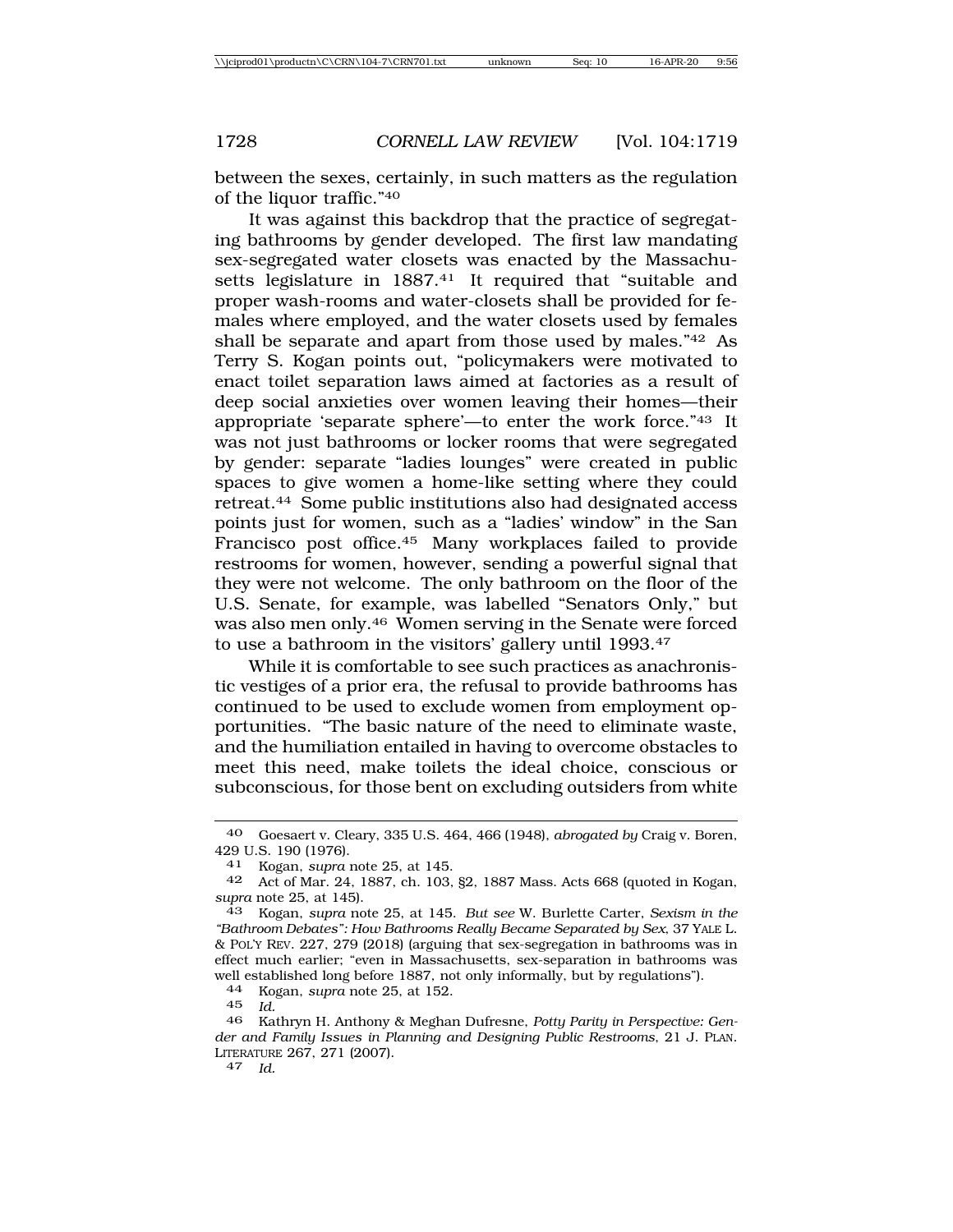between the sexes, certainly, in such matters as the regulation of the liquor traffic."[40]

It was against this backdrop that the practice of segregating bathrooms by gender developed. The first law mandating sex-segregated water closets was enacted by the Massachusetts legislature in 1887.[41] It required that "suitable and proper wash-rooms and water-closets shall be provided for females where employed, and the water closets used by females shall be separate and apart from those used by males."[42] As Terry S. Kogan points out, "policymakers were motivated to enact toilet separation laws aimed at factories as a result of deep social anxieties over women leaving their homes—their appropriate 'separate sphere'—to enter the work force."[43] It was not just bathrooms or locker rooms that were segregated by gender: separate "ladies lounges" were created in public spaces to give women a home-like setting where they could retreat.[44] Some public institutions also had designated access points just for women, such as a "ladies' window" in the San Francisco post office.[45] Many workplaces failed to provide restrooms for women, however, sending a powerful signal that they were not welcome. The only bathroom on the floor of the U.S. Senate, for example, was labelled "Senators Only," but was also men only.[46] Women serving in the Senate were forced to use a bathroom in the visitors' gallery until 1993.[47]

While it is comfortable to see such practices as anachronistic vestiges of a prior era, the refusal to provide bathrooms has continued to be used to exclude women from employment opportunities. "The basic nature of the need to eliminate waste, and the humiliation entailed in having to overcome obstacles to meet this need, make toilets the ideal choice, conscious or subconscious, for those bent on excluding outsiders from white

---

40 Goesaert v. Cleary, 335 U.S. 464, 466 (1948), *abrogated by* Craig v. Boren, 429 U.S. 190 (1976).

41 Kogan, *supra* note 25, at 145.

42 Act of Mar. 24, 1887, ch. 103, §2, 1887 Mass. Acts 668 (quoted in Kogan, *supra* note 25, at 145).

43 Kogan, *supra* note 25, at 145. *But see* W. Burlette Carter, *Sexism in the "Bathroom Debates": How Bathrooms Really Became Separated by Sex*, 37 YALE L. & POL'Y REV. 227, 279 (2018) (arguing that sex-segregation in bathrooms was in effect much earlier; "even in Massachusetts, sex-separation in bathrooms was well established long before 1887, not only informally, but by regulations").

44 Kogan, *supra* note 25, at 152.

45 *Id.*

46 Kathryn H. Anthony & Meghan Dufresne, *Potty Parity in Perspective: Gender and Family Issues in Planning and Designing Public Restrooms*, 21 J. PLAN. LITERATURE 267, 271 (2007).

47 *Id.*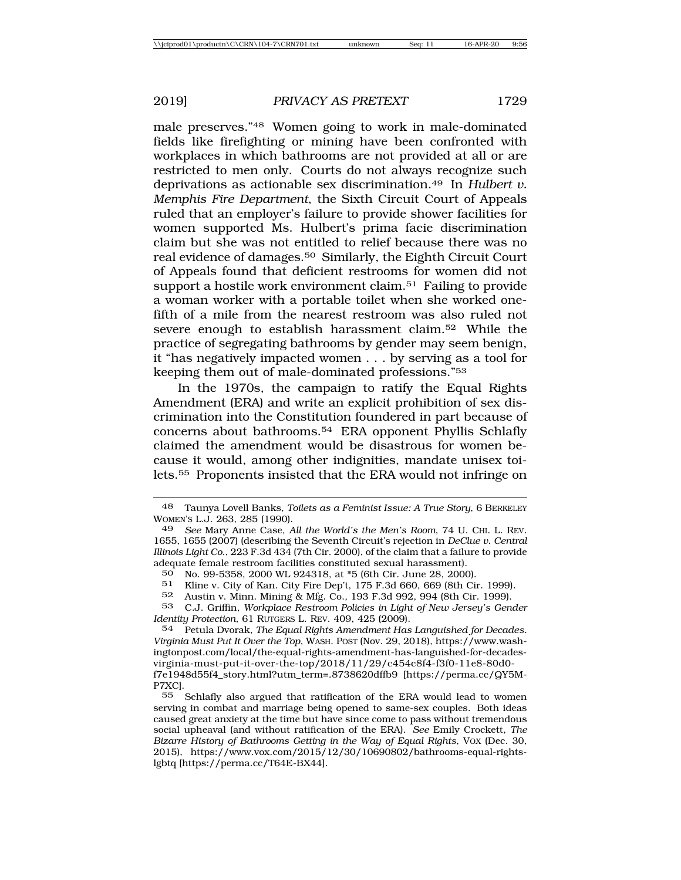male preserves."[48] Women going to work in male-dominated fields like firefighting or mining have been confronted with workplaces in which bathrooms are not provided at all or are restricted to men only. Courts do not always recognize such deprivations as actionable sex discrimination.[49] In *Hulbert v. Memphis Fire Department*, the Sixth Circuit Court of Appeals ruled that an employer's failure to provide shower facilities for women supported Ms. Hulbert's prima facie discrimination claim but she was not entitled to relief because there was no real evidence of damages.[50] Similarly, the Eighth Circuit Court of Appeals found that deficient restrooms for women did not support a hostile work environment claim.[51] Failing to provide a woman worker with a portable toilet when she worked one-fifth of a mile from the nearest restroom was also ruled not severe enough to establish harassment claim.[52] While the practice of segregating bathrooms by gender may seem benign, it "has negatively impacted women . . . by serving as a tool for keeping them out of male-dominated professions."[53]

In the 1970s, the campaign to ratify the Equal Rights Amendment (ERA) and write an explicit prohibition of sex discrimination into the Constitution foundered in part because of concerns about bathrooms.[54] ERA opponent Phyllis Schlafly claimed the amendment would be disastrous for women because it would, among other indignities, mandate unisex toilets.[55] Proponents insisted that the ERA would not infringe on

---

48 Taunya Lovell Banks, *Toilets as a Feminist Issue: A True Story*, 6 BERKELEY WOMEN'S L.J. 263, 285 (1990).

49 *See* Mary Anne Case, *All the World's the Men's Room*, 74 U. CHI. L. REV. 1655, 1655 (2007) (describing the Seventh Circuit's rejection in *DeClue v. Central Illinois Light Co.*, 223 F.3d 434 (7th Cir. 2000), of the claim that a failure to provide adequate female restroom facilities constituted sexual harassment).

50 No. 99-5358, 2000 WL 924318, at *5 (6th Cir. June 28, 2000).

51 Kline v. City of Kan. City Fire Dep't, 175 F.3d 660, 669 (8th Cir. 1999).

52 Austin v. Minn. Mining & Mfg. Co., 193 F.3d 992, 994 (8th Cir. 1999).

53 C.J. Griffin, *Workplace Restroom Policies in Light of New Jersey's Gender Identity Protection*, 61 RUTGERS L. REV. 409, 425 (2009).

54 Petula Dvorak, *The Equal Rights Amendment Has Languished for Decades. Virginia Must Put It Over the Top*, WASH. POST (Nov. 29, 2018), https://www.washingtonpost.com/local/the-equal-rights-amendment-has-languished-for-decades-virginia-must-put-it-over-the-top/2018/11/29/c454c8f4-f3f0-11e8-80d0-f7e1948d55f4_story.html?utm_term=.8738620dffb9 [https://perma.cc/QY5M-P7XC].

55 Schlafly also argued that ratification of the ERA would lead to women serving in combat and marriage being opened to same-sex couples. Both ideas caused great anxiety at the time but have since come to pass without tremendous social upheaval (and without ratification of the ERA). *See* Emily Crockett, *The Bizarre History of Bathrooms Getting in the Way of Equal Rights*, VOX (Dec. 30, 2015), https://www.vox.com/2015/12/30/10690802/bathrooms-equal-rights-lgbtq [https://perma.cc/T64E-BX44].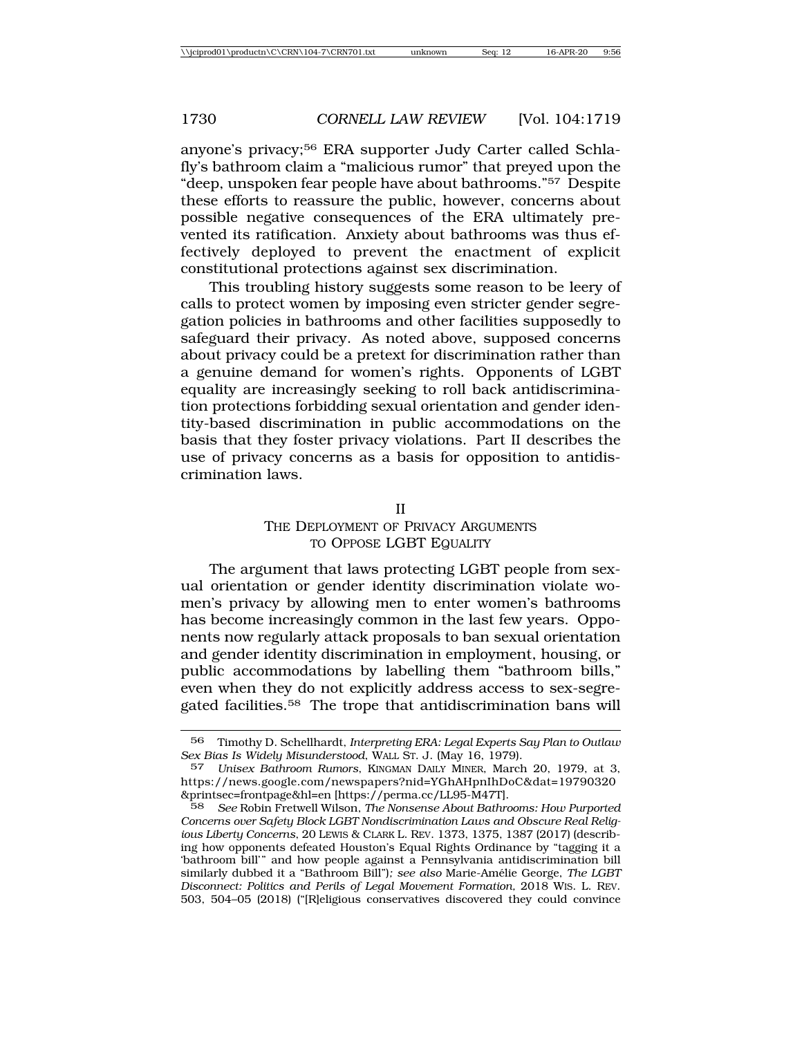anyone's privacy;[56] ERA supporter Judy Carter called Schlafly's bathroom claim a "malicious rumor" that preyed upon the "deep, unspoken fear people have about bathrooms."[57] Despite these efforts to reassure the public, however, concerns about possible negative consequences of the ERA ultimately prevented its ratification. Anxiety about bathrooms was thus effectively deployed to prevent the enactment of explicit constitutional protections against sex discrimination.

This troubling history suggests some reason to be leery of calls to protect women by imposing even stricter gender segregation policies in bathrooms and other facilities supposedly to safeguard their privacy. As noted above, supposed concerns about privacy could be a pretext for discrimination rather than a genuine demand for women's rights. Opponents of LGBT equality are increasingly seeking to roll back antidiscrimination protections forbidding sexual orientation and gender identity-based discrimination in public accommodations on the basis that they foster privacy violations. Part II describes the use of privacy concerns as a basis for opposition to antidiscrimination laws.

## II
## THE DEPLOYMENT OF PRIVACY ARGUMENTS TO OPPOSE LGBT EQUALITY

The argument that laws protecting LGBT people from sexual orientation or gender identity discrimination violate women's privacy by allowing men to enter women's bathrooms has become increasingly common in the last few years. Opponents now regularly attack proposals to ban sexual orientation and gender identity discrimination in employment, housing, or public accommodations by labelling them "bathroom bills," even when they do not explicitly address access to sex-segregated facilities.[58] The trope that antidiscrimination bans will

---

56 Timothy D. Schellhardt, *Interpreting ERA: Legal Experts Say Plan to Outlaw Sex Bias Is Widely Misunderstood*, WALL ST. J. (May 16, 1979).

57 *Unisex Bathroom Rumors*, KINGMAN DAILY MINER, March 20, 1979, at 3, https://news.google.com/newspapers?nid=YGhAHpnIhDoC&dat=19790320&printsec=frontpage&hl=en [https://perma.cc/LL95-M47T].

58 *See* Robin Fretwell Wilson, *The Nonsense About Bathrooms: How Purported Concerns over Safety Block LGBT Nondiscrimination Laws and Obscure Real Religious Liberty Concerns*, 20 LEWIS & CLARK L. REV. 1373, 1375, 1387 (2017) (describing how opponents defeated Houston's Equal Rights Ordinance by "tagging it a 'bathroom bill'" and how people against a Pennsylvania antidiscrimination bill similarly dubbed it a "Bathroom Bill"); *see also* Marie-Amélie George, *The LGBT Disconnect: Politics and Perils of Legal Movement Formation*, 2018 WIS. L. REV. 503, 504–05 (2018) ("[R]eligious conservatives discovered they could convince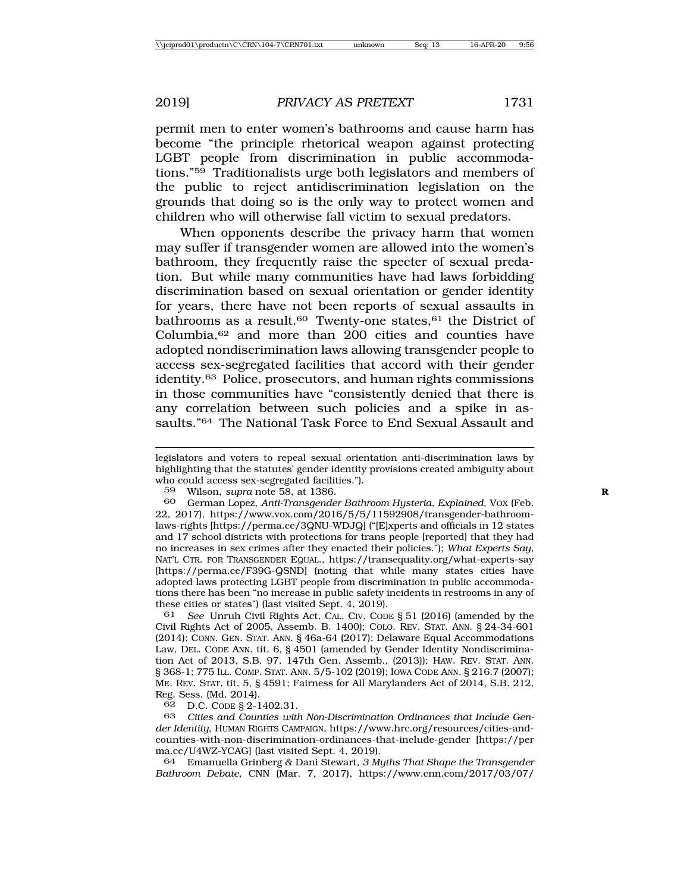permit men to enter women's bathrooms and cause harm has become "the principle rhetorical weapon against protecting LGBT people from discrimination in public accommodations."[59] Traditionalists urge both legislators and members of the public to reject antidiscrimination legislation on the grounds that doing so is the only way to protect women and children who will otherwise fall victim to sexual predators.

When opponents describe the privacy harm that women may suffer if transgender women are allowed into the women's bathroom, they frequently raise the specter of sexual predation. But while many communities have had laws forbidding discrimination based on sexual orientation or gender identity for years, there have not been reports of sexual assaults in bathrooms as a result.[60] Twenty-one states,[61] the District of Columbia,[62] and more than 200 cities and counties have adopted nondiscrimination laws allowing transgender people to access sex-segregated facilities that accord with their gender identity.[63] Police, prosecutors, and human rights commissions in those communities have "consistently denied that there is any correlation between such policies and a spike in assaults."[64] The National Task Force to End Sexual Assault and

---

legislators and voters to repeal sexual orientation anti-discrimination laws by highlighting that the statutes' gender identity provisions created ambiguity about who could access sex-segregated facilities.").

59 Wilson, *supra* note 58, at 1386.

60 German Lopez, *Anti-Transgender Bathroom Hysteria, Explained*, VOX (Feb. 22, 2017), https://www.vox.com/2016/5/5/11592908/transgender-bathroom-laws-rights [https://perma.cc/3QNU-WDJQ] ("[E]xperts and officials in 12 states and 17 school districts with protections for trans people [reported] that they had no increases in sex crimes after they enacted their policies."); *What Experts Say*, NAT'L CTR. FOR TRANSGENDER EQUAL., https://transequality.org/what-experts-say [https://perma.cc/F39G-QSND] (noting that while many states cities have adopted laws protecting LGBT people from discrimination in public accommodations there has been "no increase in public safety incidents in restrooms in any of these cities or states") (last visited Sept. 4, 2019).

61 *See* Unruh Civil Rights Act, CAL. CIV. CODE § 51 (2016) (amended by the Civil Rights Act of 2005, Assemb. B. 1400); COLO. REV. STAT. ANN. § 24-34-601 (2014); CONN. GEN. STAT. ANN. § 46a-64 (2017); Delaware Equal Accommodations Law, DEL. CODE ANN. tit. 6, § 4501 (amended by Gender Identity Nondiscrimination Act of 2013, S.B. 97, 147th Gen. Assemb., (2013)); HAW. REV. STAT. ANN. § 368-1; 775 ILL. COMP. STAT. ANN. 5/5-102 (2019); IOWA CODE ANN. § 216.7 (2007); ME. REV. STAT. tit. 5, § 4591; Fairness for All Marylanders Act of 2014, S.B. 212, Reg. Sess. (Md. 2014).

62 D.C. CODE § 2-1402.31.

63 *Cities and Counties with Non-Discrimination Ordinances that Include Gender Identity*, HUMAN RIGHTS CAMPAIGN, https://www.hrc.org/resources/cities-and-counties-with-non-discrimination-ordinances-that-include-gender [https://perma.cc/U4WZ-YCAG] (last visited Sept. 4, 2019).

64 Emanuella Grinberg & Dani Stewart, *3 Myths That Shape the Transgender Bathroom Debate*, CNN (Mar. 7, 2017), https://www.cnn.com/2017/03/07/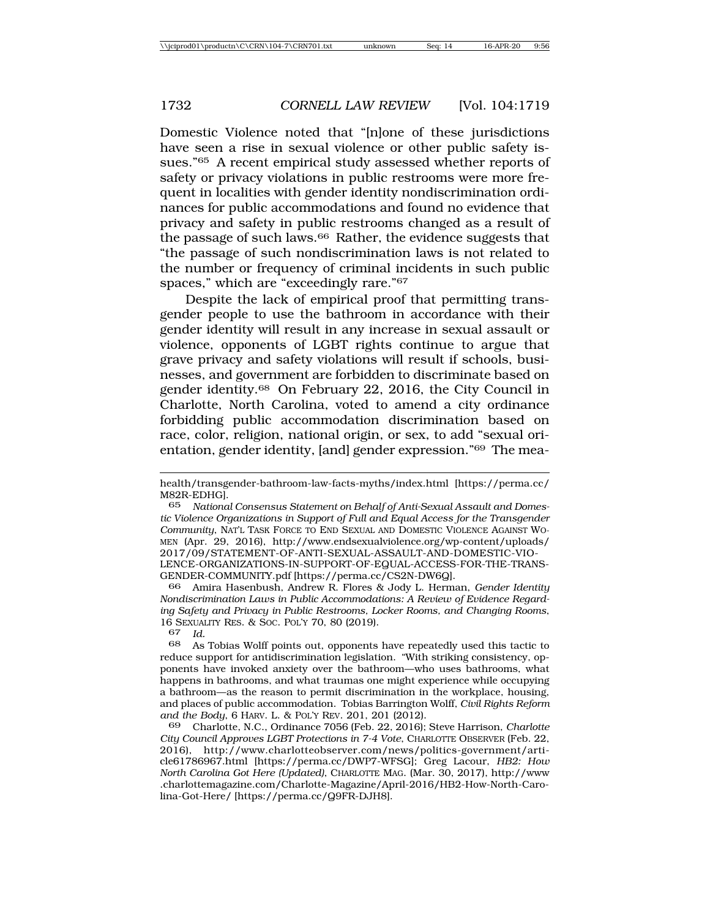Domestic Violence noted that "[n]one of these jurisdictions have seen a rise in sexual violence or other public safety issues."[65] A recent empirical study assessed whether reports of safety or privacy violations in public restrooms were more frequent in localities with gender identity nondiscrimination ordinances for public accommodations and found no evidence that privacy and safety in public restrooms changed as a result of the passage of such laws.[66] Rather, the evidence suggests that "the passage of such nondiscrimination laws is not related to the number or frequency of criminal incidents in such public spaces," which are "exceedingly rare."[67]

Despite the lack of empirical proof that permitting transgender people to use the bathroom in accordance with their gender identity will result in any increase in sexual assault or violence, opponents of LGBT rights continue to argue that grave privacy and safety violations will result if schools, businesses, and government are forbidden to discriminate based on gender identity.[68] On February 22, 2016, the City Council in Charlotte, North Carolina, voted to amend a city ordinance forbidding public accommodation discrimination based on race, color, religion, national origin, or sex, to add "sexual orientation, gender identity, [and] gender expression."[69] The mea-

---

health/transgender-bathroom-law-facts-myths/index.html [https://perma.cc/M82R-EDHG].

65 *National Consensus Statement on Behalf of Anti-Sexual Assault and Domestic Violence Organizations in Support of Full and Equal Access for the Transgender Community*, NAT'L TASK FORCE TO END SEXUAL AND DOMESTIC VIOLENCE AGAINST WOMEN (Apr. 29, 2016), http://www.endsexualviolence.org/wp-content/uploads/2017/09/STATEMENT-OF-ANTI-SEXUAL-ASSAULT-AND-DOMESTIC-VIOLENCE-ORGANIZATIONS-IN-SUPPORT-OF-EQUAL-ACCESS-FOR-THE-TRANSGENDER-COMMUNITY.pdf [https://perma.cc/CS2N-DW6Q].

66 Amira Hasenbush, Andrew R. Flores & Jody L. Herman, *Gender Identity Nondiscrimination Laws in Public Accommodations: A Review of Evidence Regarding Safety and Privacy in Public Restrooms, Locker Rooms, and Changing Rooms*, 16 SEXUALITY RES. & SOC. POL'Y 70, 80 (2019).

67 *Id.*

68 As Tobias Wolff points out, opponents have repeatedly used this tactic to reduce support for antidiscrimination legislation. "With striking consistency, opponents have invoked anxiety over the bathroom—who uses bathrooms, what happens in bathrooms, and what traumas one might experience while occupying a bathroom—as the reason to permit discrimination in the workplace, housing, and places of public accommodation. Tobias Barrington Wolff, *Civil Rights Reform and the Body*, 6 HARV. L. & POL'Y REV. 201, 201 (2012).

69 Charlotte, N.C., Ordinance 7056 (Feb. 22, 2016); Steve Harrison, *Charlotte City Council Approves LGBT Protections in 7-4 Vote*, CHARLOTTE OBSERVER (Feb. 22, 2016), http://www.charlotteobserver.com/news/politics-government/article61786967.html [https://perma.cc/DWP7-WFSG]; Greg Lacour, *HB2: How North Carolina Got Here (Updated)*, CHARLOTTE MAG. (Mar. 30, 2017), http://www.charlottemagazine.com/Charlotte-Magazine/April-2016/HB2-How-North-Carolina-Got-Here/ [https://perma.cc/Q9FR-DJH8].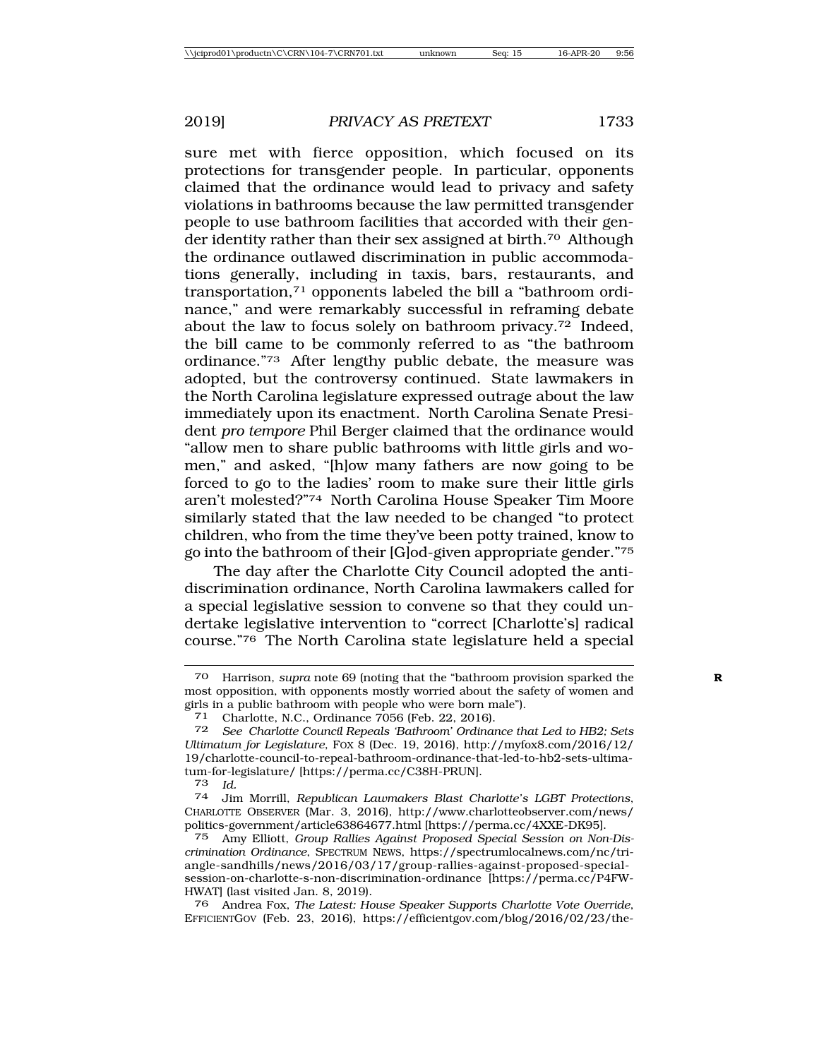sure met with fierce opposition, which focused on its protections for transgender people. In particular, opponents claimed that the ordinance would lead to privacy and safety violations in bathrooms because the law permitted transgender people to use bathroom facilities that accorded with their gender identity rather than their sex assigned at birth.[70] Although the ordinance outlawed discrimination in public accommodations generally, including in taxis, bars, restaurants, and transportation,[71] opponents labeled the bill a "bathroom ordinance," and were remarkably successful in reframing debate about the law to focus solely on bathroom privacy.[72] Indeed, the bill came to be commonly referred to as "the bathroom ordinance."[73] After lengthy public debate, the measure was adopted, but the controversy continued. State lawmakers in the North Carolina legislature expressed outrage about the law immediately upon its enactment. North Carolina Senate President *pro tempore* Phil Berger claimed that the ordinance would "allow men to share public bathrooms with little girls and women," and asked, "[h]ow many fathers are now going to be forced to go to the ladies' room to make sure their little girls aren't molested?"[74] North Carolina House Speaker Tim Moore similarly stated that the law needed to be changed "to protect children, who from the time they've been potty trained, know to go into the bathroom of their [G]od-given appropriate gender."[75]

The day after the Charlotte City Council adopted the anti-discrimination ordinance, North Carolina lawmakers called for a special legislative session to convene so that they could undertake legislative intervention to "correct [Charlotte's] radical course."[76] The North Carolina state legislature held a special

---

70 Harrison, *supra* note 69 (noting that the "bathroom provision sparked the most opposition, with opponents mostly worried about the safety of women and girls in a public bathroom with people who were born male").

71 Charlotte, N.C., Ordinance 7056 (Feb. 22, 2016).

72 *See Charlotte Council Repeals 'Bathroom' Ordinance that Led to HB2; Sets Ultimatum for Legislature*, FOX 8 (Dec. 19, 2016), http://myfox8.com/2016/12/19/charlotte-council-to-repeal-bathroom-ordinance-that-led-to-hb2-sets-ultimatum-for-legislature/ [https://perma.cc/C38H-PRUN].

73 *Id.*

74 Jim Morrill, *Republican Lawmakers Blast Charlotte's LGBT Protections*, CHARLOTTE OBSERVER (Mar. 3, 2016), http://www.charlotteobserver.com/news/politics-government/article63864677.html [https://perma.cc/4XXE-DK95].

75 Amy Elliott, *Group Rallies Against Proposed Special Session on Non-Discrimination Ordinance*, SPECTRUM NEWS, https://spectrumlocalnews.com/nc/triangle-sandhills/news/2016/03/17/group-rallies-against-proposed-special-session-on-charlotte-s-non-discrimination-ordinance [https://perma.cc/P4FW-HWAT] (last visited Jan. 8, 2019).

76 Andrea Fox, *The Latest: House Speaker Supports Charlotte Vote Override*, EFFICIENTGOV (Feb. 23, 2016), https://efficientgov.com/blog/2016/02/23/the-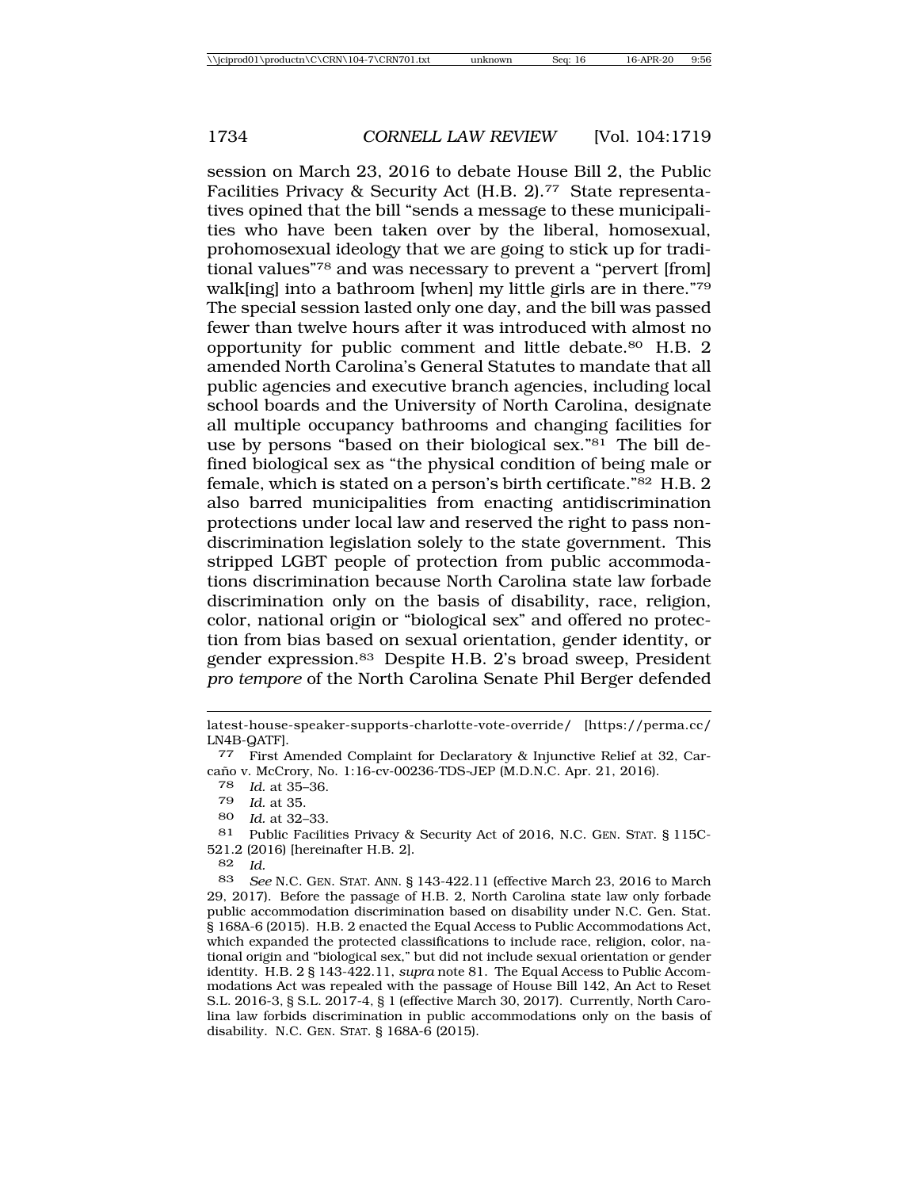session on March 23, 2016 to debate House Bill 2, the Public Facilities Privacy & Security Act (H.B. 2).[77] State representatives opined that the bill "sends a message to these municipalities who have been taken over by the liberal, homosexual, prohomosexual ideology that we are going to stick up for traditional values"[78] and was necessary to prevent a "pervert [from] walk[ing] into a bathroom [when] my little girls are in there."[79] The special session lasted only one day, and the bill was passed fewer than twelve hours after it was introduced with almost no opportunity for public comment and little debate.[80] H.B. 2 amended North Carolina's General Statutes to mandate that all public agencies and executive branch agencies, including local school boards and the University of North Carolina, designate all multiple occupancy bathrooms and changing facilities for use by persons "based on their biological sex."[81] The bill defined biological sex as "the physical condition of being male or female, which is stated on a person's birth certificate."[82] H.B. 2 also barred municipalities from enacting antidiscrimination protections under local law and reserved the right to pass nondiscrimination legislation solely to the state government. This stripped LGBT people of protection from public accommodations discrimination because North Carolina state law forbade discrimination only on the basis of disability, race, religion, color, national origin or "biological sex" and offered no protection from bias based on sexual orientation, gender identity, or gender expression.[83] Despite H.B. 2's broad sweep, President *pro tempore* of the North Carolina Senate Phil Berger defended

---

latest-house-speaker-supports-charlotte-vote-override/ [https://perma.cc/LN4B-QATF].

77 First Amended Complaint for Declaratory & Injunctive Relief at 32, Carcaño v. McCrory, No. 1:16-cv-00236-TDS-JEP (M.D.N.C. Apr. 21, 2016).

78 *Id.* at 35–36.

79 *Id.* at 35.

80 *Id.* at 32–33.

81 Public Facilities Privacy & Security Act of 2016, N.C. GEN. STAT. § 115C-521.2 (2016) [hereinafter H.B. 2].

82 *Id.*

83 *See* N.C. GEN. STAT. ANN. § 143-422.11 (effective March 23, 2016 to March 29, 2017). Before the passage of H.B. 2, North Carolina state law only forbade public accommodation discrimination based on disability under N.C. Gen. Stat. § 168A-6 (2015). H.B. 2 enacted the Equal Access to Public Accommodations Act, which expanded the protected classifications to include race, religion, color, national origin and "biological sex," but did not include sexual orientation or gender identity. H.B. 2 § 143-422.11, *supra* note 81. The Equal Access to Public Accommodations Act was repealed with the passage of House Bill 142, An Act to Reset S.L. 2016-3, § S.L. 2017-4, § 1 (effective March 30, 2017). Currently, North Carolina law forbids discrimination in public accommodations only on the basis of disability. N.C. GEN. STAT. § 168A-6 (2015).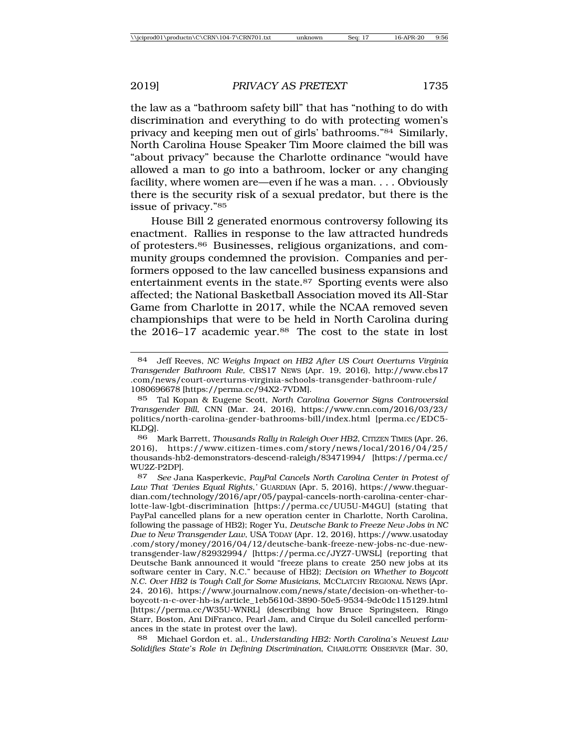the law as a "bathroom safety bill" that has "nothing to do with discrimination and everything to do with protecting women's privacy and keeping men out of girls' bathrooms."[84] Similarly, North Carolina House Speaker Tim Moore claimed the bill was "about privacy" because the Charlotte ordinance "would have allowed a man to go into a bathroom, locker or any changing facility, where women are—even if he was a man. . . . Obviously there is the security risk of a sexual predator, but there is the issue of privacy."[85]

House Bill 2 generated enormous controversy following its enactment. Rallies in response to the law attracted hundreds of protesters.[86] Businesses, religious organizations, and community groups condemned the provision. Companies and performers opposed to the law cancelled business expansions and entertainment events in the state.[87] Sporting events were also affected; the National Basketball Association moved its All-Star Game from Charlotte in 2017, while the NCAA removed seven championships that were to be held in North Carolina during the 2016–17 academic year.[88] The cost to the state in lost

---

84 Jeff Reeves, *NC Weighs Impact on HB2 After US Court Overturns Virginia Transgender Bathroom Rule*, CBS17 NEWS (Apr. 19, 2016), http://www.cbs17.com/news/court-overturns-virginia-schools-transgender-bathroom-rule/1080696678 [https://perma.cc/94X2-7VDM].

85 Tal Kopan & Eugene Scott, *North Carolina Governor Signs Controversial Transgender Bill*, CNN (Mar. 24, 2016), https://www.cnn.com/2016/03/23/politics/north-carolina-gender-bathrooms-bill/index.html [perma.cc/EDC5-KLDQ].

86 Mark Barrett, *Thousands Rally in Raleigh Over HB2*, CITIZEN TIMES (Apr. 26, 2016), https://www.citizen-times.com/story/news/local/2016/04/25/thousands-hb2-demonstrators-descend-raleigh/83471994/ [https://perma.cc/WU2Z-P2DP].

87 *See* Jana Kasperkevic, *PayPal Cancels North Carolina Center in Protest of Law That 'Denies Equal Rights,'* GUARDIAN (Apr. 5, 2016), https://www.theguardian.com/technology/2016/apr/05/paypal-cancels-north-carolina-center-charlotte-law-lgbt-discrimination [https://perma.cc/UU5U-M4GU] (stating that PayPal cancelled plans for a new operation center in Charlotte, North Carolina, following the passage of HB2); Roger Yu, *Deutsche Bank to Freeze New Jobs in NC Due to New Transgender Law*, USA TODAY (Apr. 12, 2016), https://www.usatoday.com/story/money/2016/04/12/deutsche-bank-freeze-new-jobs-nc-due-new-transgender-law/82932994/ [https://perma.cc/JYZ7-UWSL] (reporting that Deutsche Bank announced it would "freeze plans to create 250 new jobs at its software center in Cary, N.C." because of HB2); *Decision on Whether to Boycott N.C. Over HB2 is Tough Call for Some Musicians*, MCCLATCHY REGIONAL NEWS (Apr. 24, 2016), https://www.journalnow.com/news/state/decision-on-whether-to-boycott-n-c-over-hb-is/article_1eb5610d-3890-50e5-9534-9dc0dc115129.html [https://perma.cc/W35U-WNRL] (describing how Bruce Springsteen, Ringo Starr, Boston, Ani DiFranco, Pearl Jam, and Cirque du Soleil cancelled performances in the state in protest over the law).

88 Michael Gordon et. al., *Understanding HB2: North Carolina's Newest Law Solidifies State's Role in Defining Discrimination*, CHARLOTTE OBSERVER (Mar. 30,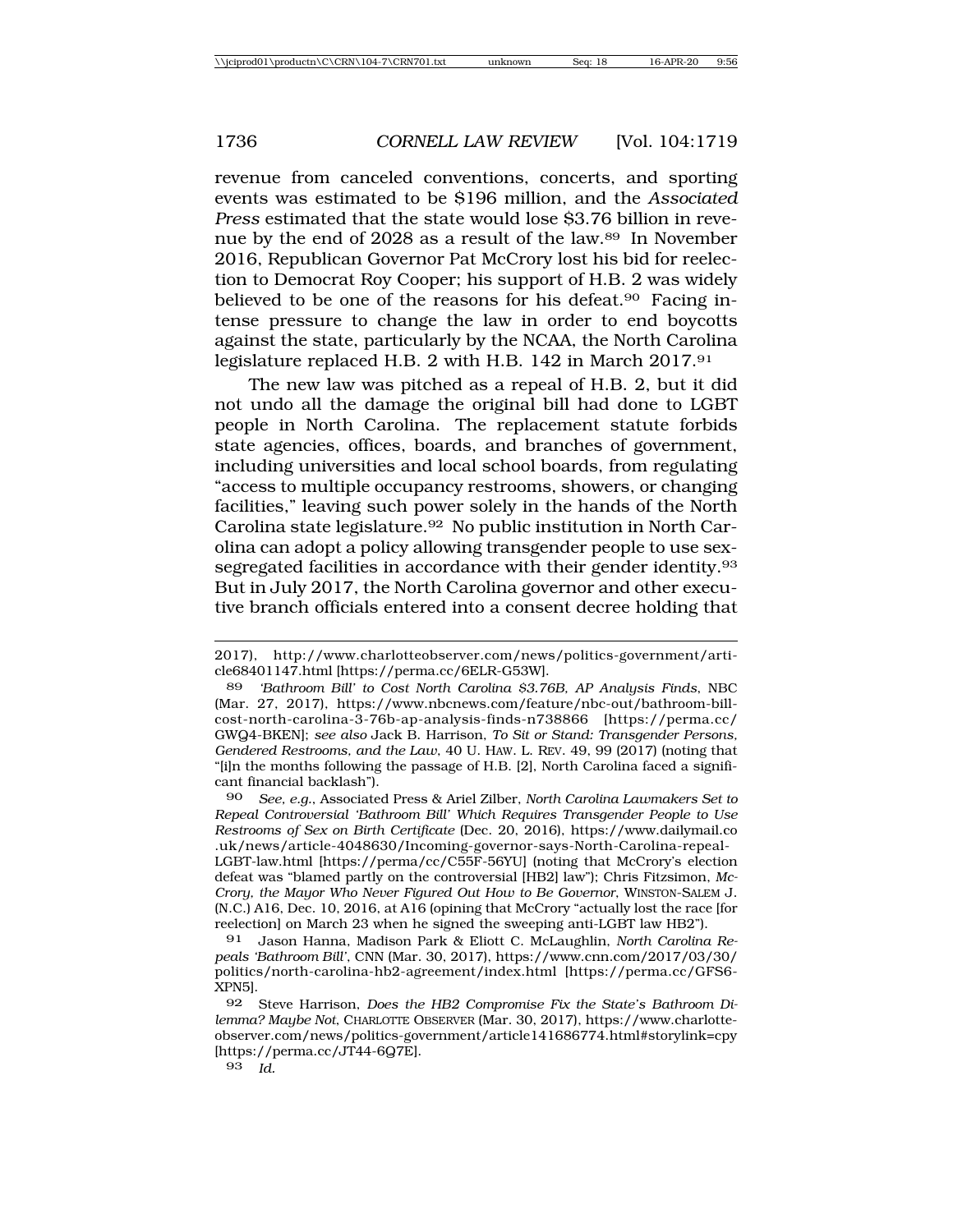revenue from canceled conventions, concerts, and sporting events was estimated to be $196 million, and the *Associated Press* estimated that the state would lose $3.76 billion in revenue by the end of 2028 as a result of the law.[89] In November 2016, Republican Governor Pat McCrory lost his bid for reelection to Democrat Roy Cooper; his support of H.B. 2 was widely believed to be one of the reasons for his defeat.[90] Facing intense pressure to change the law in order to end boycotts against the state, particularly by the NCAA, the North Carolina legislature replaced H.B. 2 with H.B. 142 in March 2017.[91]

The new law was pitched as a repeal of H.B. 2, but it did not undo all the damage the original bill had done to LGBT people in North Carolina. The replacement statute forbids state agencies, offices, boards, and branches of government, including universities and local school boards, from regulating "access to multiple occupancy restrooms, showers, or changing facilities," leaving such power solely in the hands of the North Carolina state legislature.[92] No public institution in North Carolina can adopt a policy allowing transgender people to use sex-segregated facilities in accordance with their gender identity.[93] But in July 2017, the North Carolina governor and other executive branch officials entered into a consent decree holding that

---

2017), http://www.charlotteobserver.com/news/politics-government/article68401147.html [https://perma.cc/6ELR-G53W].

89 *'Bathroom Bill' to Cost North Carolina $3.76B, AP Analysis Finds*, NBC (Mar. 27, 2017), https://www.nbcnews.com/feature/nbc-out/bathroom-bill-cost-north-carolina-3-76b-ap-analysis-finds-n738866 [https://perma.cc/GWQ4-BKEN]; *see also* Jack B. Harrison, *To Sit or Stand: Transgender Persons, Gendered Restrooms, and the Law*, 40 U. HAW. L. REV. 49, 99 (2017) (noting that "[i]n the months following the passage of H.B. [2], North Carolina faced a significant financial backlash").

90 *See, e.g.*, Associated Press & Ariel Zilber, *North Carolina Lawmakers Set to Repeal Controversial 'Bathroom Bill' Which Requires Transgender People to Use Restrooms of Sex on Birth Certificate* (Dec. 20, 2016), https://www.dailymail.co.uk/news/article-4048630/Incoming-governor-says-North-Carolina-repeal-LGBT-law.html [https://perma/cc/C55F-56YU] (noting that McCrory's election defeat was "blamed partly on the controversial [HB2] law"); Chris Fitzsimon, *McCrory, the Mayor Who Never Figured Out How to Be Governor*, WINSTON-SALEM J. (N.C.) A16, Dec. 10, 2016, at A16 (opining that McCrory "actually lost the race [for reelection] on March 23 when he signed the sweeping anti-LGBT law HB2").

91 Jason Hanna, Madison Park & Eliott C. McLaughlin, *North Carolina Repeals 'Bathroom Bill'*, CNN (Mar. 30, 2017), https://www.cnn.com/2017/03/30/politics/north-carolina-hb2-agreement/index.html [https://perma.cc/GFS6-XPN5].

92 Steve Harrison, *Does the HB2 Compromise Fix the State's Bathroom Dilemma? Maybe Not*, CHARLOTTE OBSERVER (Mar. 30, 2017), https://www.charlotteobserver.com/news/politics-government/article141686774.html#storylink=cpy [https://perma.cc/JT44-6Q7E].

93 *Id.*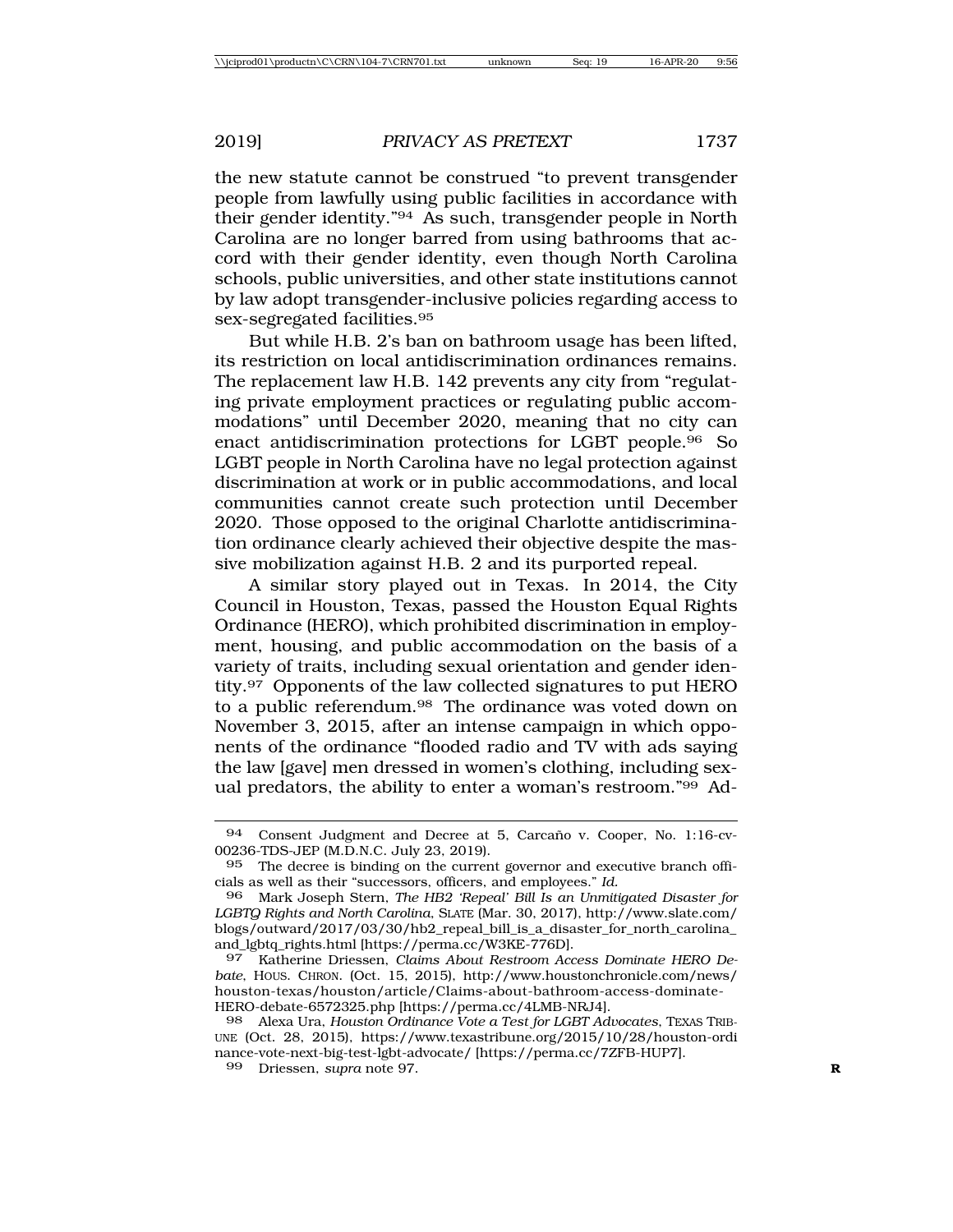the new statute cannot be construed "to prevent transgender people from lawfully using public facilities in accordance with their gender identity."[94] As such, transgender people in North Carolina are no longer barred from using bathrooms that accord with their gender identity, even though North Carolina schools, public universities, and other state institutions cannot by law adopt transgender-inclusive policies regarding access to sex-segregated facilities.[95]

But while H.B. 2's ban on bathroom usage has been lifted, its restriction on local antidiscrimination ordinances remains. The replacement law H.B. 142 prevents any city from "regulating private employment practices or regulating public accommodations" until December 2020, meaning that no city can enact antidiscrimination protections for LGBT people.[96] So LGBT people in North Carolina have no legal protection against discrimination at work or in public accommodations, and local communities cannot create such protection until December 2020. Those opposed to the original Charlotte antidiscrimination ordinance clearly achieved their objective despite the massive mobilization against H.B. 2 and its purported repeal.

A similar story played out in Texas. In 2014, the City Council in Houston, Texas, passed the Houston Equal Rights Ordinance (HERO), which prohibited discrimination in employment, housing, and public accommodation on the basis of a variety of traits, including sexual orientation and gender identity.[97] Opponents of the law collected signatures to put HERO to a public referendum.[98] The ordinance was voted down on November 3, 2015, after an intense campaign in which opponents of the ordinance "flooded radio and TV with ads saying the law [gave] men dressed in women's clothing, including sexual predators, the ability to enter a woman's restroom."[99] Ad-

---

94 Consent Judgment and Decree at 5, Carcaño v. Cooper, No. 1:16-cv-00236-TDS-JEP (M.D.N.C. July 23, 2019).

95 The decree is binding on the current governor and executive branch officials as well as their "successors, officers, and employees." *Id.*

96 Mark Joseph Stern, *The HB2 'Repeal' Bill Is an Unmitigated Disaster for LGBTQ Rights and North Carolina*, SLATE (Mar. 30, 2017), http://www.slate.com/blogs/outward/2017/03/30/hb2_repeal_bill_is_a_disaster_for_north_carolina_and_lgbtq_rights.html [https://perma.cc/W3KE-776D].

97 Katherine Driessen, *Claims About Restroom Access Dominate HERO Debate*, HOUS. CHRON. (Oct. 15, 2015), http://www.houstonchronicle.com/news/houston-texas/houston/article/Claims-about-bathroom-access-dominate-HERO-debate-6572325.php [https://perma.cc/4LMB-NRJ4].

98 Alexa Ura, *Houston Ordinance Vote a Test for LGBT Advocates*, TEXAS TRIBUNE (Oct. 28, 2015), https://www.texastribune.org/2015/10/28/houston-ordinance-vote-next-big-test-lgbt-advocate/ [https://perma.cc/7ZFB-HUP7].

99 Driessen, *supra* note 97.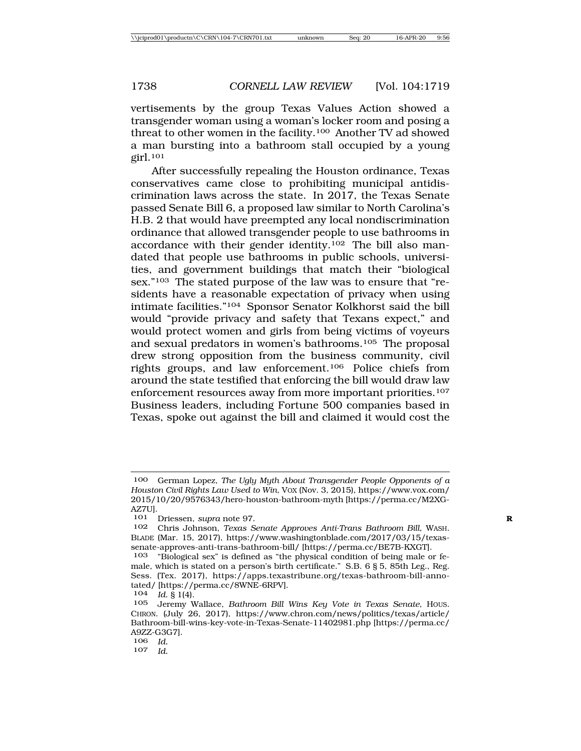vertisements by the group Texas Values Action showed a transgender woman using a woman's locker room and posing a threat to other women in the facility.[100] Another TV ad showed a man bursting into a bathroom stall occupied by a young girl.[101]

After successfully repealing the Houston ordinance, Texas conservatives came close to prohibiting municipal antidiscrimination laws across the state. In 2017, the Texas Senate passed Senate Bill 6, a proposed law similar to North Carolina's H.B. 2 that would have preempted any local nondiscrimination ordinance that allowed transgender people to use bathrooms in accordance with their gender identity.[102] The bill also mandated that people use bathrooms in public schools, universities, and government buildings that match their "biological sex."[103] The stated purpose of the law was to ensure that "residents have a reasonable expectation of privacy when using intimate facilities."[104] Sponsor Senator Kolkhorst said the bill would "provide privacy and safety that Texans expect," and would protect women and girls from being victims of voyeurs and sexual predators in women's bathrooms.[105] The proposal drew strong opposition from the business community, civil rights groups, and law enforcement.[106] Police chiefs from around the state testified that enforcing the bill would draw law enforcement resources away from more important priorities.[107] Business leaders, including Fortune 500 companies based in Texas, spoke out against the bill and claimed it would cost the

---

100 German Lopez, *The Ugly Myth About Transgender People Opponents of a Houston Civil Rights Law Used to Win*, VOX (Nov. 3, 2015), https://www.vox.com/2015/10/20/9576343/hero-houston-bathroom-myth [https://perma.cc/M2XG-AZ7U].

101 Driessen, *supra* note 97.

102 Chris Johnson, *Texas Senate Approves Anti-Trans Bathroom Bill*, WASH. BLADE (Mar. 15, 2017), https://www.washingtonblade.com/2017/03/15/texas-senate-approves-anti-trans-bathroom-bill/ [https://perma.cc/BE7B-KXGT].

103 "Biological sex" is defined as "the physical condition of being male or female, which is stated on a person's birth certificate." S.B. 6 § 5, 85th Leg., Reg. Sess. (Tex. 2017), https://apps.texastribune.org/texas-bathroom-bill-annotated/ [https://perma.cc/8WNE-6RPV].

104 *Id.* § 1(4).

105 Jeremy Wallace, *Bathroom Bill Wins Key Vote in Texas Senate*, HOUS. CHRON. (July 26, 2017), https://www.chron.com/news/politics/texas/article/Bathroom-bill-wins-key-vote-in-Texas-Senate-11402981.php [https://perma.cc/A9ZZ-G3G7].

106 *Id.*

107 *Id.*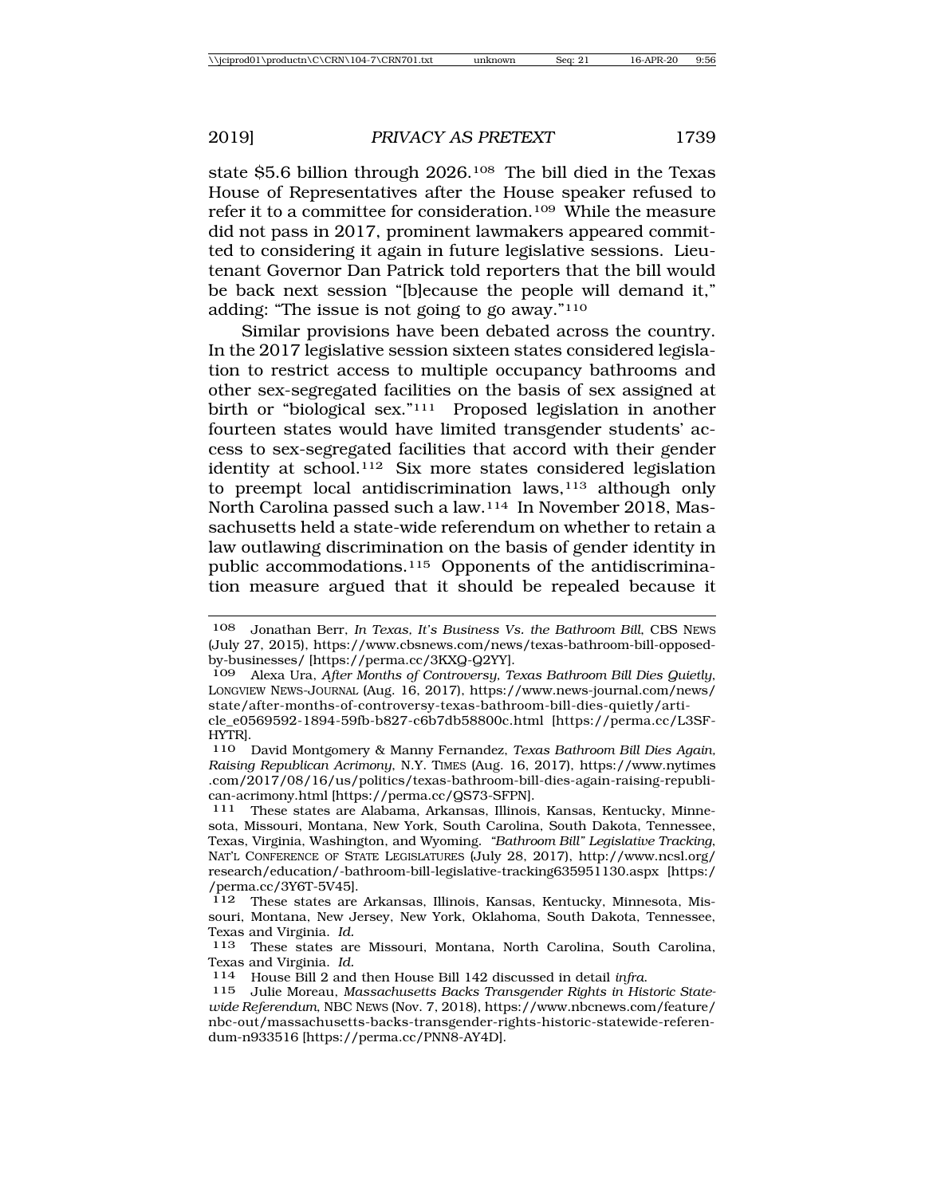state $5.6 billion through 2026.[108] The bill died in the Texas House of Representatives after the House speaker refused to refer it to a committee for consideration.[109] While the measure did not pass in 2017, prominent lawmakers appeared committed to considering it again in future legislative sessions. Lieutenant Governor Dan Patrick told reporters that the bill would be back next session "[b]ecause the people will demand it," adding: "The issue is not going to go away."[110]

Similar provisions have been debated across the country. In the 2017 legislative session sixteen states considered legislation to restrict access to multiple occupancy bathrooms and other sex-segregated facilities on the basis of sex assigned at birth or "biological sex."[111] Proposed legislation in another fourteen states would have limited transgender students' access to sex-segregated facilities that accord with their gender identity at school.[112] Six more states considered legislation to preempt local antidiscrimination laws,[113] although only North Carolina passed such a law.[114] In November 2018, Massachusetts held a state-wide referendum on whether to retain a law outlawing discrimination on the basis of gender identity in public accommodations.[115] Opponents of the antidiscrimination measure argued that it should be repealed because it

---

108 Jonathan Berr, *In Texas, It's Business Vs. the Bathroom Bill*, CBS NEWS (July 27, 2015), https://www.cbsnews.com/news/texas-bathroom-bill-opposed-by-businesses/ [https://perma.cc/3KXQ-Q2YY].

109 Alexa Ura, *After Months of Controversy, Texas Bathroom Bill Dies Quietly*, LONGVIEW NEWS-JOURNAL (Aug. 16, 2017), https://www.news-journal.com/news/state/after-months-of-controversy-texas-bathroom-bill-dies-quietly/article_e0569592-1894-59fb-b827-c6b7db58800c.html [https://perma.cc/L3SF-HYTR].

110 David Montgomery & Manny Fernandez, *Texas Bathroom Bill Dies Again, Raising Republican Acrimony*, N.Y. TIMES (Aug. 16, 2017), https://www.nytimes.com/2017/08/16/us/politics/texas-bathroom-bill-dies-again-raising-republican-acrimony.html [https://perma.cc/QS73-SFPN].

111 These states are Alabama, Arkansas, Illinois, Kansas, Kentucky, Minnesota, Missouri, Montana, New York, South Carolina, South Dakota, Tennessee, Texas, Virginia, Washington, and Wyoming. *"Bathroom Bill" Legislative Tracking*, NAT'L CONFERENCE OF STATE LEGISLATURES (July 28, 2017), http://www.ncsl.org/research/education/-bathroom-bill-legislative-tracking635951130.aspx [https://perma.cc/3Y6T-5V45].

112 These states are Arkansas, Illinois, Kansas, Kentucky, Minnesota, Missouri, Montana, New Jersey, New York, Oklahoma, South Dakota, Tennessee, Texas and Virginia. *Id.*

113 These states are Missouri, Montana, North Carolina, South Carolina, Texas and Virginia. *Id.*

114 House Bill 2 and then House Bill 142 discussed in detail *infra*.

115 Julie Moreau, *Massachusetts Backs Transgender Rights in Historic Statewide Referendum*, NBC NEWS (Nov. 7, 2018), https://www.nbcnews.com/feature/nbc-out/massachusetts-backs-transgender-rights-historic-statewide-referendum-n933516 [https://perma.cc/PNN8-AY4D].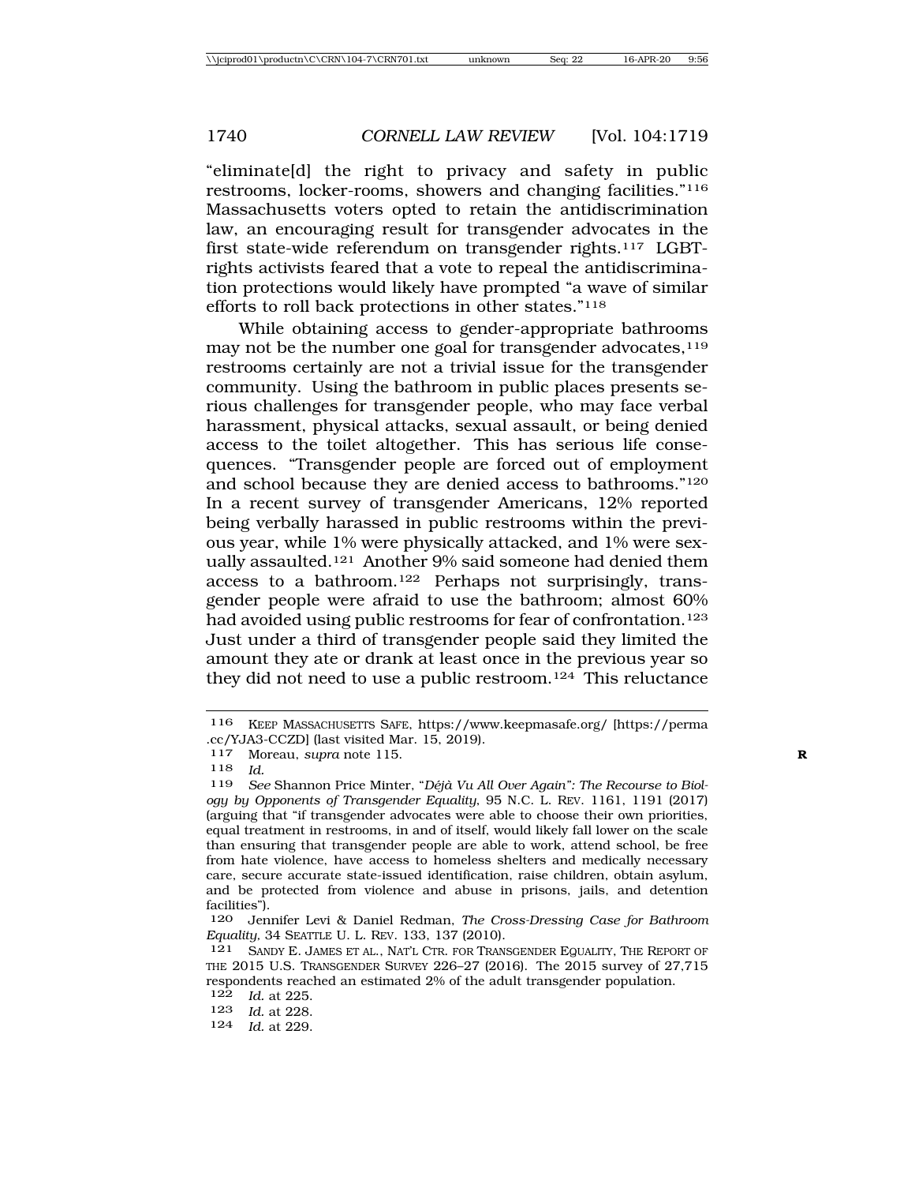"eliminate[d] the right to privacy and safety in public restrooms, locker-rooms, showers and changing facilities."[116] Massachusetts voters opted to retain the antidiscrimination law, an encouraging result for transgender advocates in the first state-wide referendum on transgender rights.[117] LGBT-rights activists feared that a vote to repeal the antidiscrimination protections would likely have prompted "a wave of similar efforts to roll back protections in other states."[118]

While obtaining access to gender-appropriate bathrooms may not be the number one goal for transgender advocates,[119] restrooms certainly are not a trivial issue for the transgender community. Using the bathroom in public places presents serious challenges for transgender people, who may face verbal harassment, physical attacks, sexual assault, or being denied access to the toilet altogether. This has serious life consequences. "Transgender people are forced out of employment and school because they are denied access to bathrooms."[120] In a recent survey of transgender Americans, 12% reported being verbally harassed in public restrooms within the previous year, while 1% were physically attacked, and 1% were sexually assaulted.[121] Another 9% said someone had denied them access to a bathroom.[122] Perhaps not surprisingly, transgender people were afraid to use the bathroom; almost 60% had avoided using public restrooms for fear of confrontation.[123] Just under a third of transgender people said they limited the amount they ate or drank at least once in the previous year so they did not need to use a public restroom.[124] This reluctance

---

116 KEEP MASSACHUSETTS SAFE, https://www.keepmasafe.org/ [https://perma.cc/YJA3-CCZD] (last visited Mar. 15, 2019).

117 Moreau, *supra* note 115.

118 *Id.*

119 *See* Shannon Price Minter, *"Déjà Vu All Over Again": The Recourse to Biology by Opponents of Transgender Equality*, 95 N.C. L. REV. 1161, 1191 (2017) (arguing that "if transgender advocates were able to choose their own priorities, equal treatment in restrooms, in and of itself, would likely fall lower on the scale than ensuring that transgender people are able to work, attend school, be free from hate violence, have access to homeless shelters and medically necessary care, secure accurate state-issued identification, raise children, obtain asylum, and be protected from violence and abuse in prisons, jails, and detention facilities").

120 Jennifer Levi & Daniel Redman, *The Cross-Dressing Case for Bathroom Equality*, 34 SEATTLE U. L. REV. 133, 137 (2010).

121 SANDY E. JAMES ET AL., NAT'L CTR. FOR TRANSGENDER EQUALITY, THE REPORT OF THE 2015 U.S. TRANSGENDER SURVEY 226–27 (2016). The 2015 survey of 27,715 respondents reached an estimated 2% of the adult transgender population.

122 *Id.* at 225.

123 *Id.* at 228.

124 *Id.* at 229.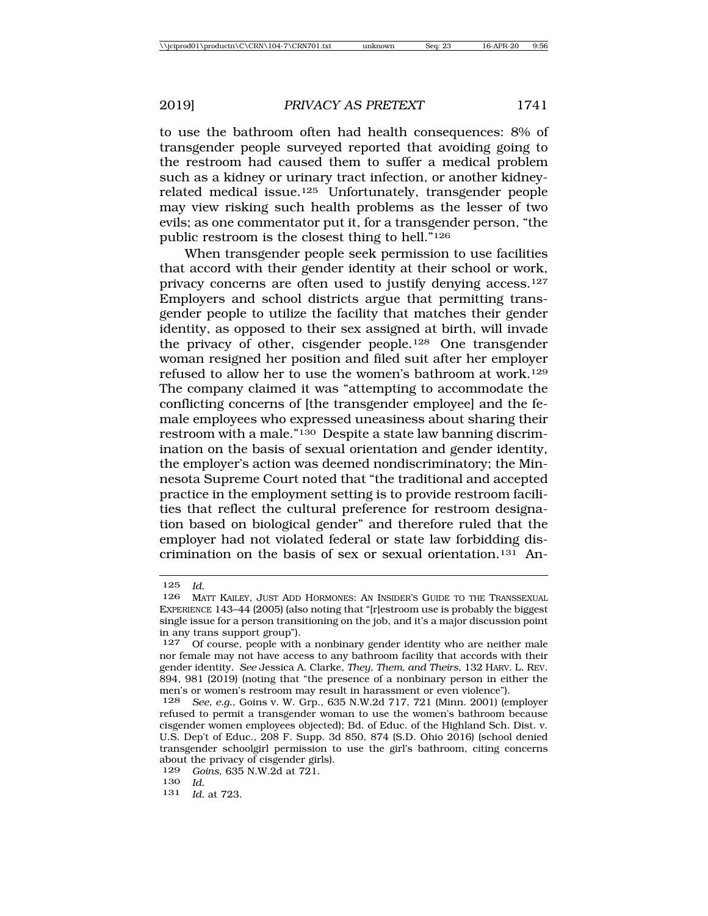to use the bathroom often had health consequences: 8% of transgender people surveyed reported that avoiding going to the restroom had caused them to suffer a medical problem such as a kidney or urinary tract infection, or another kidney-related medical issue.[125] Unfortunately, transgender people may view risking such health problems as the lesser of two evils; as one commentator put it, for a transgender person, "the public restroom is the closest thing to hell."[126]

When transgender people seek permission to use facilities that accord with their gender identity at their school or work, privacy concerns are often used to justify denying access.[127] Employers and school districts argue that permitting transgender people to utilize the facility that matches their gender identity, as opposed to their sex assigned at birth, will invade the privacy of other, cisgender people.[128] One transgender woman resigned her position and filed suit after her employer refused to allow her to use the women's bathroom at work.[129] The company claimed it was "attempting to accommodate the conflicting concerns of [the transgender employee] and the female employees who expressed uneasiness about sharing their restroom with a male."[130] Despite a state law banning discrimination on the basis of sexual orientation and gender identity, the employer's action was deemed nondiscriminatory; the Minnesota Supreme Court noted that "the traditional and accepted practice in the employment setting is to provide restroom facilities that reflect the cultural preference for restroom designation based on biological gender" and therefore ruled that the employer had not violated federal or state law forbidding discrimination on the basis of sex or sexual orientation.[131] An-

---

125 *Id.*

126 MATT KAILEY, JUST ADD HORMONES: AN INSIDER'S GUIDE TO THE TRANSSEXUAL EXPERIENCE 143–44 (2005) (also noting that "[r]estroom use is probably the biggest single issue for a person transitioning on the job, and it's a major discussion point in any trans support group").

127 Of course, people with a nonbinary gender identity who are neither male nor female may not have access to any bathroom facility that accords with their gender identity. *See* Jessica A. Clarke, *They, Them, and Theirs*, 132 HARV. L. REV. 894, 981 (2019) (noting that "the presence of a nonbinary person in either the men's or women's restroom may result in harassment or even violence").

128 *See, e.g.*, Goins v. W. Grp., 635 N.W.2d 717, 721 (Minn. 2001) (employer refused to permit a transgender woman to use the women's bathroom because cisgender women employees objected); Bd. of Educ. of the Highland Sch. Dist. v. U.S. Dep't of Educ., 208 F. Supp. 3d 850, 874 (S.D. Ohio 2016) (school denied transgender schoolgirl permission to use the girl's bathroom, citing concerns about the privacy of cisgender girls).

129 *Goins*, 635 N.W.2d at 721.

130 *Id.*

131 *Id.* at 723.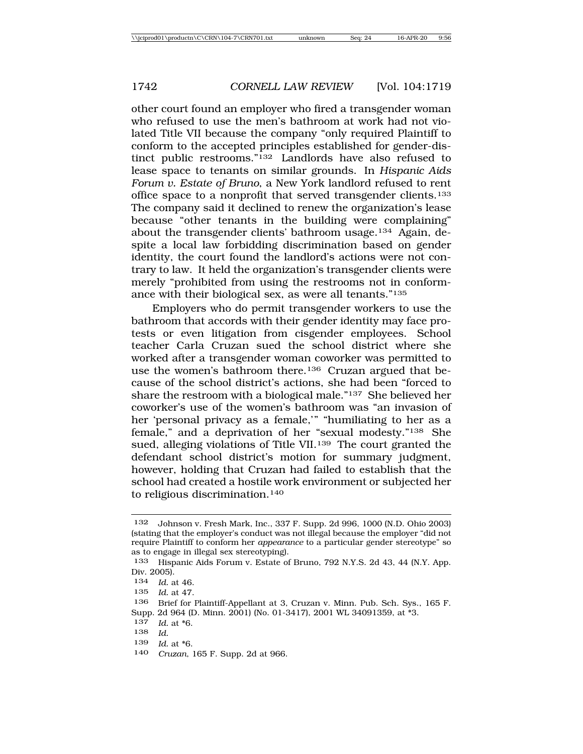other court found an employer who fired a transgender woman who refused to use the men's bathroom at work had not violated Title VII because the company "only required Plaintiff to conform to the accepted principles established for gender-distinct public restrooms."[132] Landlords have also refused to lease space to tenants on similar grounds. In *Hispanic Aids Forum v. Estate of Bruno*, a New York landlord refused to rent office space to a nonprofit that served transgender clients.[133] The company said it declined to renew the organization's lease because "other tenants in the building were complaining" about the transgender clients' bathroom usage.[134] Again, despite a local law forbidding discrimination based on gender identity, the court found the landlord's actions were not contrary to law. It held the organization's transgender clients were merely "prohibited from using the restrooms not in conformance with their biological sex, as were all tenants."[135]

Employers who do permit transgender workers to use the bathroom that accords with their gender identity may face protests or even litigation from cisgender employees. School teacher Carla Cruzan sued the school district where she worked after a transgender woman coworker was permitted to use the women's bathroom there.[136] Cruzan argued that because of the school district's actions, she had been "forced to share the restroom with a biological male."[137] She believed her coworker's use of the women's bathroom was "an invasion of her 'personal privacy as a female,'" "humiliating to her as a female," and a deprivation of her "sexual modesty."[138] She sued, alleging violations of Title VII.[139] The court granted the defendant school district's motion for summary judgment, however, holding that Cruzan had failed to establish that the school had created a hostile work environment or subjected her to religious discrimination.[140]

---

132 Johnson v. Fresh Mark, Inc., 337 F. Supp. 2d 996, 1000 (N.D. Ohio 2003) (stating that the employer's conduct was not illegal because the employer "did not require Plaintiff to conform her *appearance* to a particular gender stereotype" so as to engage in illegal sex stereotyping).

133 Hispanic Aids Forum v. Estate of Bruno, 792 N.Y.S. 2d 43, 44 (N.Y. App. Div. 2005).

134 *Id.* at 46.

135 *Id.* at 47.

136 Brief for Plaintiff-Appellant at 3, Cruzan v. Minn. Pub. Sch. Sys., 165 F. Supp. 2d 964 (D. Minn. 2001) (No. 01-3417), 2001 WL 34091359, at *3.

137 *Id.* at *6.

138 *Id.*

139 *Id.* at *6.

140 *Cruzan*, 165 F. Supp. 2d at 966.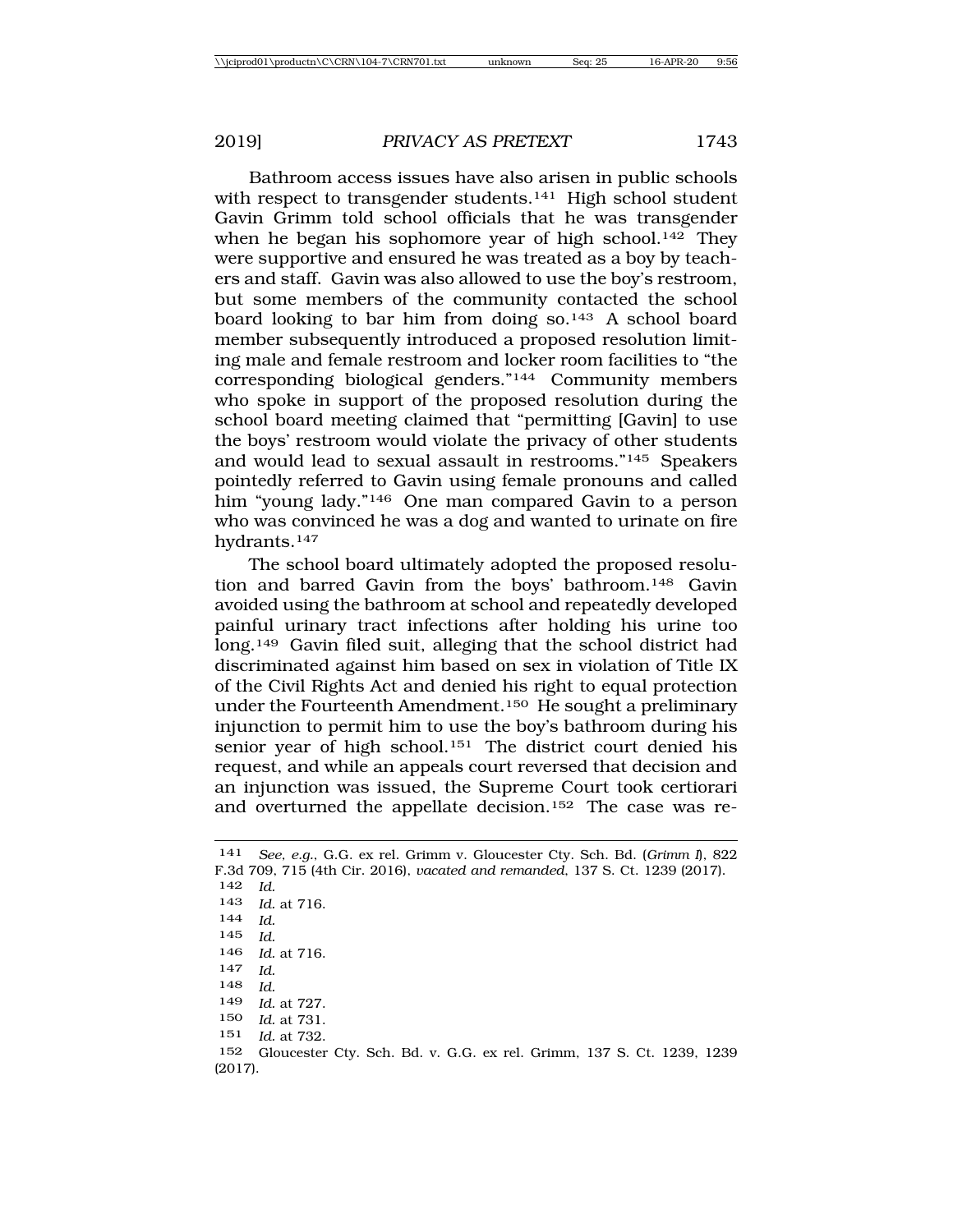Bathroom access issues have also arisen in public schools with respect to transgender students.[141] High school student Gavin Grimm told school officials that he was transgender when he began his sophomore year of high school.[142] They were supportive and ensured he was treated as a boy by teachers and staff. Gavin was also allowed to use the boy's restroom, but some members of the community contacted the school board looking to bar him from doing so.[143] A school board member subsequently introduced a proposed resolution limiting male and female restroom and locker room facilities to "the corresponding biological genders."[144] Community members who spoke in support of the proposed resolution during the school board meeting claimed that "permitting [Gavin] to use the boys' restroom would violate the privacy of other students and would lead to sexual assault in restrooms."[145] Speakers pointedly referred to Gavin using female pronouns and called him "young lady."[146] One man compared Gavin to a person who was convinced he was a dog and wanted to urinate on fire hydrants.[147]

The school board ultimately adopted the proposed resolution and barred Gavin from the boys' bathroom.[148] Gavin avoided using the bathroom at school and repeatedly developed painful urinary tract infections after holding his urine too long.[149] Gavin filed suit, alleging that the school district had discriminated against him based on sex in violation of Title IX of the Civil Rights Act and denied his right to equal protection under the Fourteenth Amendment.[150] He sought a preliminary injunction to permit him to use the boy's bathroom during his senior year of high school.[151] The district court denied his request, and while an appeals court reversed that decision and an injunction was issued, the Supreme Court took certiorari and overturned the appellate decision.[152] The case was re-

---

141 *See, e.g.*, G.G. ex rel. Grimm v. Gloucester Cty. Sch. Bd. (*Grimm I*), 822 F.3d 709, 715 (4th Cir. 2016), *vacated and remanded*, 137 S. Ct. 1239 (2017).

142 *Id.*

143 *Id.* at 716.

144 *Id.*

145 *Id.*

146 *Id.* at 716.

147 *Id.*

148 *Id.*

149 *Id.* at 727.

150 *Id.* at 731.

151 *Id.* at 732.

152 Gloucester Cty. Sch. Bd. v. G.G. ex rel. Grimm, 137 S. Ct. 1239, 1239 (2017).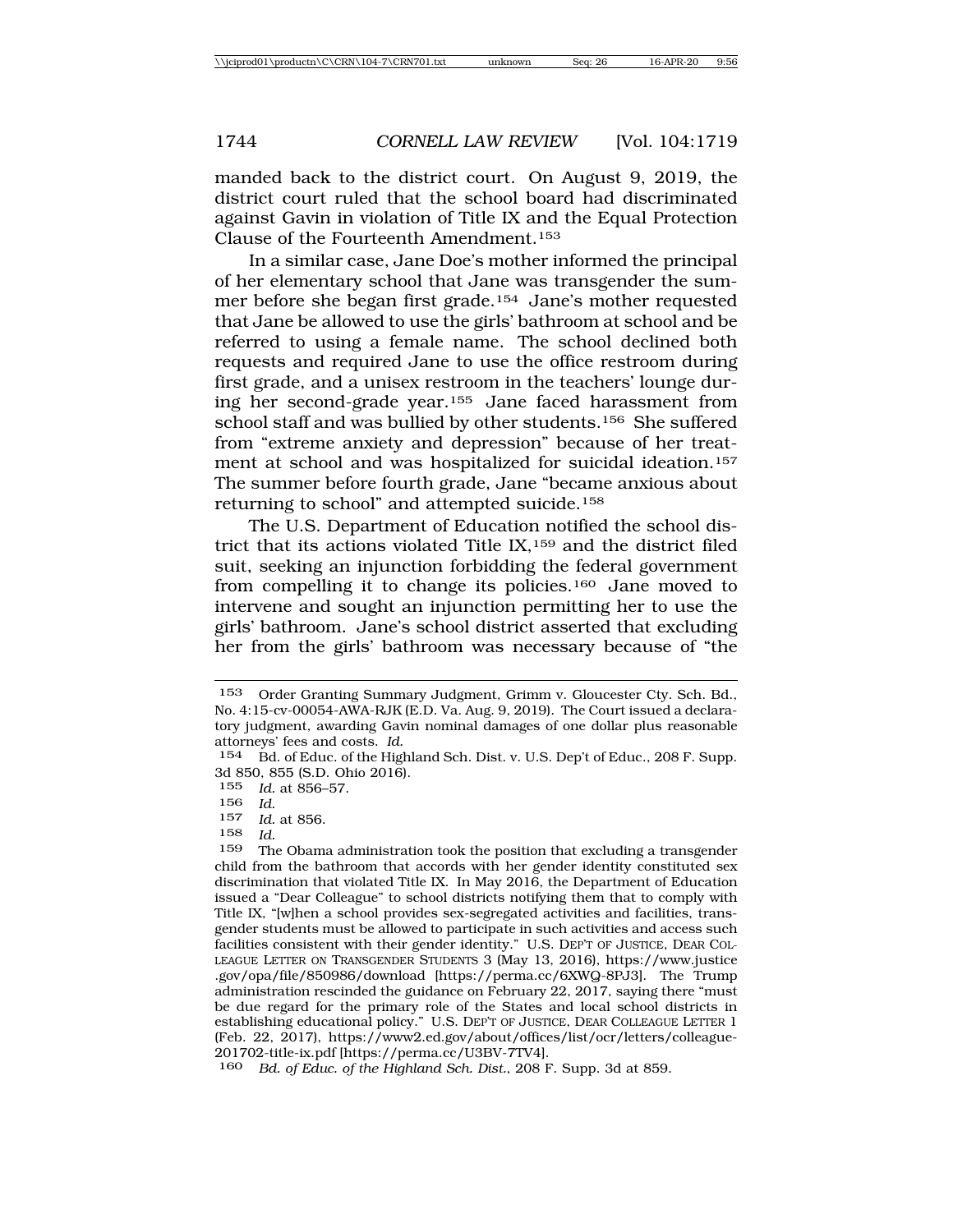manded back to the district court. On August 9, 2019, the district court ruled that the school board had discriminated against Gavin in violation of Title IX and the Equal Protection Clause of the Fourteenth Amendment.[153]

In a similar case, Jane Doe's mother informed the principal of her elementary school that Jane was transgender the summer before she began first grade.[154] Jane's mother requested that Jane be allowed to use the girls' bathroom at school and be referred to using a female name. The school declined both requests and required Jane to use the office restroom during first grade, and a unisex restroom in the teachers' lounge during her second-grade year.[155] Jane faced harassment from school staff and was bullied by other students.[156] She suffered from "extreme anxiety and depression" because of her treatment at school and was hospitalized for suicidal ideation.[157] The summer before fourth grade, Jane "became anxious about returning to school" and attempted suicide.[158]

The U.S. Department of Education notified the school district that its actions violated Title IX,[159] and the district filed suit, seeking an injunction forbidding the federal government from compelling it to change its policies.[160] Jane moved to intervene and sought an injunction permitting her to use the girls' bathroom. Jane's school district asserted that excluding her from the girls' bathroom was necessary because of "the

---

153 Order Granting Summary Judgment, Grimm v. Gloucester Cty. Sch. Bd., No. 4:15-cv-00054-AWA-RJK (E.D. Va. Aug. 9, 2019). The Court issued a declaratory judgment, awarding Gavin nominal damages of one dollar plus reasonable attorneys' fees and costs. *Id.*

154 Bd. of Educ. of the Highland Sch. Dist. v. U.S. Dep't of Educ., 208 F. Supp. 3d 850, 855 (S.D. Ohio 2016).

155 *Id.* at 856–57.

156 *Id.*

157 *Id.* at 856.

158 *Id.*

159 The Obama administration took the position that excluding a transgender child from the bathroom that accords with her gender identity constituted sex discrimination that violated Title IX. In May 2016, the Department of Education issued a "Dear Colleague" to school districts notifying them that to comply with Title IX, "[w]hen a school provides sex-segregated activities and facilities, transgender students must be allowed to participate in such activities and access such facilities consistent with their gender identity." U.S. DEP'T OF JUSTICE, DEAR COLLEAGUE LETTER ON TRANSGENDER STUDENTS 3 (May 13, 2016), https://www.justice.gov/opa/file/850986/download [https://perma.cc/6XWQ-8PJ3]. The Trump administration rescinded the guidance on February 22, 2017, saying there "must be due regard for the primary role of the States and local school districts in establishing educational policy." U.S. DEP'T OF JUSTICE, DEAR COLLEAGUE LETTER 1 (Feb. 22, 2017), https://www2.ed.gov/about/offices/list/ocr/letters/colleague-201702-title-ix.pdf [https://perma.cc/U3BV-7TV4].

160 *Bd. of Educ. of the Highland Sch. Dist.*, 208 F. Supp. 3d at 859.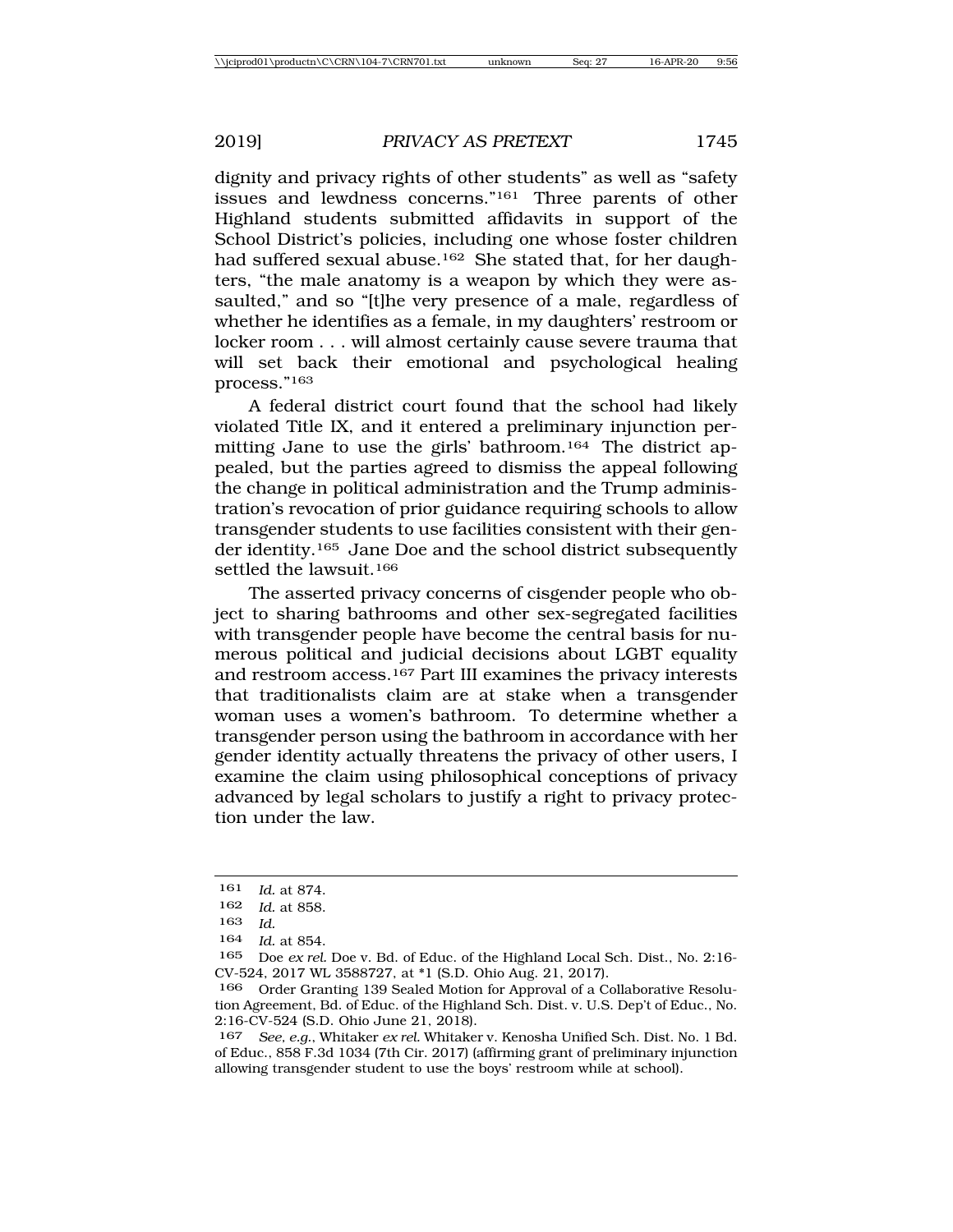dignity and privacy rights of other students" as well as "safety issues and lewdness concerns."[161] Three parents of other Highland students submitted affidavits in support of the School District's policies, including one whose foster children had suffered sexual abuse.[162] She stated that, for her daughters, "the male anatomy is a weapon by which they were assaulted," and so "[t]he very presence of a male, regardless of whether he identifies as a female, in my daughters' restroom or locker room . . . will almost certainly cause severe trauma that will set back their emotional and psychological healing process."[163]

A federal district court found that the school had likely violated Title IX, and it entered a preliminary injunction permitting Jane to use the girls' bathroom.[164] The district appealed, but the parties agreed to dismiss the appeal following the change in political administration and the Trump administration's revocation of prior guidance requiring schools to allow transgender students to use facilities consistent with their gender identity.[165] Jane Doe and the school district subsequently settled the lawsuit.[166]

The asserted privacy concerns of cisgender people who object to sharing bathrooms and other sex-segregated facilities with transgender people have become the central basis for numerous political and judicial decisions about LGBT equality and restroom access.[167] Part III examines the privacy interests that traditionalists claim are at stake when a transgender woman uses a women's bathroom. To determine whether a transgender person using the bathroom in accordance with her gender identity actually threatens the privacy of other users, I examine the claim using philosophical conceptions of privacy advanced by legal scholars to justify a right to privacy protection under the law.

---

161 *Id.* at 874.

162 *Id.* at 858.

163 *Id.*

164 *Id.* at 854.

165 Doe *ex rel.* Doe v. Bd. of Educ. of the Highland Local Sch. Dist., No. 2:16-CV-524, 2017 WL 3588727, at *1 (S.D. Ohio Aug. 21, 2017).

166 Order Granting 139 Sealed Motion for Approval of a Collaborative Resolution Agreement, Bd. of Educ. of the Highland Sch. Dist. v. U.S. Dep't of Educ., No. 2:16-CV-524 (S.D. Ohio June 21, 2018).

167 *See, e.g.*, Whitaker *ex rel.* Whitaker v. Kenosha Unified Sch. Dist. No. 1 Bd. of Educ., 858 F.3d 1034 (7th Cir. 2017) (affirming grant of preliminary injunction allowing transgender student to use the boys' restroom while at school).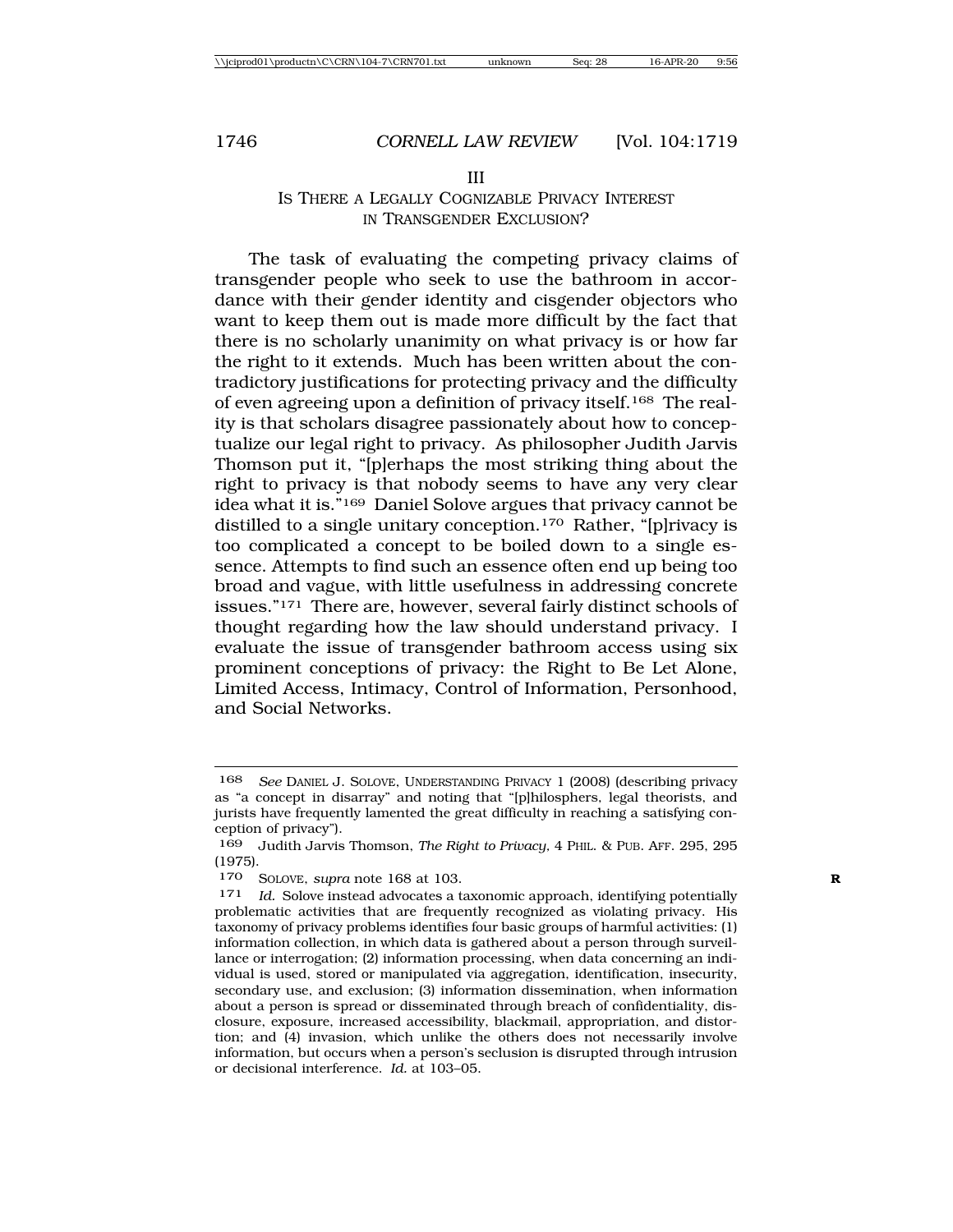## III
## IS THERE A LEGALLY COGNIZABLE PRIVACY INTEREST IN TRANSGENDER EXCLUSION?

The task of evaluating the competing privacy claims of transgender people who seek to use the bathroom in accordance with their gender identity and cisgender objectors who want to keep them out is made more difficult by the fact that there is no scholarly unanimity on what privacy is or how far the right to it extends. Much has been written about the contradictory justifications for protecting privacy and the difficulty of even agreeing upon a definition of privacy itself.[168] The reality is that scholars disagree passionately about how to conceptualize our legal right to privacy. As philosopher Judith Jarvis Thomson put it, "[p]erhaps the most striking thing about the right to privacy is that nobody seems to have any very clear idea what it is."[169] Daniel Solove argues that privacy cannot be distilled to a single unitary conception.[170] Rather, "[p]rivacy is too complicated a concept to be boiled down to a single essence. Attempts to find such an essence often end up being too broad and vague, with little usefulness in addressing concrete issues."[171] There are, however, several fairly distinct schools of thought regarding how the law should understand privacy. I evaluate the issue of transgender bathroom access using six prominent conceptions of privacy: the Right to Be Let Alone, Limited Access, Intimacy, Control of Information, Personhood, and Social Networks.

---

168 *See* DANIEL J. SOLOVE, UNDERSTANDING PRIVACY 1 (2008) (describing privacy as "a concept in disarray" and noting that "[p]hilosphers, legal theorists, and jurists have frequently lamented the great difficulty in reaching a satisfying conception of privacy").

169 Judith Jarvis Thomson, *The Right to Privacy*, 4 PHIL. & PUB. AFF. 295, 295 (1975).

170 SOLOVE, *supra* note 168 at 103.

171 *Id.* Solove instead advocates a taxonomic approach, identifying potentially problematic activities that are frequently recognized as violating privacy. His taxonomy of privacy problems identifies four basic groups of harmful activities: (1) information collection, in which data is gathered about a person through surveillance or interrogation; (2) information processing, when data concerning an individual is used, stored or manipulated via aggregation, identification, insecurity, secondary use, and exclusion; (3) information dissemination, when information about a person is spread or disseminated through breach of confidentiality, disclosure, exposure, increased accessibility, blackmail, appropriation, and distortion; and (4) invasion, which unlike the others does not necessarily involve information, but occurs when a person's seclusion is disrupted through intrusion or decisional interference. *Id.* at 103–05.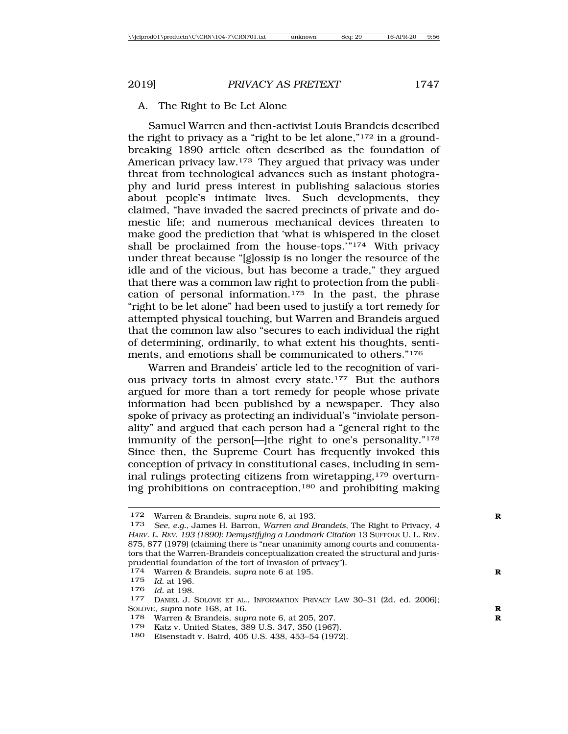## A. The Right to Be Let Alone

Samuel Warren and then-activist Louis Brandeis described the right to privacy as a "right to be let alone,"[172] in a groundbreaking 1890 article often described as the foundation of American privacy law.[173] They argued that privacy was under threat from technological advances such as instant photography and lurid press interest in publishing salacious stories about people's intimate lives. Such developments, they claimed, "have invaded the sacred precincts of private and domestic life; and numerous mechanical devices threaten to make good the prediction that 'what is whispered in the closet shall be proclaimed from the house-tops.'"[174] With privacy under threat because "[g]ossip is no longer the resource of the idle and of the vicious, but has become a trade," they argued that there was a common law right to protection from the publication of personal information.[175] In the past, the phrase "right to be let alone" had been used to justify a tort remedy for attempted physical touching, but Warren and Brandeis argued that the common law also "secures to each individual the right of determining, ordinarily, to what extent his thoughts, sentiments, and emotions shall be communicated to others."[176]

Warren and Brandeis' article led to the recognition of various privacy torts in almost every state.[177] But the authors argued for more than a tort remedy for people whose private information had been published by a newspaper. They also spoke of privacy as protecting an individual's "inviolate personality" and argued that each person had a "general right to the immunity of the person[—]the right to one's personality."[178] Since then, the Supreme Court has frequently invoked this conception of privacy in constitutional cases, including in seminal rulings protecting citizens from wiretapping,[179] overturning prohibitions on contraception,[180] and prohibiting making

---

172 Warren & Brandeis, *supra* note 6, at 193.

173 *See, e.g.*, James H. Barron, *Warren and Brandeis*, The Right to Privacy, *4 HARV. L. REV. 193 (1890): Demystifying a Landmark Citation* 13 SUFFOLK U. L. REV. 875, 877 (1979) (claiming there is "near unanimity among courts and commentators that the Warren-Brandeis conceptualization created the structural and jurisprudential foundation of the tort of invasion of privacy").

174 Warren & Brandeis, *supra* note 6 at 195.

175 *Id.* at 196.

176 *Id.* at 198.

177 DANIEL J. SOLOVE ET AL., INFORMATION PRIVACY LAW 30–31 (2d. ed. 2006); SOLOVE, *supra* note 168, at 16.

178 Warren & Brandeis, *supra* note 6, at 205, 207.

179 Katz v. United States, 389 U.S. 347, 350 (1967).

180 Eisenstadt v. Baird, 405 U.S. 438, 453–54 (1972).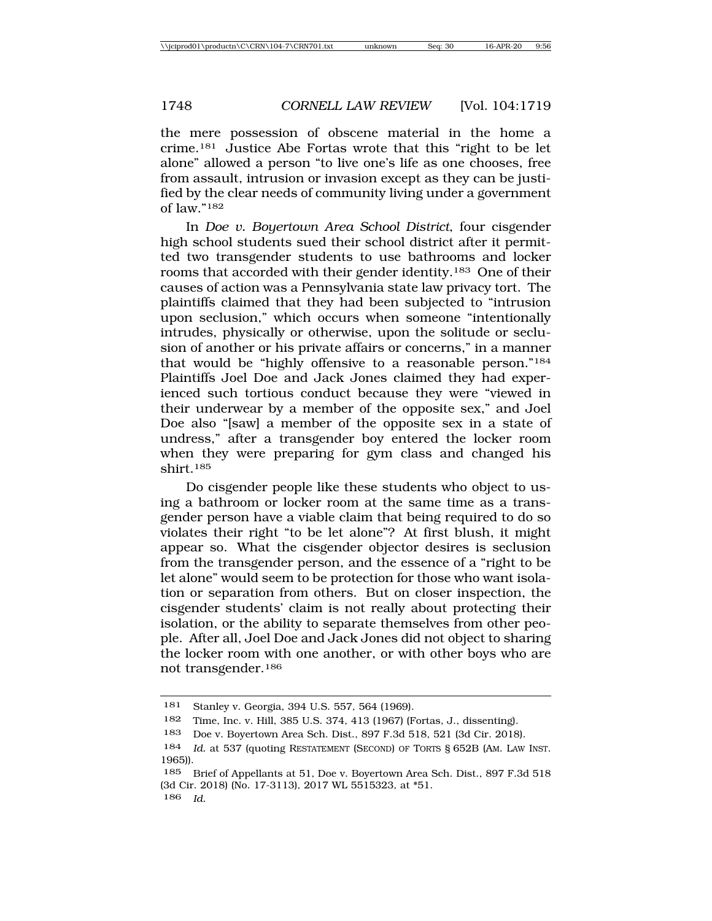the mere possession of obscene material in the home a crime.[181] Justice Abe Fortas wrote that this "right to be let alone" allowed a person "to live one's life as one chooses, free from assault, intrusion or invasion except as they can be justified by the clear needs of community living under a government of law."[182]

In *Doe v. Boyertown Area School District*, four cisgender high school students sued their school district after it permitted two transgender students to use bathrooms and locker rooms that accorded with their gender identity.[183] One of their causes of action was a Pennsylvania state law privacy tort. The plaintiffs claimed that they had been subjected to "intrusion upon seclusion," which occurs when someone "intentionally intrudes, physically or otherwise, upon the solitude or seclusion of another or his private affairs or concerns," in a manner that would be "highly offensive to a reasonable person."[184] Plaintiffs Joel Doe and Jack Jones claimed they had experienced such tortious conduct because they were "viewed in their underwear by a member of the opposite sex," and Joel Doe also "[saw] a member of the opposite sex in a state of undress," after a transgender boy entered the locker room when they were preparing for gym class and changed his shirt.[185]

Do cisgender people like these students who object to using a bathroom or locker room at the same time as a transgender person have a viable claim that being required to do so violates their right "to be let alone"? At first blush, it might appear so. What the cisgender objector desires is seclusion from the transgender person, and the essence of a "right to be let alone" would seem to be protection for those who want isolation or separation from others. But on closer inspection, the cisgender students' claim is not really about protecting their isolation, or the ability to separate themselves from other people. After all, Joel Doe and Jack Jones did not object to sharing the locker room with one another, or with other boys who are not transgender.[186]

---

[181] Stanley v. Georgia, 394 U.S. 557, 564 (1969).

[182] Time, Inc. v. Hill, 385 U.S. 374, 413 (1967) (Fortas, J., dissenting).

[183] Doe v. Boyertown Area Sch. Dist., 897 F.3d 518, 521 (3d Cir. 2018).

[184] *Id.* at 537 (quoting RESTATEMENT (SECOND) OF TORTS § 652B (AM. LAW INST. 1965)).

[185] Brief of Appellants at 51, Doe v. Boyertown Area Sch. Dist., 897 F.3d 518 (3d Cir. 2018) (No. 17-3113), 2017 WL 5515323, at *51.

[186] *Id.*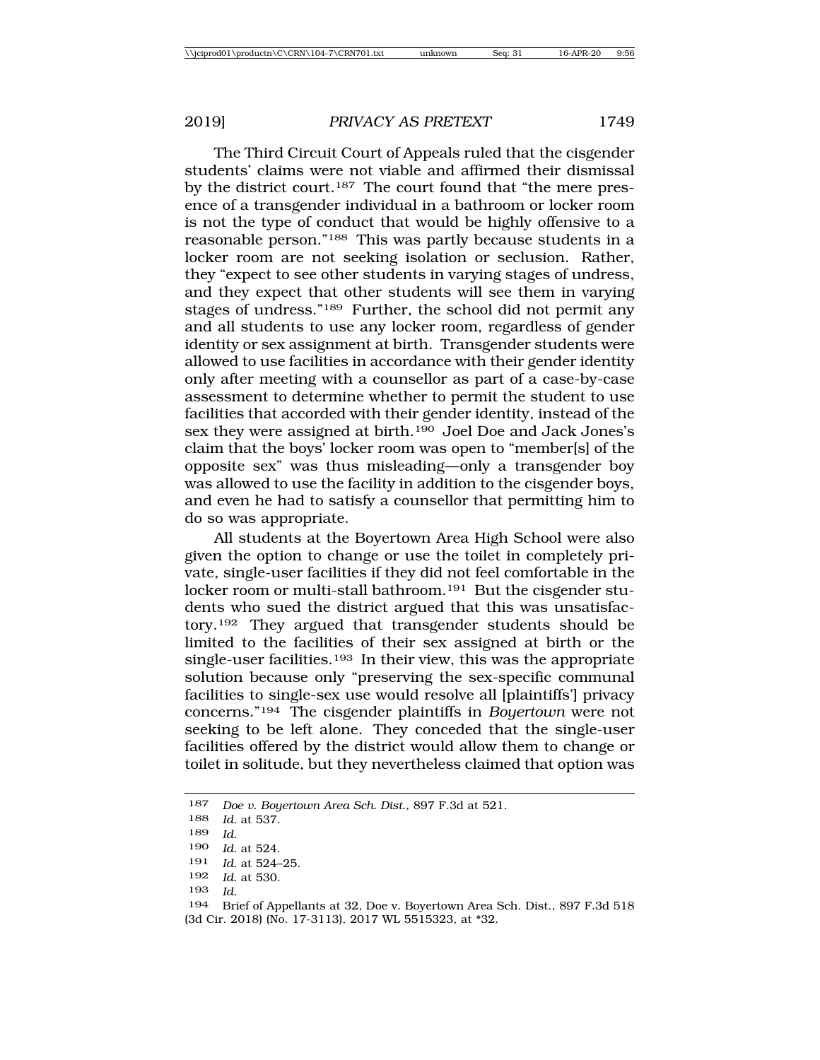The Third Circuit Court of Appeals ruled that the cisgender students' claims were not viable and affirmed their dismissal by the district court.[187] The court found that "the mere presence of a transgender individual in a bathroom or locker room is not the type of conduct that would be highly offensive to a reasonable person."[188] This was partly because students in a locker room are not seeking isolation or seclusion. Rather, they "expect to see other students in varying stages of undress, and they expect that other students will see them in varying stages of undress."[189] Further, the school did not permit any and all students to use any locker room, regardless of gender identity or sex assignment at birth. Transgender students were allowed to use facilities in accordance with their gender identity only after meeting with a counsellor as part of a case-by-case assessment to determine whether to permit the student to use facilities that accorded with their gender identity, instead of the sex they were assigned at birth.[190] Joel Doe and Jack Jones's claim that the boys' locker room was open to "member[s] of the opposite sex" was thus misleading—only a transgender boy was allowed to use the facility in addition to the cisgender boys, and even he had to satisfy a counsellor that permitting him to do so was appropriate.

All students at the Boyertown Area High School were also given the option to change or use the toilet in completely private, single-user facilities if they did not feel comfortable in the locker room or multi-stall bathroom.[191] But the cisgender students who sued the district argued that this was unsatisfactory.[192] They argued that transgender students should be limited to the facilities of their sex assigned at birth or the single-user facilities.[193] In their view, this was the appropriate solution because only "preserving the sex-specific communal facilities to single-sex use would resolve all [plaintiffs'] privacy concerns."[194] The cisgender plaintiffs in *Boyertown* were not seeking to be left alone. They conceded that the single-user facilities offered by the district would allow them to change or toilet in solitude, but they nevertheless claimed that option was

---

187 *Doe v. Boyertown Area Sch. Dist.*, 897 F.3d at 521.

188 *Id.* at 537.

189 *Id.*

190 *Id.* at 524.

191 *Id.* at 524–25.

192 *Id.* at 530.

193 *Id.*

194 Brief of Appellants at 32, Doe v. Boyertown Area Sch. Dist., 897 F.3d 518 (3d Cir. 2018) (No. 17-3113), 2017 WL 5515323, at *32.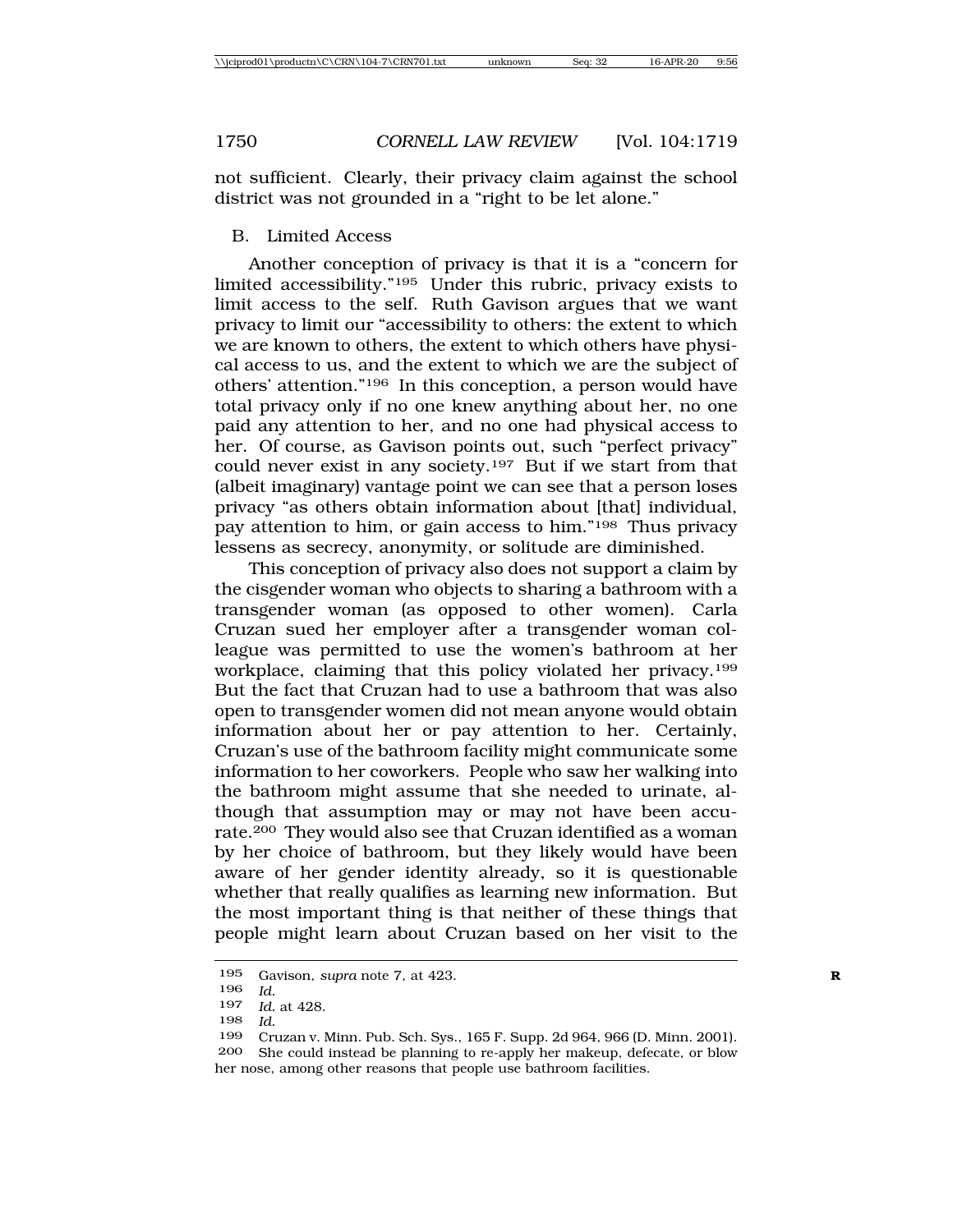not sufficient. Clearly, their privacy claim against the school district was not grounded in a "right to be let alone."

### B. Limited Access

Another conception of privacy is that it is a "concern for limited accessibility."[195] Under this rubric, privacy exists to limit access to the self. Ruth Gavison argues that we want privacy to limit our "accessibility to others: the extent to which we are known to others, the extent to which others have physical access to us, and the extent to which we are the subject of others' attention."[196] In this conception, a person would have total privacy only if no one knew anything about her, no one paid any attention to her, and no one had physical access to her. Of course, as Gavison points out, such "perfect privacy" could never exist in any society.[197] But if we start from that (albeit imaginary) vantage point we can see that a person loses privacy "as others obtain information about [that] individual, pay attention to him, or gain access to him."[198] Thus privacy lessens as secrecy, anonymity, or solitude are diminished.

This conception of privacy also does not support a claim by the cisgender woman who objects to sharing a bathroom with a transgender woman (as opposed to other women). Carla Cruzan sued her employer after a transgender woman colleague was permitted to use the women's bathroom at her workplace, claiming that this policy violated her privacy.[199] But the fact that Cruzan had to use a bathroom that was also open to transgender women did not mean anyone would obtain information about her or pay attention to her. Certainly, Cruzan's use of the bathroom facility might communicate some information to her coworkers. People who saw her walking into the bathroom might assume that she needed to urinate, although that assumption may or may not have been accurate.[200] They would also see that Cruzan identified as a woman by her choice of bathroom, but they likely would have been aware of her gender identity already, so it is questionable whether that really qualifies as learning new information. But the most important thing is that neither of these things that people might learn about Cruzan based on her visit to the

---

195 Gavison, *supra* note 7, at 423.

196 *Id.*

197 *Id.* at 428.

198 *Id.*

199 Cruzan v. Minn. Pub. Sch. Sys., 165 F. Supp. 2d 964, 966 (D. Minn. 2001).

200 She could instead be planning to re-apply her makeup, defecate, or blow her nose, among other reasons that people use bathroom facilities.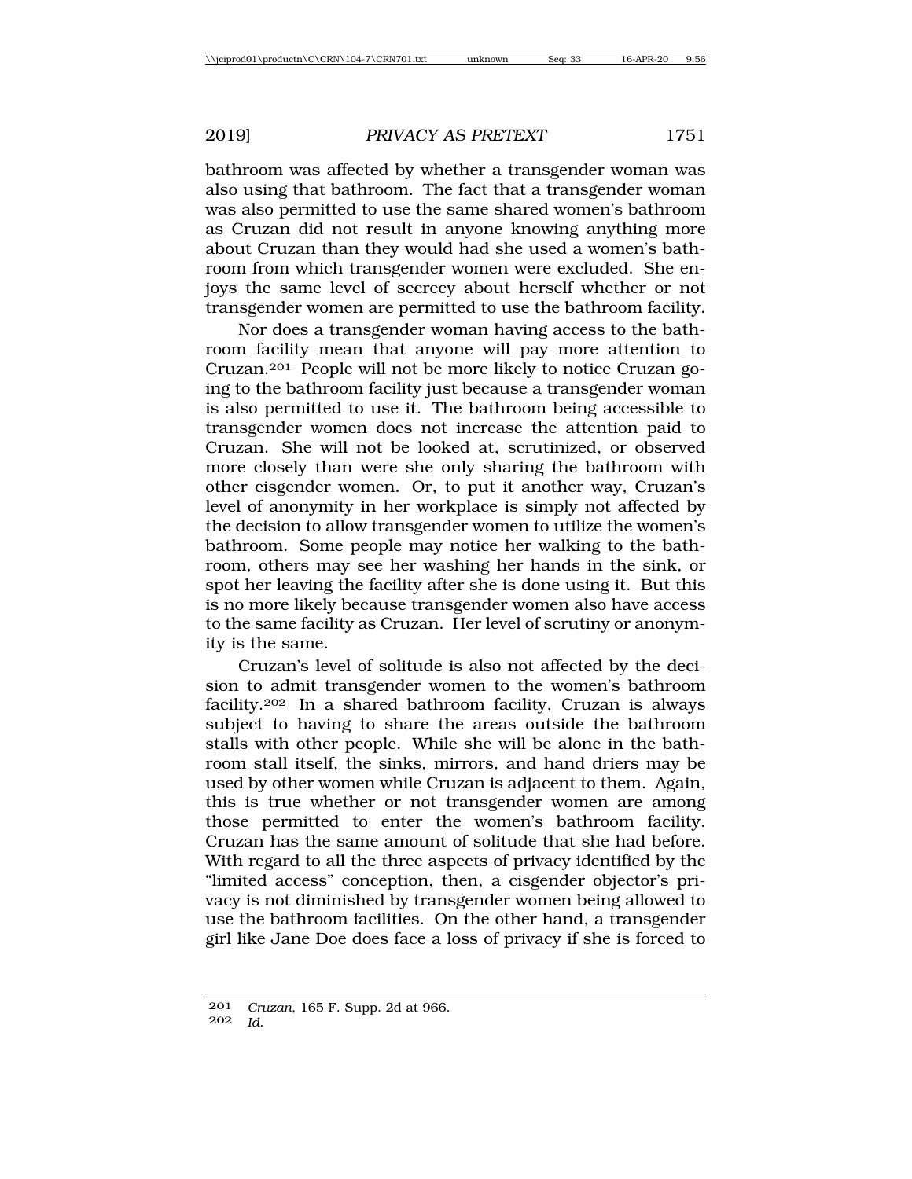bathroom was affected by whether a transgender woman was also using that bathroom. The fact that a transgender woman was also permitted to use the same shared women's bathroom as Cruzan did not result in anyone knowing anything more about Cruzan than they would had she used a women's bathroom from which transgender women were excluded. She enjoys the same level of secrecy about herself whether or not transgender women are permitted to use the bathroom facility.

Nor does a transgender woman having access to the bathroom facility mean that anyone will pay more attention to Cruzan.[201] People will not be more likely to notice Cruzan going to the bathroom facility just because a transgender woman is also permitted to use it. The bathroom being accessible to transgender women does not increase the attention paid to Cruzan. She will not be looked at, scrutinized, or observed more closely than were she only sharing the bathroom with other cisgender women. Or, to put it another way, Cruzan's level of anonymity in her workplace is simply not affected by the decision to allow transgender women to utilize the women's bathroom. Some people may notice her walking to the bathroom, others may see her washing her hands in the sink, or spot her leaving the facility after she is done using it. But this is no more likely because transgender women also have access to the same facility as Cruzan. Her level of scrutiny or anonymity is the same.

Cruzan's level of solitude is also not affected by the decision to admit transgender women to the women's bathroom facility.[202] In a shared bathroom facility, Cruzan is always subject to having to share the areas outside the bathroom stalls with other people. While she will be alone in the bathroom stall itself, the sinks, mirrors, and hand driers may be used by other women while Cruzan is adjacent to them. Again, this is true whether or not transgender women are among those permitted to enter the women's bathroom facility. Cruzan has the same amount of solitude that she had before. With regard to all the three aspects of privacy identified by the "limited access" conception, then, a cisgender objector's privacy is not diminished by transgender women being allowed to use the bathroom facilities. On the other hand, a transgender girl like Jane Doe does face a loss of privacy if she is forced to

---

201 *Cruzan*, 165 F. Supp. 2d at 966.

202 *Id.*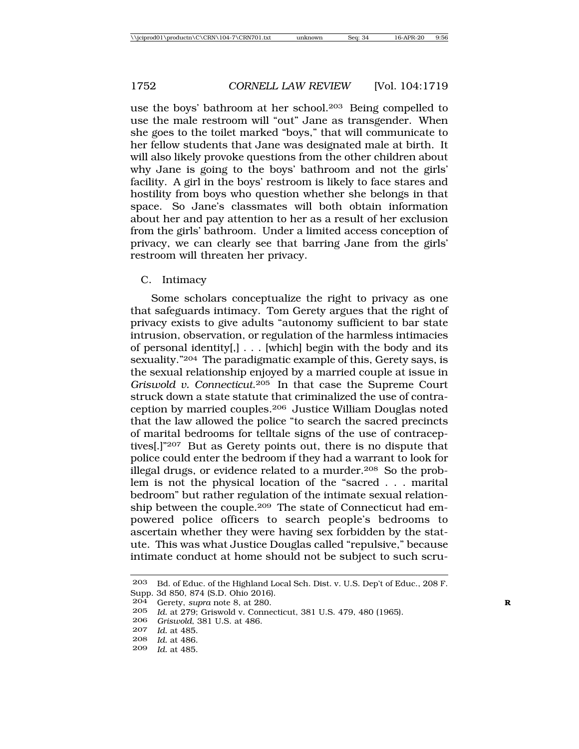use the boys' bathroom at her school.[203] Being compelled to use the male restroom will "out" Jane as transgender. When she goes to the toilet marked "boys," that will communicate to her fellow students that Jane was designated male at birth. It will also likely provoke questions from the other children about why Jane is going to the boys' bathroom and not the girls' facility. A girl in the boys' restroom is likely to face stares and hostility from boys who question whether she belongs in that space. So Jane's classmates will both obtain information about her and pay attention to her as a result of her exclusion from the girls' bathroom. Under a limited access conception of privacy, we can clearly see that barring Jane from the girls' restroom will threaten her privacy.

## C. Intimacy

Some scholars conceptualize the right to privacy as one that safeguards intimacy. Tom Gerety argues that the right of privacy exists to give adults "autonomy sufficient to bar state intrusion, observation, or regulation of the harmless intimacies of personal identity[,] . . . [which] begin with the body and its sexuality."[204] The paradigmatic example of this, Gerety says, is the sexual relationship enjoyed by a married couple at issue in *Griswold v. Connecticut*.[205] In that case the Supreme Court struck down a state statute that criminalized the use of contraception by married couples.[206] Justice William Douglas noted that the law allowed the police "to search the sacred precincts of marital bedrooms for telltale signs of the use of contraceptives[.]"[207] But as Gerety points out, there is no dispute that police could enter the bedroom if they had a warrant to look for illegal drugs, or evidence related to a murder.[208] So the problem is not the physical location of the "sacred . . . marital bedroom" but rather regulation of the intimate sexual relationship between the couple.[209] The state of Connecticut had empowered police officers to search people's bedrooms to ascertain whether they were having sex forbidden by the statute. This was what Justice Douglas called "repulsive," because intimate conduct at home should not be subject to such scru-

---

203 Bd. of Educ. of the Highland Local Sch. Dist. v. U.S. Dep't of Educ., 208 F. Supp. 3d 850, 874 (S.D. Ohio 2016).

204 Gerety, *supra* note 8, at 280.

205 *Id.* at 279; Griswold v. Connecticut, 381 U.S. 479, 480 (1965).

206 *Griswold*, 381 U.S. at 486.

207 *Id.* at 485.

208 *Id.* at 486.

209 *Id.* at 485.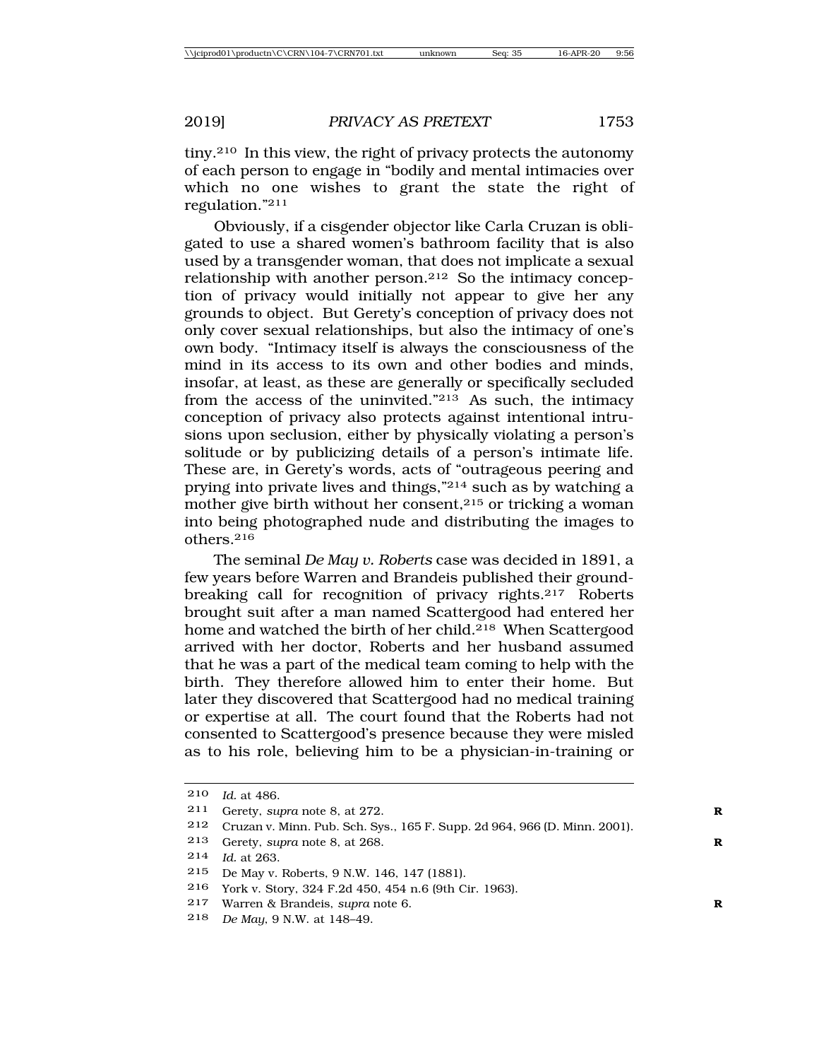tiny.[210] In this view, the right of privacy protects the autonomy of each person to engage in "bodily and mental intimacies over which no one wishes to grant the state the right of regulation."[211]

Obviously, if a cisgender objector like Carla Cruzan is obligated to use a shared women's bathroom facility that is also used by a transgender woman, that does not implicate a sexual relationship with another person.[212] So the intimacy conception of privacy would initially not appear to give her any grounds to object. But Gerety's conception of privacy does not only cover sexual relationships, but also the intimacy of one's own body. "Intimacy itself is always the consciousness of the mind in its access to its own and other bodies and minds, insofar, at least, as these are generally or specifically secluded from the access of the uninvited."[213] As such, the intimacy conception of privacy also protects against intentional intrusions upon seclusion, either by physically violating a person's solitude or by publicizing details of a person's intimate life. These are, in Gerety's words, acts of "outrageous peering and prying into private lives and things,"[214] such as by watching a mother give birth without her consent,[215] or tricking a woman into being photographed nude and distributing the images to others.[216]

The seminal *De May v. Roberts* case was decided in 1891, a few years before Warren and Brandeis published their groundbreaking call for recognition of privacy rights.[217] Roberts brought suit after a man named Scattergood had entered her home and watched the birth of her child.[218] When Scattergood arrived with her doctor, Roberts and her husband assumed that he was a part of the medical team coming to help with the birth. They therefore allowed him to enter their home. But later they discovered that Scattergood had no medical training or expertise at all. The court found that the Roberts had not consented to Scattergood's presence because they were misled as to his role, believing him to be a physician-in-training or

---

210 *Id.* at 486.

211 Gerety, *supra* note 8, at 272.

212 Cruzan v. Minn. Pub. Sch. Sys., 165 F. Supp. 2d 964, 966 (D. Minn. 2001).

213 Gerety, *supra* note 8, at 268.

214 *Id.* at 263.

215 De May v. Roberts, 9 N.W. 146, 147 (1881).

216 York v. Story, 324 F.2d 450, 454 n.6 (9th Cir. 1963).

217 Warren & Brandeis, *supra* note 6.

218 *De May*, 9 N.W. at 148–49.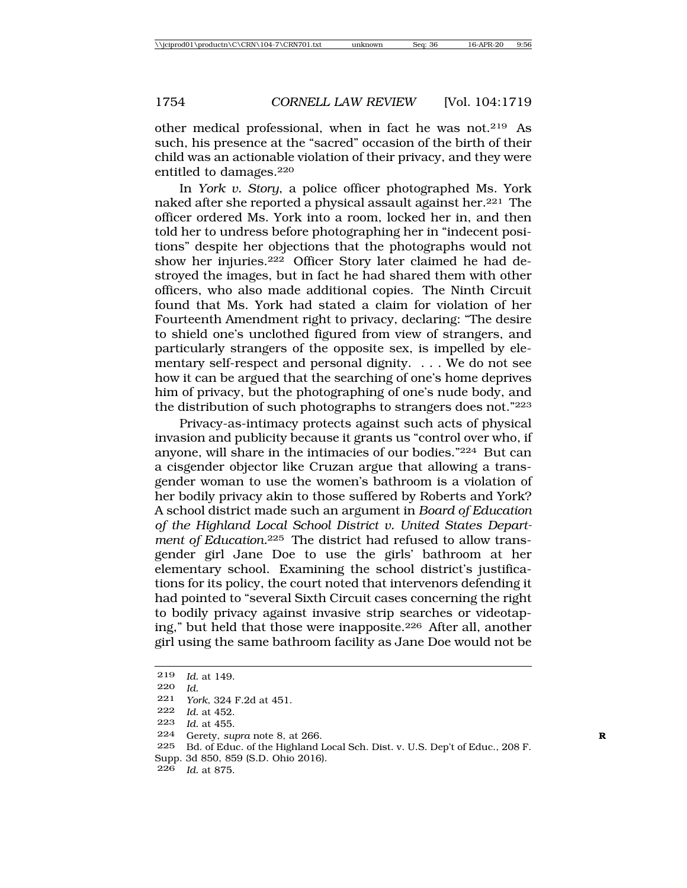other medical professional, when in fact he was not.[219] As such, his presence at the "sacred" occasion of the birth of their child was an actionable violation of their privacy, and they were entitled to damages.[220]

In *York v. Story*, a police officer photographed Ms. York naked after she reported a physical assault against her.[221] The officer ordered Ms. York into a room, locked her in, and then told her to undress before photographing her in "indecent positions" despite her objections that the photographs would not show her injuries.[222] Officer Story later claimed he had destroyed the images, but in fact he had shared them with other officers, who also made additional copies. The Ninth Circuit found that Ms. York had stated a claim for violation of her Fourteenth Amendment right to privacy, declaring: "The desire to shield one's unclothed figured from view of strangers, and particularly strangers of the opposite sex, is impelled by elementary self-respect and personal dignity. . . . We do not see how it can be argued that the searching of one's home deprives him of privacy, but the photographing of one's nude body, and the distribution of such photographs to strangers does not."[223]

Privacy-as-intimacy protects against such acts of physical invasion and publicity because it grants us "control over who, if anyone, will share in the intimacies of our bodies."[224] But can a cisgender objector like Cruzan argue that allowing a transgender woman to use the women's bathroom is a violation of her bodily privacy akin to those suffered by Roberts and York? A school district made such an argument in *Board of Education of the Highland Local School District v. United States Department of Education*.[225] The district had refused to allow transgender girl Jane Doe to use the girls' bathroom at her elementary school. Examining the school district's justifications for its policy, the court noted that intervenors defending it had pointed to "several Sixth Circuit cases concerning the right to bodily privacy against invasive strip searches or videotaping," but held that those were inapposite.[226] After all, another girl using the same bathroom facility as Jane Doe would not be

---

219 *Id.* at 149.

220 *Id.*

221 *York*, 324 F.2d at 451.

222 *Id.* at 452.

223 *Id.* at 455.

224 Gerety, *supra* note 8, at 266.

225 Bd. of Educ. of the Highland Local Sch. Dist. v. U.S. Dep't of Educ., 208 F. Supp. 3d 850, 859 (S.D. Ohio 2016).

226 *Id.* at 875.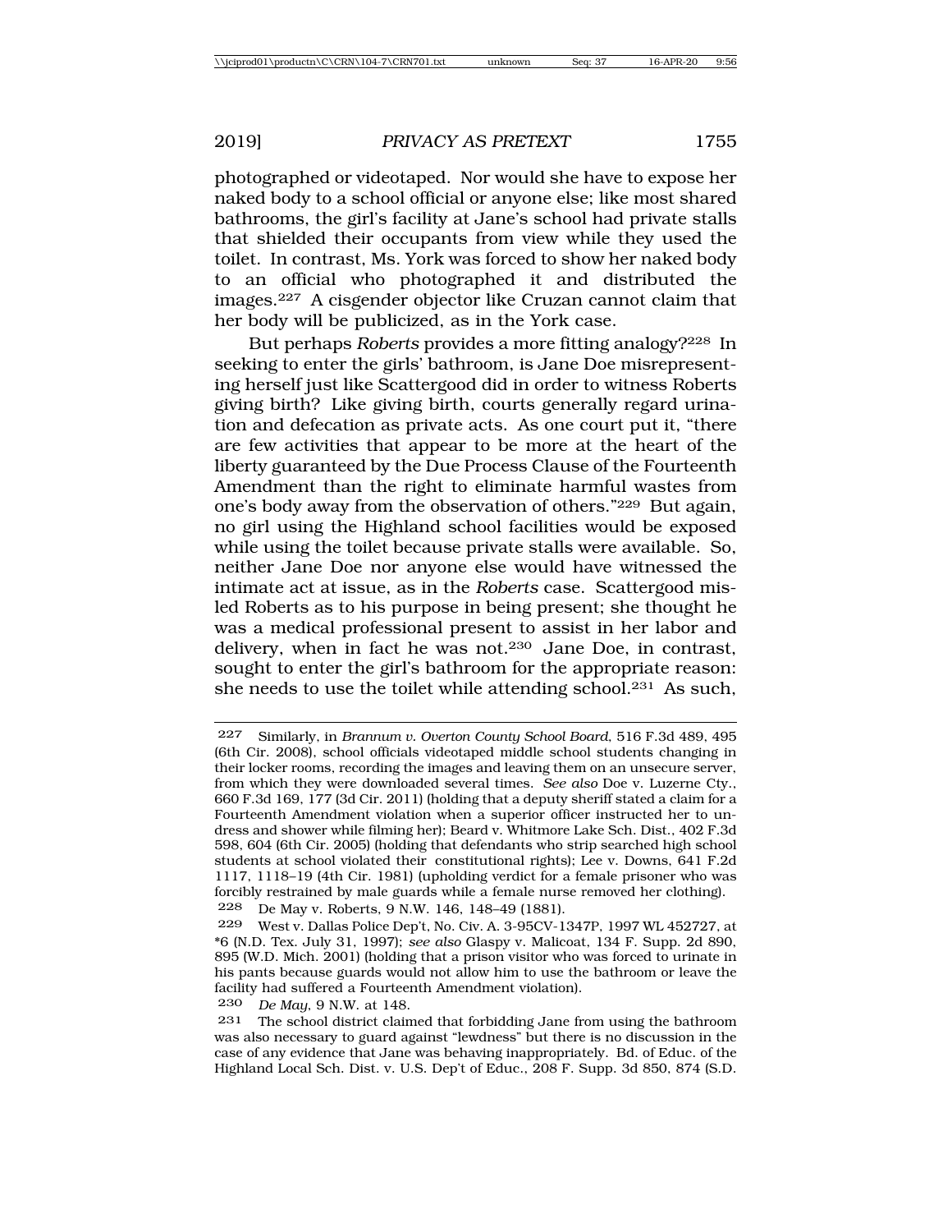photographed or videotaped. Nor would she have to expose her naked body to a school official or anyone else; like most shared bathrooms, the girl's facility at Jane's school had private stalls that shielded their occupants from view while they used the toilet. In contrast, Ms. York was forced to show her naked body to an official who photographed it and distributed the images.[227] A cisgender objector like Cruzan cannot claim that her body will be publicized, as in the York case.

But perhaps *Roberts* provides a more fitting analogy?[228] In seeking to enter the girls' bathroom, is Jane Doe misrepresenting herself just like Scattergood did in order to witness Roberts giving birth? Like giving birth, courts generally regard urination and defecation as private acts. As one court put it, "there are few activities that appear to be more at the heart of the liberty guaranteed by the Due Process Clause of the Fourteenth Amendment than the right to eliminate harmful wastes from one's body away from the observation of others."[229] But again, no girl using the Highland school facilities would be exposed while using the toilet because private stalls were available. So, neither Jane Doe nor anyone else would have witnessed the intimate act at issue, as in the *Roberts* case. Scattergood misled Roberts as to his purpose in being present; she thought he was a medical professional present to assist in her labor and delivery, when in fact he was not.[230] Jane Doe, in contrast, sought to enter the girl's bathroom for the appropriate reason: she needs to use the toilet while attending school.[231] As such,

---

[227] Similarly, in *Brannum v. Overton County School Board*, 516 F.3d 489, 495 (6th Cir. 2008), school officials videotaped middle school students changing in their locker rooms, recording the images and leaving them on an unsecure server, from which they were downloaded several times. *See also* Doe v. Luzerne Cty., 660 F.3d 169, 177 (3d Cir. 2011) (holding that a deputy sheriff stated a claim for a Fourteenth Amendment violation when a superior officer instructed her to undress and shower while filming her); Beard v. Whitmore Lake Sch. Dist., 402 F.3d 598, 604 (6th Cir. 2005) (holding that defendants who strip searched high school students at school violated their constitutional rights); Lee v. Downs, 641 F.2d 1117, 1118–19 (4th Cir. 1981) (upholding verdict for a female prisoner who was forcibly restrained by male guards while a female nurse removed her clothing).

[228] De May v. Roberts, 9 N.W. 146, 148–49 (1881).

[229] West v. Dallas Police Dep't, No. Civ. A. 3-95CV-1347P, 1997 WL 452727, at *6 (N.D. Tex. July 31, 1997); *see also* Glaspy v. Malicoat, 134 F. Supp. 2d 890, 895 (W.D. Mich. 2001) (holding that a prison visitor who was forced to urinate in his pants because guards would not allow him to use the bathroom or leave the facility had suffered a Fourteenth Amendment violation).

[230] *De May*, 9 N.W. at 148.

[231] The school district claimed that forbidding Jane from using the bathroom was also necessary to guard against "lewdness" but there is no discussion in the case of any evidence that Jane was behaving inappropriately. Bd. of Educ. of the Highland Local Sch. Dist. v. U.S. Dep't of Educ., 208 F. Supp. 3d 850, 874 (S.D.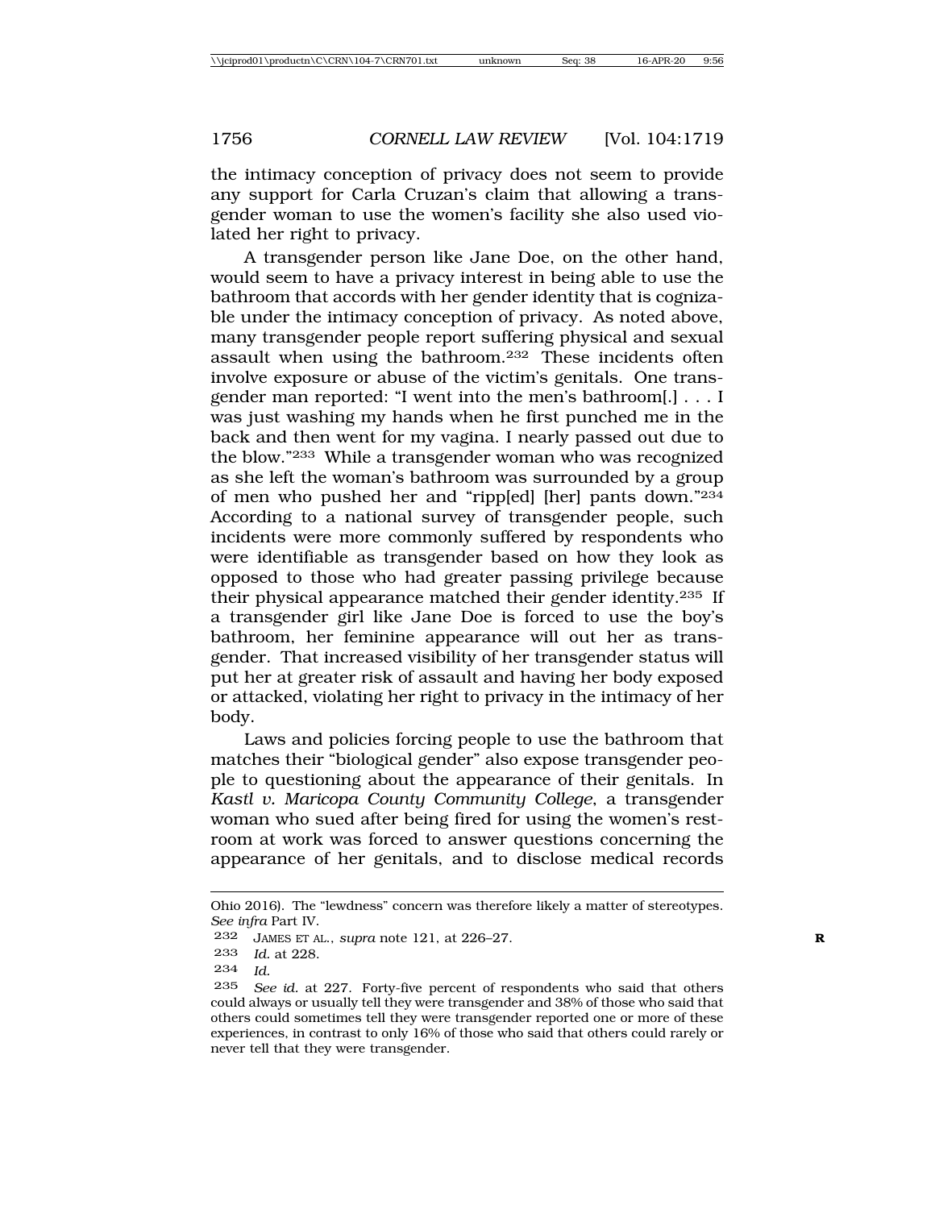the intimacy conception of privacy does not seem to provide any support for Carla Cruzan's claim that allowing a transgender woman to use the women's facility she also used violated her right to privacy.

A transgender person like Jane Doe, on the other hand, would seem to have a privacy interest in being able to use the bathroom that accords with her gender identity that is cognizable under the intimacy conception of privacy. As noted above, many transgender people report suffering physical and sexual assault when using the bathroom.[232] These incidents often involve exposure or abuse of the victim's genitals. One transgender man reported: "I went into the men's bathroom[.] . . . I was just washing my hands when he first punched me in the back and then went for my vagina. I nearly passed out due to the blow."[233] While a transgender woman who was recognized as she left the woman's bathroom was surrounded by a group of men who pushed her and "ripp[ed] [her] pants down."[234] According to a national survey of transgender people, such incidents were more commonly suffered by respondents who were identifiable as transgender based on how they look as opposed to those who had greater passing privilege because their physical appearance matched their gender identity.[235] If a transgender girl like Jane Doe is forced to use the boy's bathroom, her feminine appearance will out her as transgender. That increased visibility of her transgender status will put her at greater risk of assault and having her body exposed or attacked, violating her right to privacy in the intimacy of her body.

Laws and policies forcing people to use the bathroom that matches their "biological gender" also expose transgender people to questioning about the appearance of their genitals. In *Kastl v. Maricopa County Community College*, a transgender woman who sued after being fired for using the women's restroom at work was forced to answer questions concerning the appearance of her genitals, and to disclose medical records

---

Ohio 2016). The "lewdness" concern was therefore likely a matter of stereotypes. *See infra* Part IV.

232 JAMES ET AL., *supra* note 121, at 226–27.

233 *Id.* at 228.

234 *Id.*

235 *See id.* at 227. Forty-five percent of respondents who said that others could always or usually tell they were transgender and 38% of those who said that others could sometimes tell they were transgender reported one or more of these experiences, in contrast to only 16% of those who said that others could rarely or never tell that they were transgender.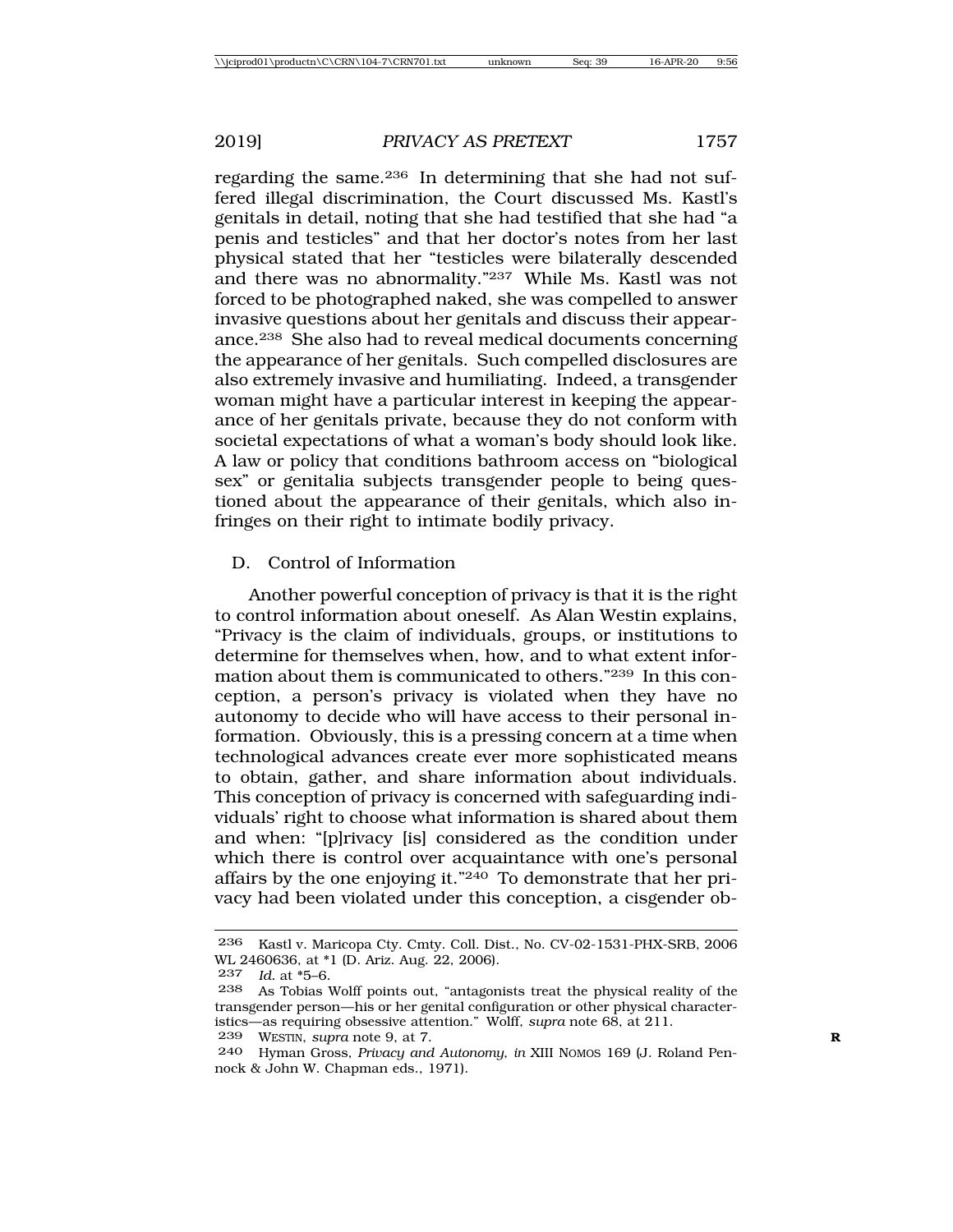regarding the same.[236] In determining that she had not suffered illegal discrimination, the Court discussed Ms. Kastl's genitals in detail, noting that she had testified that she had "a penis and testicles" and that her doctor's notes from her last physical stated that her "testicles were bilaterally descended and there was no abnormality."[237] While Ms. Kastl was not forced to be photographed naked, she was compelled to answer invasive questions about her genitals and discuss their appearance.[238] She also had to reveal medical documents concerning the appearance of her genitals. Such compelled disclosures are also extremely invasive and humiliating. Indeed, a transgender woman might have a particular interest in keeping the appearance of her genitals private, because they do not conform with societal expectations of what a woman's body should look like. A law or policy that conditions bathroom access on "biological sex" or genitalia subjects transgender people to being questioned about the appearance of their genitals, which also infringes on their right to intimate bodily privacy.

## D. Control of Information

Another powerful conception of privacy is that it is the right to control information about oneself. As Alan Westin explains, "Privacy is the claim of individuals, groups, or institutions to determine for themselves when, how, and to what extent information about them is communicated to others."[239] In this conception, a person's privacy is violated when they have no autonomy to decide who will have access to their personal information. Obviously, this is a pressing concern at a time when technological advances create ever more sophisticated means to obtain, gather, and share information about individuals. This conception of privacy is concerned with safeguarding individuals' right to choose what information is shared about them and when: "[p]rivacy [is] considered as the condition under which there is control over acquaintance with one's personal affairs by the one enjoying it."[240] To demonstrate that her privacy had been violated under this conception, a cisgender ob-

---

236 Kastl v. Maricopa Cty. Cmty. Coll. Dist., No. CV-02-1531-PHX-SRB, 2006 WL 2460636, at *1 (D. Ariz. Aug. 22, 2006).

237 *Id.* at *5–6.

238 As Tobias Wolff points out, "antagonists treat the physical reality of the transgender person—his or her genital configuration or other physical characteristics—as requiring obsessive attention." Wolff, *supra* note 68, at 211.

239 WESTIN, *supra* note 9, at 7.

240 Hyman Gross, *Privacy and Autonomy*, *in* XIII NOMOS 169 (J. Roland Pennock & John W. Chapman eds., 1971).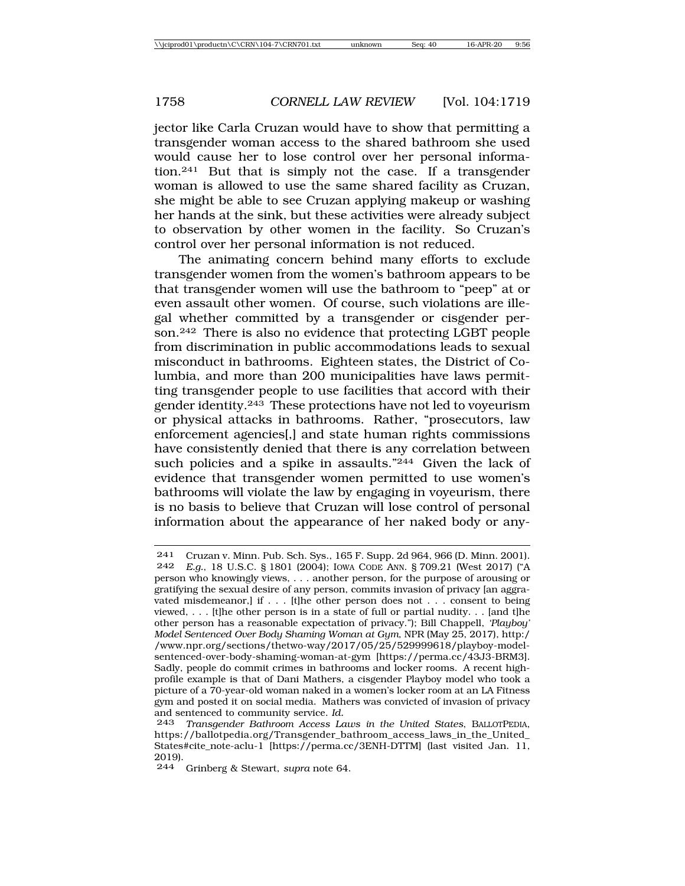jector like Carla Cruzan would have to show that permitting a transgender woman access to the shared bathroom she used would cause her to lose control over her personal information.[241] But that is simply not the case. If a transgender woman is allowed to use the same shared facility as Cruzan, she might be able to see Cruzan applying makeup or washing her hands at the sink, but these activities were already subject to observation by other women in the facility. So Cruzan's control over her personal information is not reduced.

The animating concern behind many efforts to exclude transgender women from the women's bathroom appears to be that transgender women will use the bathroom to "peep" at or even assault other women. Of course, such violations are illegal whether committed by a transgender or cisgender person.[242] There is also no evidence that protecting LGBT people from discrimination in public accommodations leads to sexual misconduct in bathrooms. Eighteen states, the District of Columbia, and more than 200 municipalities have laws permitting transgender people to use facilities that accord with their gender identity.[243] These protections have not led to voyeurism or physical attacks in bathrooms. Rather, "prosecutors, law enforcement agencies[,] and state human rights commissions have consistently denied that there is any correlation between such policies and a spike in assaults."[244] Given the lack of evidence that transgender women permitted to use women's bathrooms will violate the law by engaging in voyeurism, there is no basis to believe that Cruzan will lose control of personal information about the appearance of her naked body or any-

---

241 Cruzan v. Minn. Pub. Sch. Sys., 165 F. Supp. 2d 964, 966 (D. Minn. 2001).

242 *E.g.*, 18 U.S.C. § 1801 (2004); IOWA CODE ANN. § 709.21 (West 2017) ("A person who knowingly views, . . . another person, for the purpose of arousing or gratifying the sexual desire of any person, commits invasion of privacy [an aggravated misdemeanor,] if . . . [t]he other person does not . . . consent to being viewed, . . . [t]he other person is in a state of full or partial nudity. . . [and t]he other person has a reasonable expectation of privacy."); Bill Chappell, *'Playboy' Model Sentenced Over Body Shaming Woman at Gym*, NPR (May 25, 2017), http://www.npr.org/sections/thetwo-way/2017/05/25/529999618/playboy-model-sentenced-over-body-shaming-woman-at-gym [https://perma.cc/43J3-BRM3]. Sadly, people do commit crimes in bathrooms and locker rooms. A recent high-profile example is that of Dani Mathers, a cisgender Playboy model who took a picture of a 70-year-old woman naked in a women's locker room at an LA Fitness gym and posted it on social media. Mathers was convicted of invasion of privacy and sentenced to community service. *Id.*

243 *Transgender Bathroom Access Laws in the United States*, BALLOTPEDIA, https://ballotpedia.org/Transgender_bathroom_access_laws_in_the_United_States#cite_note-aclu-1 [https://perma.cc/3ENH-DTTM] (last visited Jan. 11, 2019).

244 Grinberg & Stewart, *supra* note 64.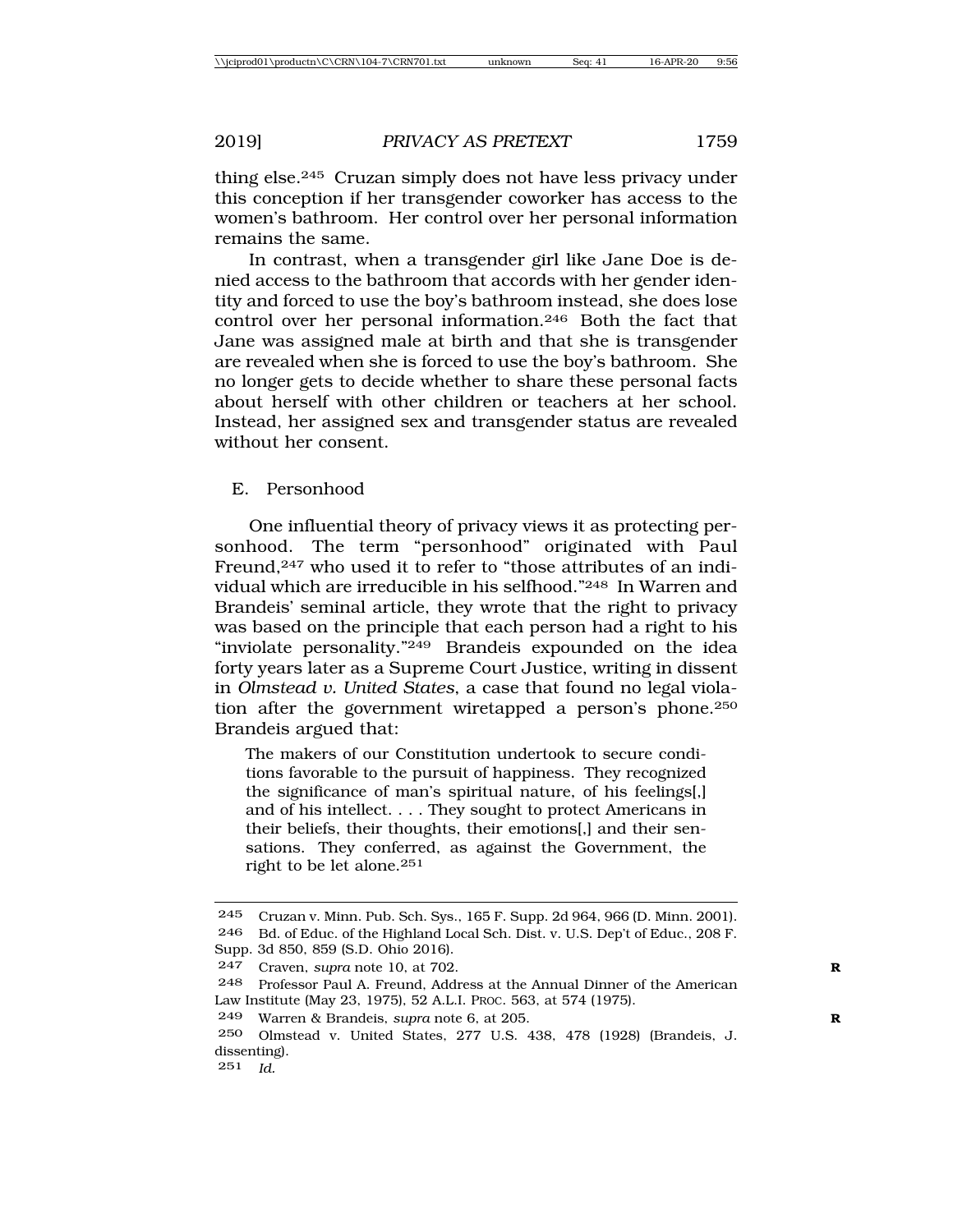thing else.[245] Cruzan simply does not have less privacy under this conception if her transgender coworker has access to the women's bathroom. Her control over her personal information remains the same.

In contrast, when a transgender girl like Jane Doe is denied access to the bathroom that accords with her gender identity and forced to use the boy's bathroom instead, she does lose control over her personal information.[246] Both the fact that Jane was assigned male at birth and that she is transgender are revealed when she is forced to use the boy's bathroom. She no longer gets to decide whether to share these personal facts about herself with other children or teachers at her school. Instead, her assigned sex and transgender status are revealed without her consent.

### E. Personhood

One influential theory of privacy views it as protecting personhood. The term "personhood" originated with Paul Freund,[247] who used it to refer to "those attributes of an individual which are irreducible in his selfhood."[248] In Warren and Brandeis' seminal article, they wrote that the right to privacy was based on the principle that each person had a right to his "inviolate personality."[249] Brandeis expounded on the idea forty years later as a Supreme Court Justice, writing in dissent in *Olmstead v. United States*, a case that found no legal violation after the government wiretapped a person's phone.[250] Brandeis argued that:

> The makers of our Constitution undertook to secure conditions favorable to the pursuit of happiness. They recognized the significance of man's spiritual nature, of his feelings[,] and of his intellect. . . . They sought to protect Americans in their beliefs, their thoughts, their emotions[,] and their sensations. They conferred, as against the Government, the right to be let alone.[251]

---

245 Cruzan v. Minn. Pub. Sch. Sys., 165 F. Supp. 2d 964, 966 (D. Minn. 2001).

246 Bd. of Educ. of the Highland Local Sch. Dist. v. U.S. Dep't of Educ., 208 F. Supp. 3d 850, 859 (S.D. Ohio 2016).

247 Craven, *supra* note 10, at 702.

248 Professor Paul A. Freund, Address at the Annual Dinner of the American Law Institute (May 23, 1975), 52 A.L.I. PROC. 563, at 574 (1975).

249 Warren & Brandeis, *supra* note 6, at 205.

250 Olmstead v. United States, 277 U.S. 438, 478 (1928) (Brandeis, J. dissenting).

251 *Id.*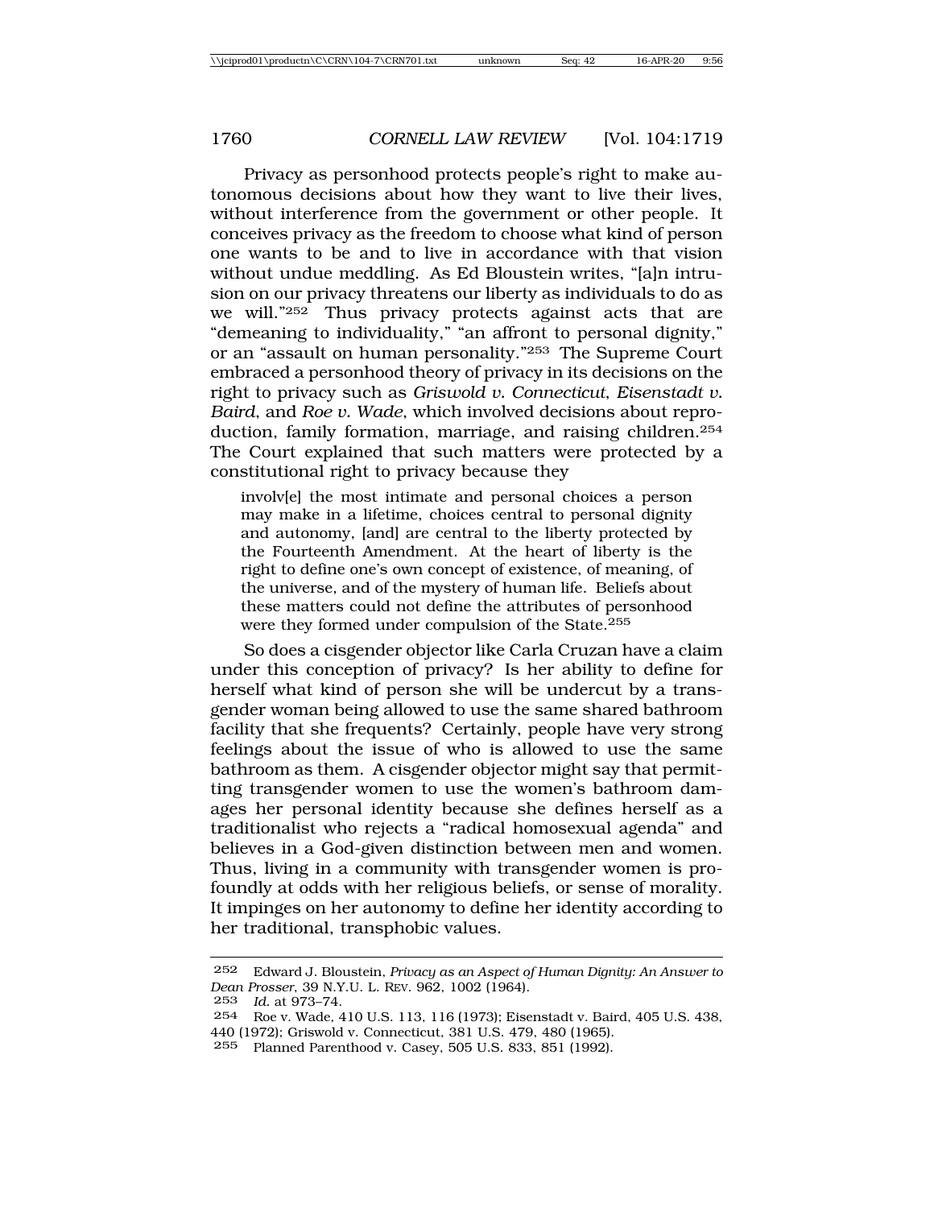Privacy as personhood protects people's right to make autonomous decisions about how they want to live their lives, without interference from the government or other people. It conceives privacy as the freedom to choose what kind of person one wants to be and to live in accordance with that vision without undue meddling. As Ed Bloustein writes, "[a]n intrusion on our privacy threatens our liberty as individuals to do as we will."[252] Thus privacy protects against acts that are "demeaning to individuality," "an affront to personal dignity," or an "assault on human personality."[253] The Supreme Court embraced a personhood theory of privacy in its decisions on the right to privacy such as *Griswold v. Connecticut*, *Eisenstadt v. Baird*, and *Roe v. Wade*, which involved decisions about reproduction, family formation, marriage, and raising children.[254] The Court explained that such matters were protected by a constitutional right to privacy because they

> involv[e] the most intimate and personal choices a person may make in a lifetime, choices central to personal dignity and autonomy, [and] are central to the liberty protected by the Fourteenth Amendment. At the heart of liberty is the right to define one's own concept of existence, of meaning, of the universe, and of the mystery of human life. Beliefs about these matters could not define the attributes of personhood were they formed under compulsion of the State.[255]

So does a cisgender objector like Carla Cruzan have a claim under this conception of privacy? Is her ability to define for herself what kind of person she will be undercut by a transgender woman being allowed to use the same shared bathroom facility that she frequents? Certainly, people have very strong feelings about the issue of who is allowed to use the same bathroom as them. A cisgender objector might say that permitting transgender women to use the women's bathroom damages her personal identity because she defines herself as a traditionalist who rejects a "radical homosexual agenda" and believes in a God-given distinction between men and women. Thus, living in a community with transgender women is profoundly at odds with her religious beliefs, or sense of morality. It impinges on her autonomy to define her identity according to her traditional, transphobic values.

---

252 Edward J. Bloustein, *Privacy as an Aspect of Human Dignity: An Answer to Dean Prosser*, 39 N.Y.U. L. REV. 962, 1002 (1964).

253 *Id.* at 973–74.

254 Roe v. Wade, 410 U.S. 113, 116 (1973); Eisenstadt v. Baird, 405 U.S. 438, 440 (1972); Griswold v. Connecticut, 381 U.S. 479, 480 (1965).

255 Planned Parenthood v. Casey, 505 U.S. 833, 851 (1992).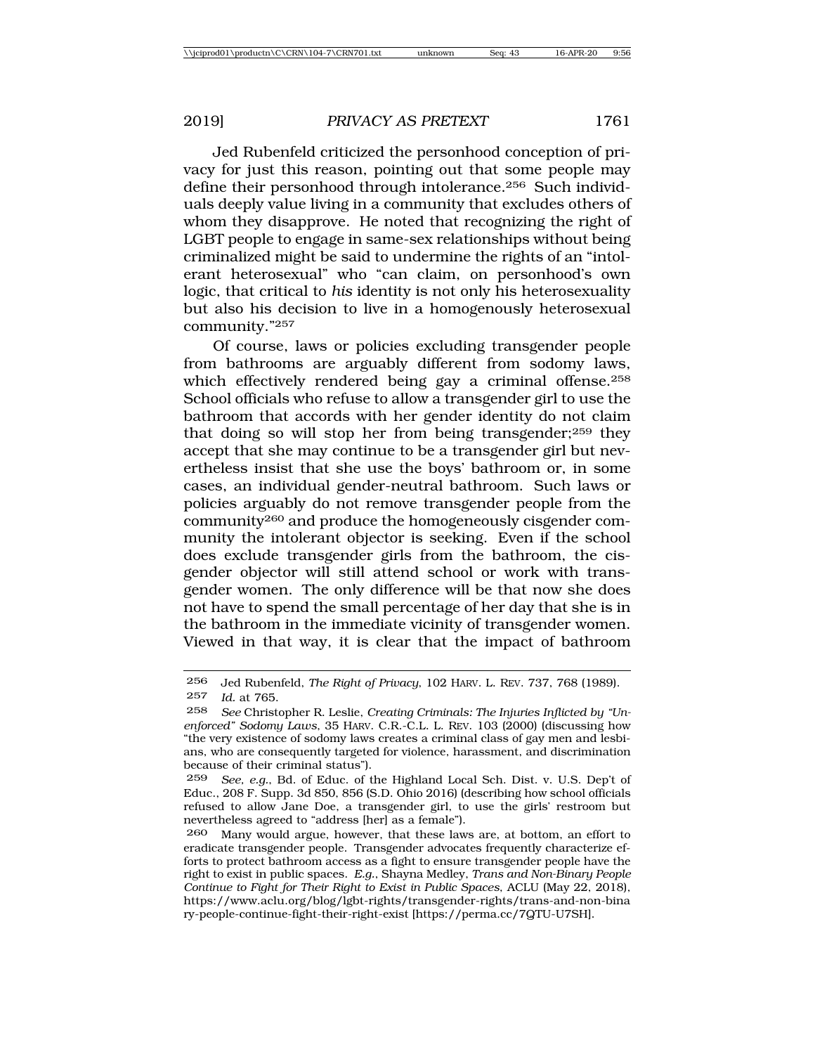Jed Rubenfeld criticized the personhood conception of privacy for just this reason, pointing out that some people may define their personhood through intolerance.[256] Such individuals deeply value living in a community that excludes others of whom they disapprove. He noted that recognizing the right of LGBT people to engage in same-sex relationships without being criminalized might be said to undermine the rights of an "intolerant heterosexual" who "can claim, on personhood's own logic, that critical to *his* identity is not only his heterosexuality but also his decision to live in a homogenously heterosexual community."[257]

Of course, laws or policies excluding transgender people from bathrooms are arguably different from sodomy laws, which effectively rendered being gay a criminal offense.[258] School officials who refuse to allow a transgender girl to use the bathroom that accords with her gender identity do not claim that doing so will stop her from being transgender;[259] they accept that she may continue to be a transgender girl but nevertheless insist that she use the boys' bathroom or, in some cases, an individual gender-neutral bathroom. Such laws or policies arguably do not remove transgender people from the community[260] and produce the homogeneously cisgender community the intolerant objector is seeking. Even if the school does exclude transgender girls from the bathroom, the cisgender objector will still attend school or work with transgender women. The only difference will be that now she does not have to spend the small percentage of her day that she is in the bathroom in the immediate vicinity of transgender women. Viewed in that way, it is clear that the impact of bathroom

---

256 Jed Rubenfeld, *The Right of Privacy*, 102 HARV. L. REV. 737, 768 (1989).

257 *Id.* at 765.

258 *See* Christopher R. Leslie, *Creating Criminals: The Injuries Inflicted by "Unenforced" Sodomy Laws*, 35 HARV. C.R.-C.L. L. REV. 103 (2000) (discussing how "the very existence of sodomy laws creates a criminal class of gay men and lesbians, who are consequently targeted for violence, harassment, and discrimination because of their criminal status").

259 *See, e.g.*, Bd. of Educ. of the Highland Local Sch. Dist. v. U.S. Dep't of Educ., 208 F. Supp. 3d 850, 856 (S.D. Ohio 2016) (describing how school officials refused to allow Jane Doe, a transgender girl, to use the girls' restroom but nevertheless agreed to "address [her] as a female").

260 Many would argue, however, that these laws are, at bottom, an effort to eradicate transgender people. Transgender advocates frequently characterize efforts to protect bathroom access as a fight to ensure transgender people have the right to exist in public spaces. *E.g.*, Shayna Medley, *Trans and Non-Binary People Continue to Fight for Their Right to Exist in Public Spaces*, ACLU (May 22, 2018), https://www.aclu.org/blog/lgbt-rights/transgender-rights/trans-and-non-binary-people-continue-fight-their-right-exist [https://perma.cc/7QTU-U7SH].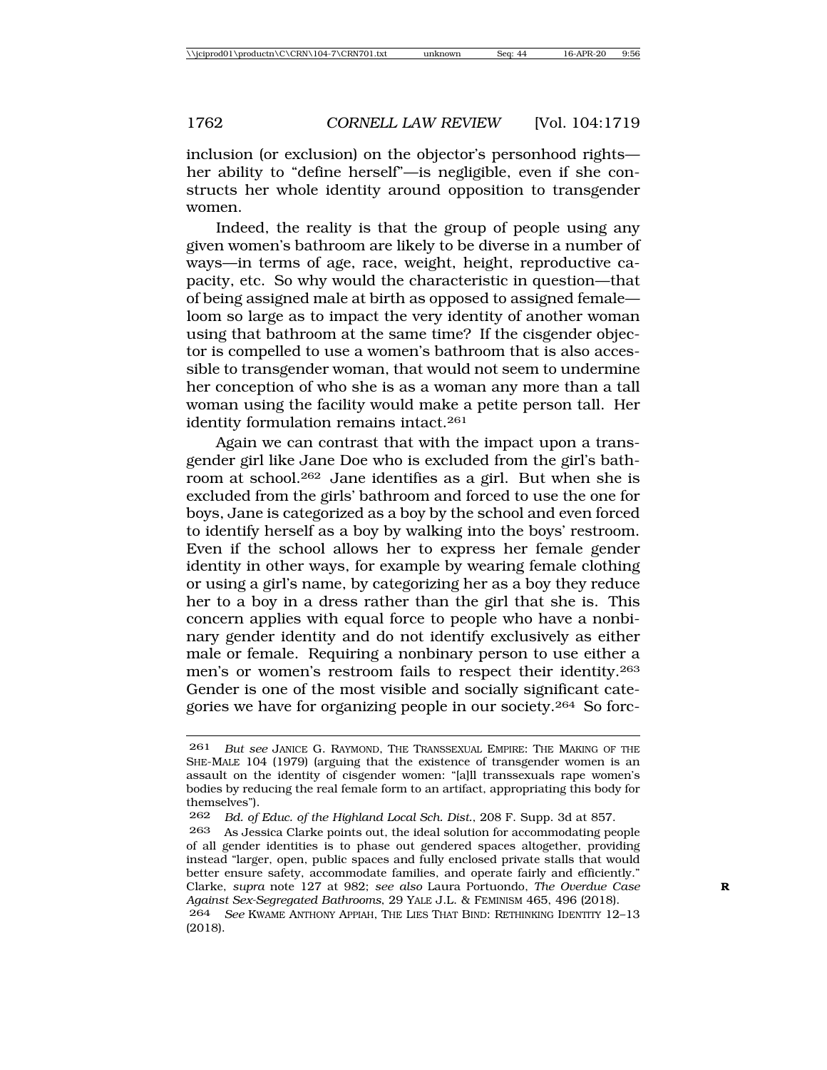inclusion (or exclusion) on the objector's personhood rights—her ability to "define herself"—is negligible, even if she constructs her whole identity around opposition to transgender women.

Indeed, the reality is that the group of people using any given women's bathroom are likely to be diverse in a number of ways—in terms of age, race, weight, height, reproductive capacity, etc. So why would the characteristic in question—that of being assigned male at birth as opposed to assigned female—loom so large as to impact the very identity of another woman using that bathroom at the same time? If the cisgender objector is compelled to use a women's bathroom that is also accessible to transgender woman, that would not seem to undermine her conception of who she is as a woman any more than a tall woman using the facility would make a petite person tall. Her identity formulation remains intact.[261]

Again we can contrast that with the impact upon a transgender girl like Jane Doe who is excluded from the girl's bathroom at school.[262] Jane identifies as a girl. But when she is excluded from the girls' bathroom and forced to use the one for boys, Jane is categorized as a boy by the school and even forced to identify herself as a boy by walking into the boys' restroom. Even if the school allows her to express her female gender identity in other ways, for example by wearing female clothing or using a girl's name, by categorizing her as a boy they reduce her to a boy in a dress rather than the girl that she is. This concern applies with equal force to people who have a nonbinary gender identity and do not identify exclusively as either male or female. Requiring a nonbinary person to use either a men's or women's restroom fails to respect their identity.[263] Gender is one of the most visible and socially significant categories we have for organizing people in our society.[264] So forc-

---

261 *But see* JANICE G. RAYMOND, THE TRANSSEXUAL EMPIRE: THE MAKING OF THE SHE-MALE 104 (1979) (arguing that the existence of transgender women is an assault on the identity of cisgender women: "[a]ll transsexuals rape women's bodies by reducing the real female form to an artifact, appropriating this body for themselves").

262 *Bd. of Educ. of the Highland Local Sch. Dist.*, 208 F. Supp. 3d at 857.

263 As Jessica Clarke points out, the ideal solution for accommodating people of all gender identities is to phase out gendered spaces altogether, providing instead "larger, open, public spaces and fully enclosed private stalls that would better ensure safety, accommodate families, and operate fairly and efficiently." Clarke, *supra* note 127 at 982; *see also* Laura Portuondo, *The Overdue Case Against Sex-Segregated Bathrooms*, 29 YALE J.L. & FEMINISM 465, 496 (2018).

264 *See* KWAME ANTHONY APPIAH, THE LIES THAT BIND: RETHINKING IDENTITY 12–13 (2018).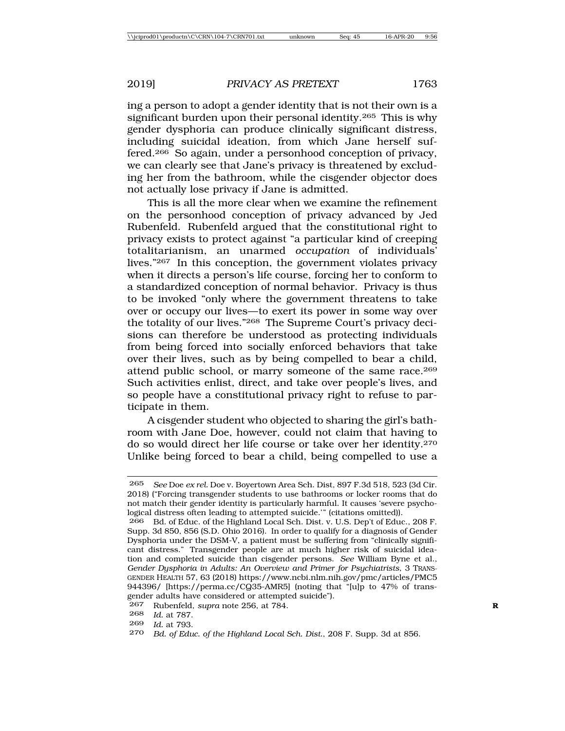ing a person to adopt a gender identity that is not their own is a significant burden upon their personal identity.[265] This is why gender dysphoria can produce clinically significant distress, including suicidal ideation, from which Jane herself suffered.[266] So again, under a personhood conception of privacy, we can clearly see that Jane's privacy is threatened by excluding her from the bathroom, while the cisgender objector does not actually lose privacy if Jane is admitted.

This is all the more clear when we examine the refinement on the personhood conception of privacy advanced by Jed Rubenfeld. Rubenfeld argued that the constitutional right to privacy exists to protect against "a particular kind of creeping totalitarianism, an unarmed *occupation* of individuals' lives."[267] In this conception, the government violates privacy when it directs a person's life course, forcing her to conform to a standardized conception of normal behavior. Privacy is thus to be invoked "only where the government threatens to take over or occupy our lives—to exert its power in some way over the totality of our lives."[268] The Supreme Court's privacy decisions can therefore be understood as protecting individuals from being forced into socially enforced behaviors that take over their lives, such as by being compelled to bear a child, attend public school, or marry someone of the same race.[269] Such activities enlist, direct, and take over people's lives, and so people have a constitutional privacy right to refuse to participate in them.

A cisgender student who objected to sharing the girl's bathroom with Jane Doe, however, could not claim that having to do so would direct her life course or take over her identity.[270] Unlike being forced to bear a child, being compelled to use a

---

265 *See* Doe *ex rel.* Doe v. Boyertown Area Sch. Dist, 897 F.3d 518, 523 (3d Cir. 2018) ("Forcing transgender students to use bathrooms or locker rooms that do not match their gender identity is particularly harmful. It causes 'severe psychological distress often leading to attempted suicide.'" (citations omitted)).

266 Bd. of Educ. of the Highland Local Sch. Dist. v. U.S. Dep't of Educ., 208 F. Supp. 3d 850, 856 (S.D. Ohio 2016). In order to qualify for a diagnosis of Gender Dysphoria under the DSM-V, a patient must be suffering from "clinically significant distress." Transgender people are at much higher risk of suicidal ideation and completed suicide than cisgender persons. *See* William Byne et al., *Gender Dysphoria in Adults: An Overview and Primer for Psychiatrists*, 3 TRANSGENDER HEALTH 57, 63 (2018) https://www.ncbi.nlm.nih.gov/pmc/articles/PMC5944396/ [https://perma.cc/CQ35-AMR5] (noting that "[u]p to 47% of transgender adults have considered or attempted suicide").

267 Rubenfeld, *supra* note 256, at 784.

268 *Id.* at 787.

269 *Id.* at 793.

270 *Bd. of Educ. of the Highland Local Sch. Dist.*, 208 F. Supp. 3d at 856.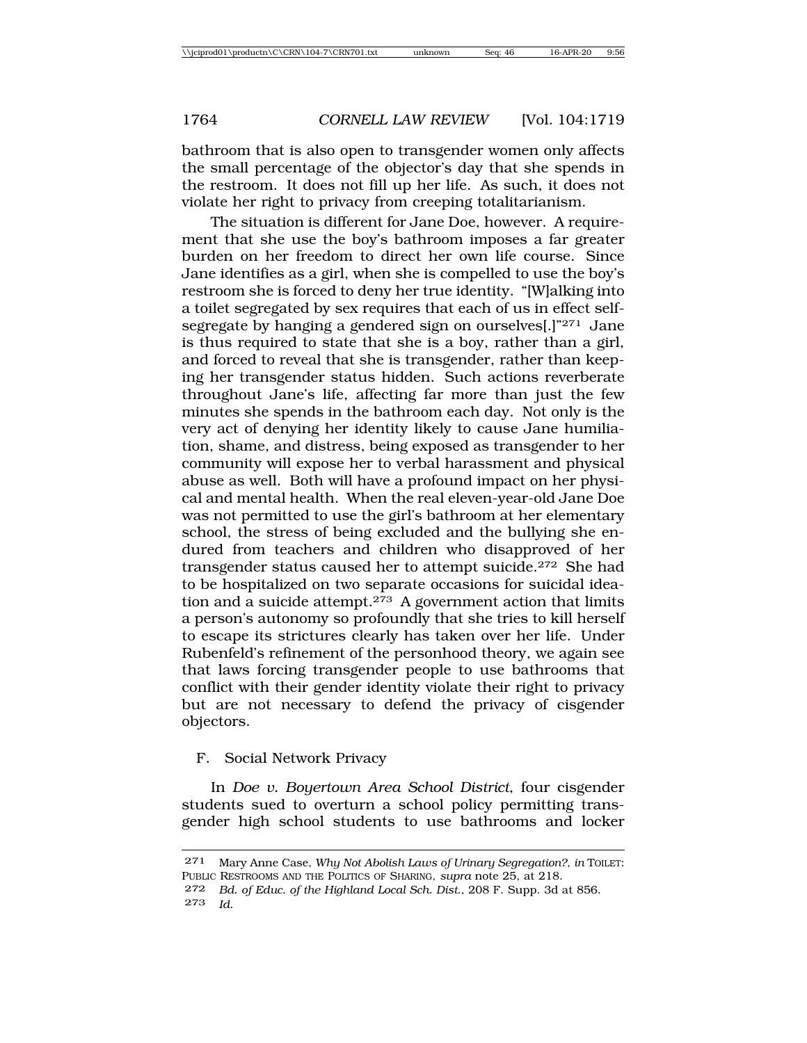bathroom that is also open to transgender women only affects the small percentage of the objector's day that she spends in the restroom. It does not fill up her life. As such, it does not violate her right to privacy from creeping totalitarianism.

The situation is different for Jane Doe, however. A requirement that she use the boy's bathroom imposes a far greater burden on her freedom to direct her own life course. Since Jane identifies as a girl, when she is compelled to use the boy's restroom she is forced to deny her true identity. "[W]alking into a toilet segregated by sex requires that each of us in effect self-segregate by hanging a gendered sign on ourselves[.]"[271] Jane is thus required to state that she is a boy, rather than a girl, and forced to reveal that she is transgender, rather than keeping her transgender status hidden. Such actions reverberate throughout Jane's life, affecting far more than just the few minutes she spends in the bathroom each day. Not only is the very act of denying her identity likely to cause Jane humiliation, shame, and distress, being exposed as transgender to her community will expose her to verbal harassment and physical abuse as well. Both will have a profound impact on her physical and mental health. When the real eleven-year-old Jane Doe was not permitted to use the girl's bathroom at her elementary school, the stress of being excluded and the bullying she endured from teachers and children who disapproved of her transgender status caused her to attempt suicide.[272] She had to be hospitalized on two separate occasions for suicidal ideation and a suicide attempt.[273] A government action that limits a person's autonomy so profoundly that she tries to kill herself to escape its strictures clearly has taken over her life. Under Rubenfeld's refinement of the personhood theory, we again see that laws forcing transgender people to use bathrooms that conflict with their gender identity violate their right to privacy but are not necessary to defend the privacy of cisgender objectors.

### F. Social Network Privacy

In *Doe v. Boyertown Area School District*, four cisgender students sued to overturn a school policy permitting transgender high school students to use bathrooms and locker

---

271 Mary Anne Case, *Why Not Abolish Laws of Urinary Segregation?*, *in* TOILET: PUBLIC RESTROOMS AND THE POLITICS OF SHARING, *supra* note 25, at 218.

272 *Bd. of Educ. of the Highland Local Sch. Dist.*, 208 F. Supp. 3d at 856.

273 *Id.*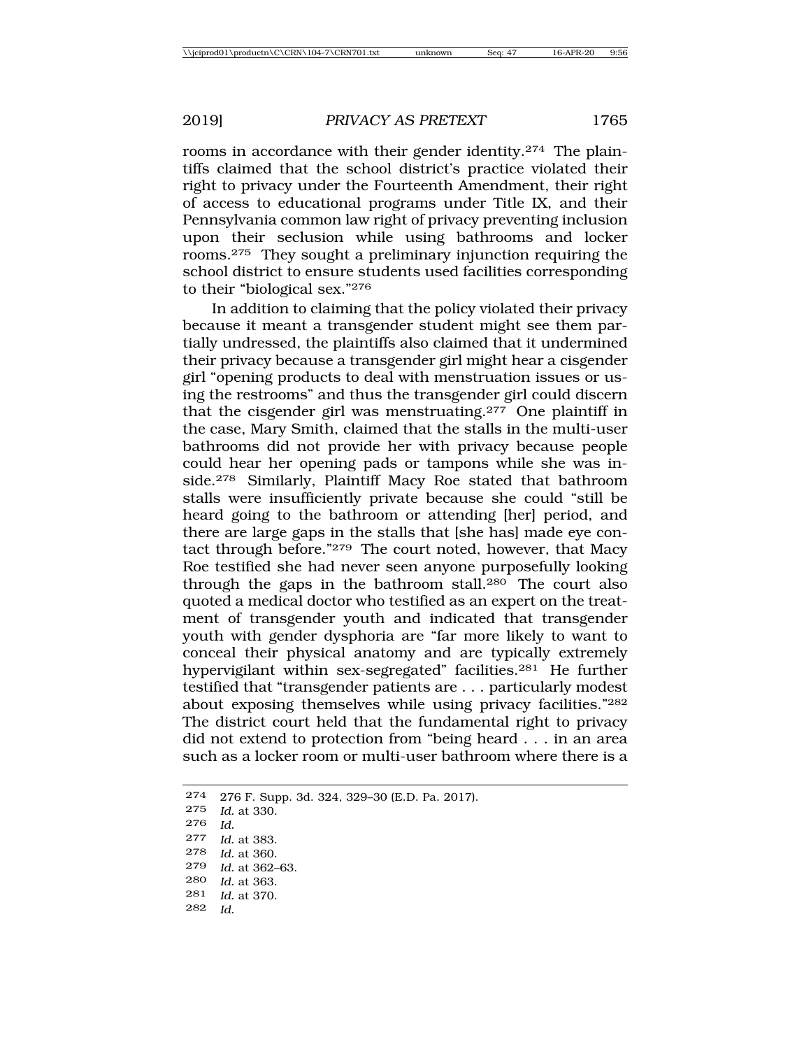rooms in accordance with their gender identity.[274] The plaintiffs claimed that the school district's practice violated their right to privacy under the Fourteenth Amendment, their right of access to educational programs under Title IX, and their Pennsylvania common law right of privacy preventing inclusion upon their seclusion while using bathrooms and locker rooms.[275] They sought a preliminary injunction requiring the school district to ensure students used facilities corresponding to their "biological sex."[276]

In addition to claiming that the policy violated their privacy because it meant a transgender student might see them partially undressed, the plaintiffs also claimed that it undermined their privacy because a transgender girl might hear a cisgender girl "opening products to deal with menstruation issues or using the restrooms" and thus the transgender girl could discern that the cisgender girl was menstruating.[277] One plaintiff in the case, Mary Smith, claimed that the stalls in the multi-user bathrooms did not provide her with privacy because people could hear her opening pads or tampons while she was inside.[278] Similarly, Plaintiff Macy Roe stated that bathroom stalls were insufficiently private because she could "still be heard going to the bathroom or attending [her] period, and there are large gaps in the stalls that [she has] made eye contact through before."[279] The court noted, however, that Macy Roe testified she had never seen anyone purposefully looking through the gaps in the bathroom stall.[280] The court also quoted a medical doctor who testified as an expert on the treatment of transgender youth and indicated that transgender youth with gender dysphoria are "far more likely to want to conceal their physical anatomy and are typically extremely hypervigilant within sex-segregated" facilities.[281] He further testified that "transgender patients are . . . particularly modest about exposing themselves while using privacy facilities."[282] The district court held that the fundamental right to privacy did not extend to protection from "being heard . . . in an area such as a locker room or multi-user bathroom where there is a

---

274 276 F. Supp. 3d. 324, 329–30 (E.D. Pa. 2017).

275 *Id.* at 330.

276 *Id.*

277 *Id.* at 383.

278 *Id.* at 360.

279 *Id.* at 362–63.

280 *Id.* at 363.

281 *Id.* at 370.

282 *Id.*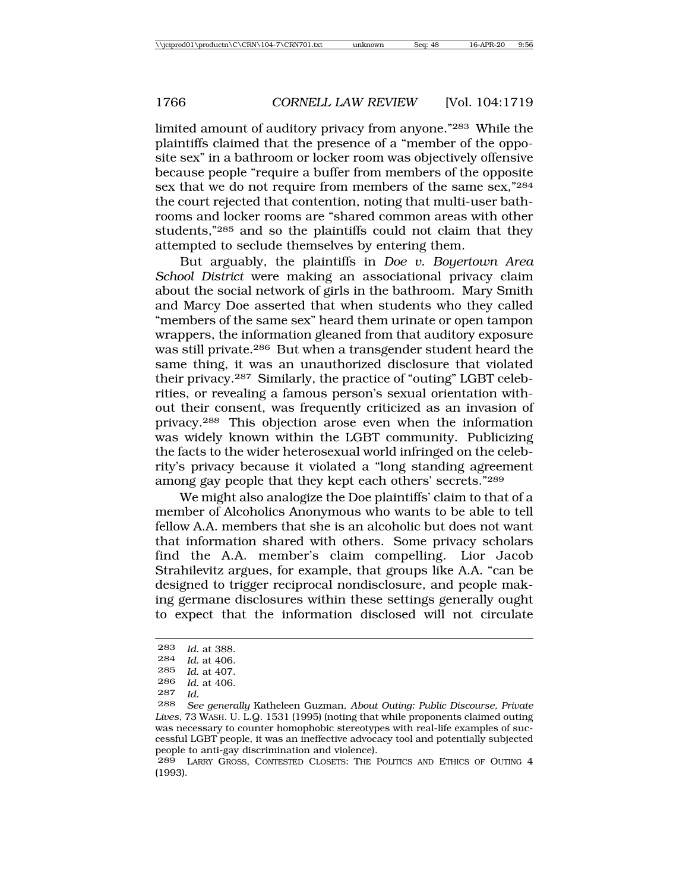limited amount of auditory privacy from anyone."[283] While the plaintiffs claimed that the presence of a "member of the opposite sex" in a bathroom or locker room was objectively offensive because people "require a buffer from members of the opposite sex that we do not require from members of the same sex,"[284] the court rejected that contention, noting that multi-user bathrooms and locker rooms are "shared common areas with other students,"[285] and so the plaintiffs could not claim that they attempted to seclude themselves by entering them.

But arguably, the plaintiffs in *Doe v. Boyertown Area School District* were making an associational privacy claim about the social network of girls in the bathroom. Mary Smith and Marcy Doe asserted that when students who they called "members of the same sex" heard them urinate or open tampon wrappers, the information gleaned from that auditory exposure was still private.[286] But when a transgender student heard the same thing, it was an unauthorized disclosure that violated their privacy.[287] Similarly, the practice of "outing" LGBT celebrities, or revealing a famous person's sexual orientation without their consent, was frequently criticized as an invasion of privacy.[288] This objection arose even when the information was widely known within the LGBT community. Publicizing the facts to the wider heterosexual world infringed on the celebrity's privacy because it violated a "long standing agreement among gay people that they kept each others' secrets."[289]

We might also analogize the Doe plaintiffs' claim to that of a member of Alcoholics Anonymous who wants to be able to tell fellow A.A. members that she is an alcoholic but does not want that information shared with others. Some privacy scholars find the A.A. member's claim compelling. Lior Jacob Strahilevitz argues, for example, that groups like A.A. "can be designed to trigger reciprocal nondisclosure, and people making germane disclosures within these settings generally ought to expect that the information disclosed will not circulate

---

283 *Id.* at 388.

284 *Id.* at 406.

285 *Id.* at 407.

286 *Id.* at 406.

287 *Id.*

288 *See generally* Katheleen Guzman, *About Outing: Public Discourse, Private Lives*, 73 WASH. U. L.Q. 1531 (1995) (noting that while proponents claimed outing was necessary to counter homophobic stereotypes with real-life examples of successful LGBT people, it was an ineffective advocacy tool and potentially subjected people to anti-gay discrimination and violence).

289 LARRY GROSS, CONTESTED CLOSETS: THE POLITICS AND ETHICS OF OUTING 4 (1993).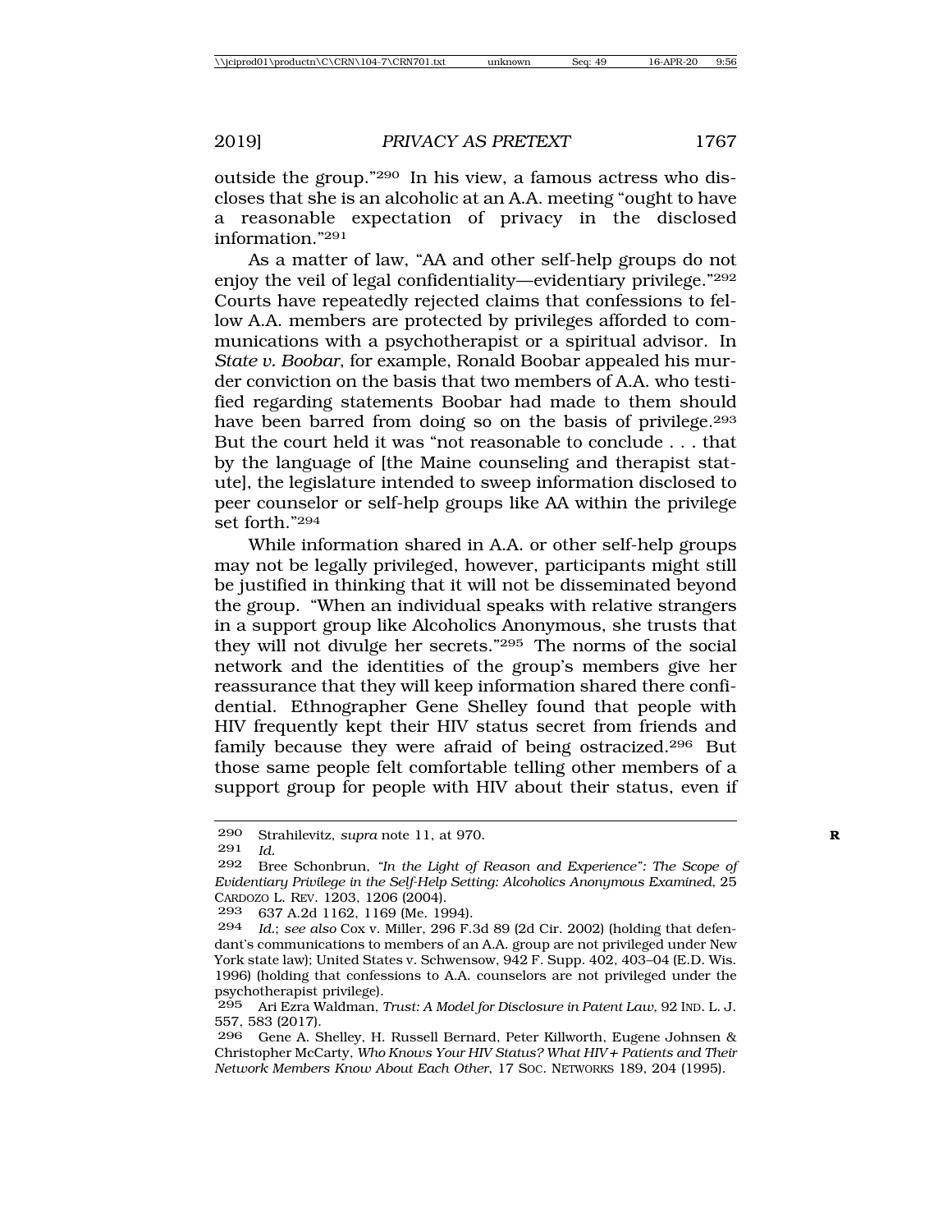outside the group."[290] In his view, a famous actress who discloses that she is an alcoholic at an A.A. meeting "ought to have a reasonable expectation of privacy in the disclosed information."[291]

As a matter of law, "AA and other self-help groups do not enjoy the veil of legal confidentiality—evidentiary privilege."[292] Courts have repeatedly rejected claims that confessions to fellow A.A. members are protected by privileges afforded to communications with a psychotherapist or a spiritual advisor. In *State v. Boobar*, for example, Ronald Boobar appealed his murder conviction on the basis that two members of A.A. who testified regarding statements Boobar had made to them should have been barred from doing so on the basis of privilege.[293] But the court held it was "not reasonable to conclude . . . that by the language of [the Maine counseling and therapist statute], the legislature intended to sweep information disclosed to peer counselor or self-help groups like AA within the privilege set forth."[294]

While information shared in A.A. or other self-help groups may not be legally privileged, however, participants might still be justified in thinking that it will not be disseminated beyond the group. "When an individual speaks with relative strangers in a support group like Alcoholics Anonymous, she trusts that they will not divulge her secrets."[295] The norms of the social network and the identities of the group's members give her reassurance that they will keep information shared there confidential. Ethnographer Gene Shelley found that people with HIV frequently kept their HIV status secret from friends and family because they were afraid of being ostracized.[296] But those same people felt comfortable telling other members of a support group for people with HIV about their status, even if

---

290 Strahilevitz, *supra* note 11, at 970.

291 *Id.*

292 Bree Schonbrun, *"In the Light of Reason and Experience": The Scope of Evidentiary Privilege in the Self-Help Setting: Alcoholics Anonymous Examined*, 25 CARDOZO L. REV. 1203, 1206 (2004).

293 637 A.2d 1162, 1169 (Me. 1994).

294 *Id.*; *see also* Cox v. Miller, 296 F.3d 89 (2d Cir. 2002) (holding that defendant's communications to members of an A.A. group are not privileged under New York state law); United States v. Schwensow, 942 F. Supp. 402, 403–04 (E.D. Wis. 1996) (holding that confessions to A.A. counselors are not privileged under the psychotherapist privilege).

295 Ari Ezra Waldman, *Trust: A Model for Disclosure in Patent Law*, 92 IND. L. J. 557, 583 (2017).

296 Gene A. Shelley, H. Russell Bernard, Peter Killworth, Eugene Johnsen & Christopher McCarty, *Who Knows Your HIV Status? What HIV+ Patients and Their Network Members Know About Each Other*, 17 SOC. NETWORKS 189, 204 (1995).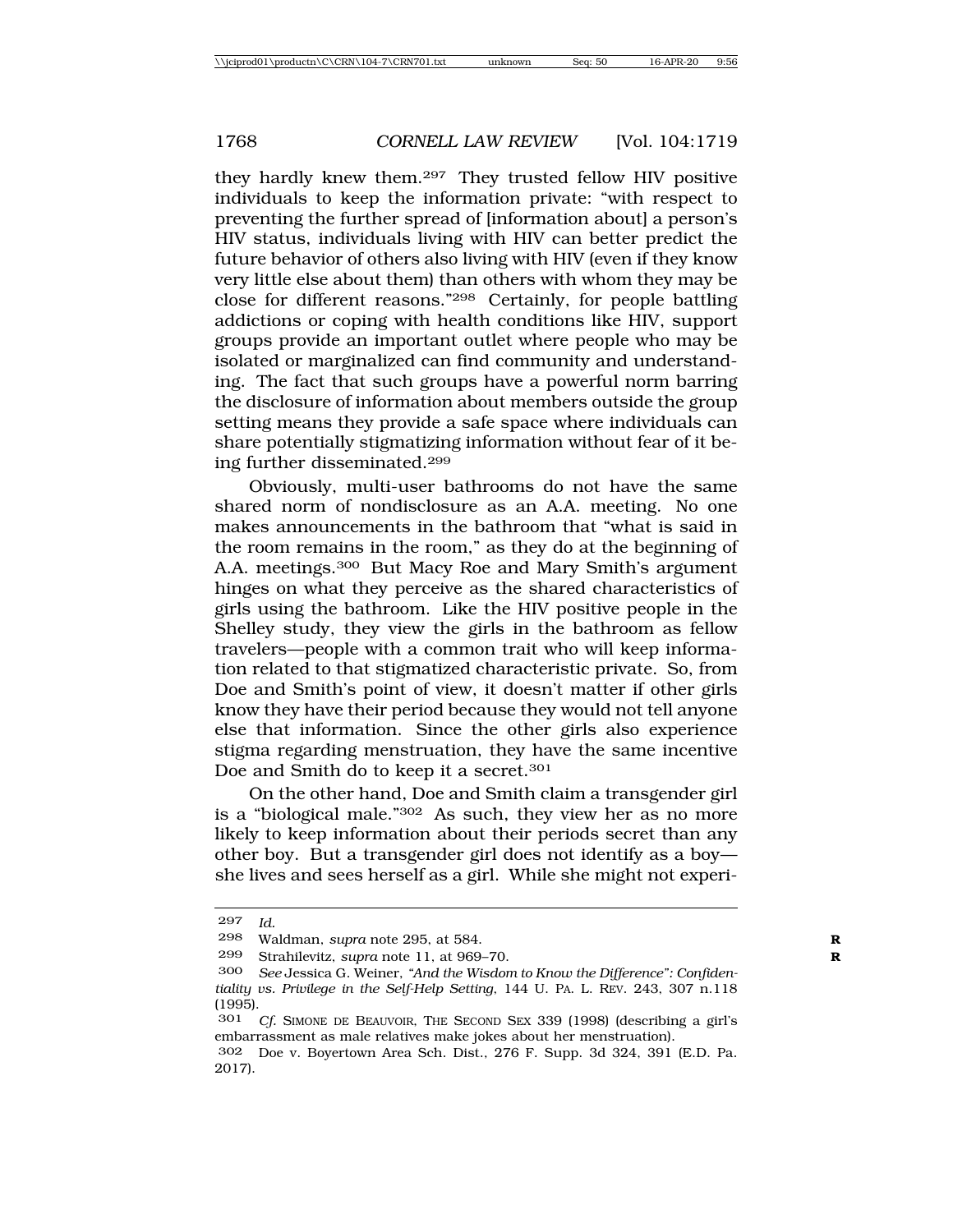they hardly knew them.[297] They trusted fellow HIV positive individuals to keep the information private: "with respect to preventing the further spread of [information about] a person's HIV status, individuals living with HIV can better predict the future behavior of others also living with HIV (even if they know very little else about them) than others with whom they may be close for different reasons."[298] Certainly, for people battling addictions or coping with health conditions like HIV, support groups provide an important outlet where people who may be isolated or marginalized can find community and understanding. The fact that such groups have a powerful norm barring the disclosure of information about members outside the group setting means they provide a safe space where individuals can share potentially stigmatizing information without fear of it being further disseminated.[299]

Obviously, multi-user bathrooms do not have the same shared norm of nondisclosure as an A.A. meeting. No one makes announcements in the bathroom that "what is said in the room remains in the room," as they do at the beginning of A.A. meetings.[300] But Macy Roe and Mary Smith's argument hinges on what they perceive as the shared characteristics of girls using the bathroom. Like the HIV positive people in the Shelley study, they view the girls in the bathroom as fellow travelers—people with a common trait who will keep information related to that stigmatized characteristic private. So, from Doe and Smith's point of view, it doesn't matter if other girls know they have their period because they would not tell anyone else that information. Since the other girls also experience stigma regarding menstruation, they have the same incentive Doe and Smith do to keep it a secret.[301]

On the other hand, Doe and Smith claim a transgender girl is a "biological male."[302] As such, they view her as no more likely to keep information about their periods secret than any other boy. But a transgender girl does not identify as a boy—she lives and sees herself as a girl. While she might not experi-

---

297 *Id.*

298 Waldman, *supra* note 295, at 584.

299 Strahilevitz, *supra* note 11, at 969–70.

300 *See* Jessica G. Weiner, *"And the Wisdom to Know the Difference": Confidentiality vs. Privilege in the Self-Help Setting*, 144 U. PA. L. REV. 243, 307 n.118 (1995).

301 *Cf.* SIMONE DE BEAUVOIR, THE SECOND SEX 339 (1998) (describing a girl's embarrassment as male relatives make jokes about her menstruation).

302 Doe v. Boyertown Area Sch. Dist., 276 F. Supp. 3d 324, 391 (E.D. Pa. 2017).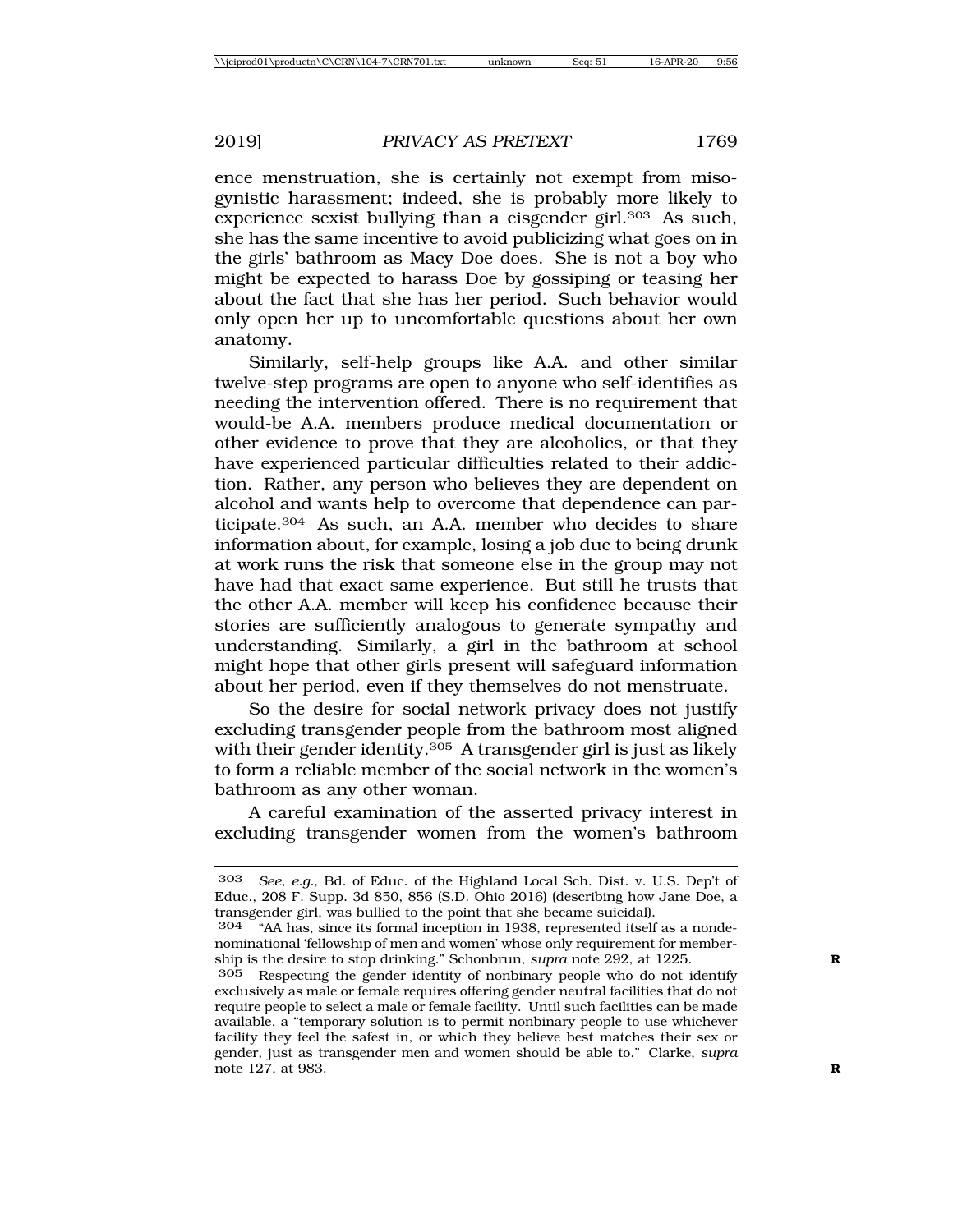ence menstruation, she is certainly not exempt from misogynistic harassment; indeed, she is probably more likely to experience sexist bullying than a cisgender girl.[303] As such, she has the same incentive to avoid publicizing what goes on in the girls' bathroom as Macy Doe does. She is not a boy who might be expected to harass Doe by gossiping or teasing her about the fact that she has her period. Such behavior would only open her up to uncomfortable questions about her own anatomy.

Similarly, self-help groups like A.A. and other similar twelve-step programs are open to anyone who self-identifies as needing the intervention offered. There is no requirement that would-be A.A. members produce medical documentation or other evidence to prove that they are alcoholics, or that they have experienced particular difficulties related to their addiction. Rather, any person who believes they are dependent on alcohol and wants help to overcome that dependence can participate.[304] As such, an A.A. member who decides to share information about, for example, losing a job due to being drunk at work runs the risk that someone else in the group may not have had that exact same experience. But still he trusts that the other A.A. member will keep his confidence because their stories are sufficiently analogous to generate sympathy and understanding. Similarly, a girl in the bathroom at school might hope that other girls present will safeguard information about her period, even if they themselves do not menstruate.

So the desire for social network privacy does not justify excluding transgender people from the bathroom most aligned with their gender identity.[305] A transgender girl is just as likely to form a reliable member of the social network in the women's bathroom as any other woman.

A careful examination of the asserted privacy interest in excluding transgender women from the women's bathroom

---

303 *See, e.g.*, Bd. of Educ. of the Highland Local Sch. Dist. v. U.S. Dep't of Educ., 208 F. Supp. 3d 850, 856 (S.D. Ohio 2016) (describing how Jane Doe, a transgender girl, was bullied to the point that she became suicidal).

304 "AA has, since its formal inception in 1938, represented itself as a nondenominational 'fellowship of men and women' whose only requirement for membership is the desire to stop drinking." Schonbrun, *supra* note 292, at 1225.

305 Respecting the gender identity of nonbinary people who do not identify exclusively as male or female requires offering gender neutral facilities that do not require people to select a male or female facility. Until such facilities can be made available, a "temporary solution is to permit nonbinary people to use whichever facility they feel the safest in, or which they believe best matches their sex or gender, just as transgender men and women should be able to." Clarke, *supra* note 127, at 983.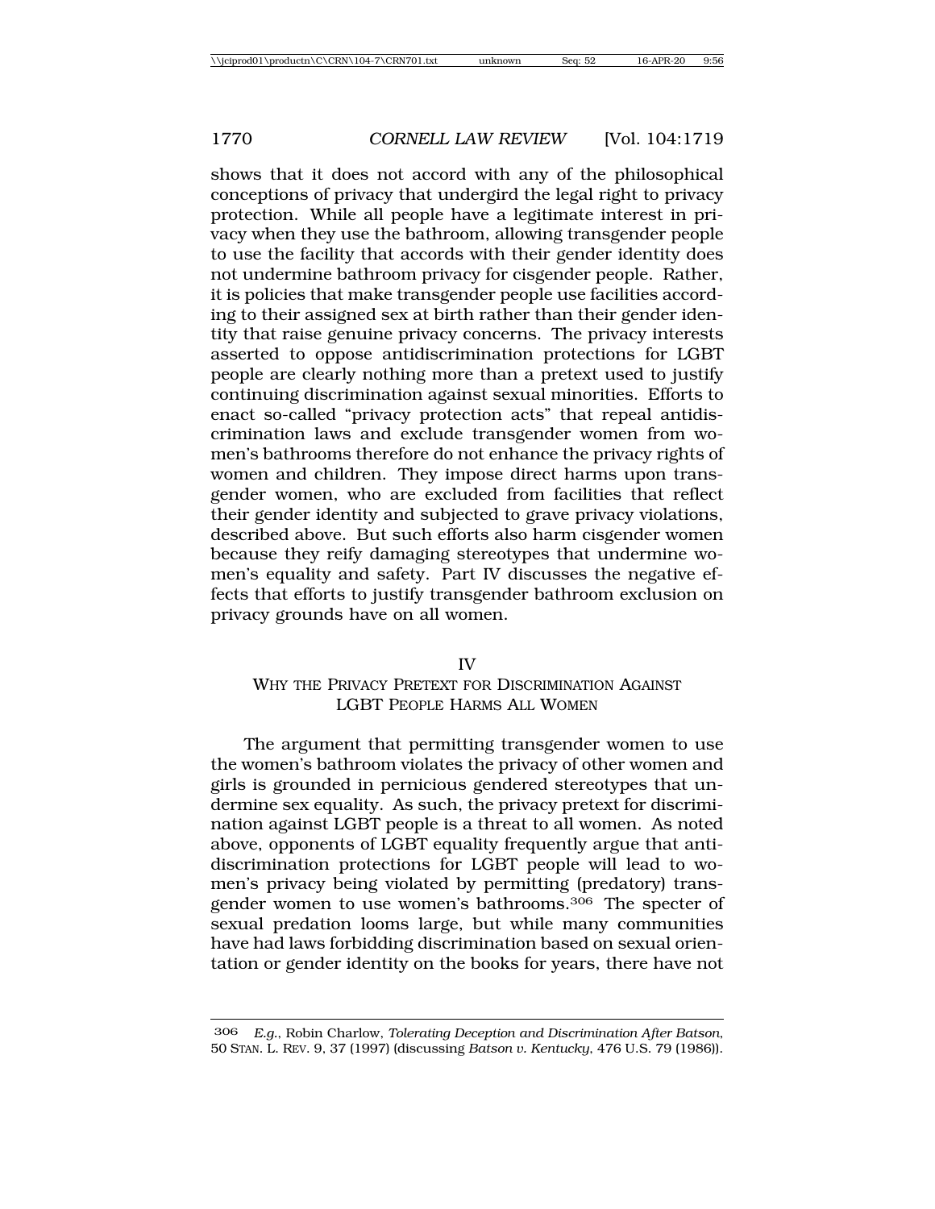shows that it does not accord with any of the philosophical conceptions of privacy that undergird the legal right to privacy protection. While all people have a legitimate interest in privacy when they use the bathroom, allowing transgender people to use the facility that accords with their gender identity does not undermine bathroom privacy for cisgender people. Rather, it is policies that make transgender people use facilities according to their assigned sex at birth rather than their gender identity that raise genuine privacy concerns. The privacy interests asserted to oppose antidiscrimination protections for LGBT people are clearly nothing more than a pretext used to justify continuing discrimination against sexual minorities. Efforts to enact so-called "privacy protection acts" that repeal antidiscrimination laws and exclude transgender women from women's bathrooms therefore do not enhance the privacy rights of women and children. They impose direct harms upon transgender women, who are excluded from facilities that reflect their gender identity and subjected to grave privacy violations, described above. But such efforts also harm cisgender women because they reify damaging stereotypes that undermine women's equality and safety. Part IV discusses the negative effects that efforts to justify transgender bathroom exclusion on privacy grounds have on all women.

## IV
## WHY THE PRIVACY PRETEXT FOR DISCRIMINATION AGAINST LGBT PEOPLE HARMS ALL WOMEN

The argument that permitting transgender women to use the women's bathroom violates the privacy of other women and girls is grounded in pernicious gendered stereotypes that undermine sex equality. As such, the privacy pretext for discrimination against LGBT people is a threat to all women. As noted above, opponents of LGBT equality frequently argue that antidiscrimination protections for LGBT people will lead to women's privacy being violated by permitting (predatory) transgender women to use women's bathrooms.[306] The specter of sexual predation looms large, but while many communities have had laws forbidding discrimination based on sexual orientation or gender identity on the books for years, there have not

---

306 *E.g.*, Robin Charlow, *Tolerating Deception and Discrimination After Batson*, 50 STAN. L. REV. 9, 37 (1997) (discussing *Batson v. Kentucky*, 476 U.S. 79 (1986)).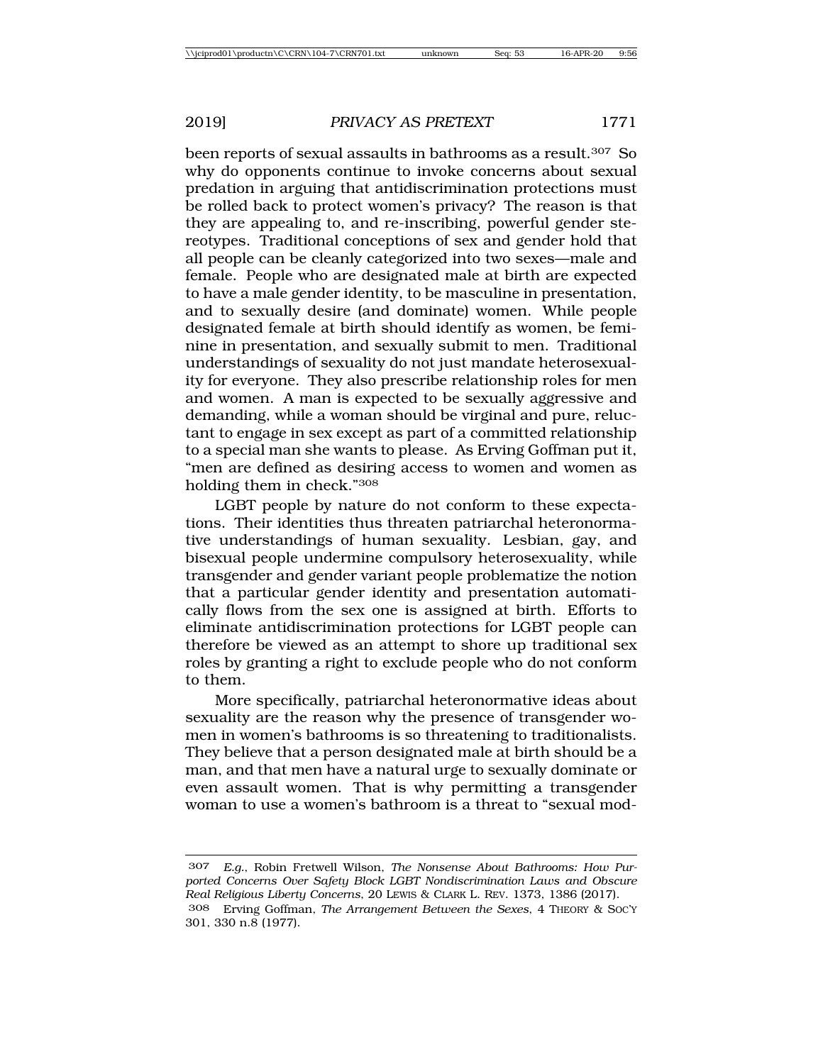been reports of sexual assaults in bathrooms as a result.[307] So why do opponents continue to invoke concerns about sexual predation in arguing that antidiscrimination protections must be rolled back to protect women's privacy? The reason is that they are appealing to, and re-inscribing, powerful gender stereotypes. Traditional conceptions of sex and gender hold that all people can be cleanly categorized into two sexes—male and female. People who are designated male at birth are expected to have a male gender identity, to be masculine in presentation, and to sexually desire (and dominate) women. While people designated female at birth should identify as women, be feminine in presentation, and sexually submit to men. Traditional understandings of sexuality do not just mandate heterosexuality for everyone. They also prescribe relationship roles for men and women. A man is expected to be sexually aggressive and demanding, while a woman should be virginal and pure, reluctant to engage in sex except as part of a committed relationship to a special man she wants to please. As Erving Goffman put it, "men are defined as desiring access to women and women as holding them in check."[308]

LGBT people by nature do not conform to these expectations. Their identities thus threaten patriarchal heteronormative understandings of human sexuality. Lesbian, gay, and bisexual people undermine compulsory heterosexuality, while transgender and gender variant people problematize the notion that a particular gender identity and presentation automatically flows from the sex one is assigned at birth. Efforts to eliminate antidiscrimination protections for LGBT people can therefore be viewed as an attempt to shore up traditional sex roles by granting a right to exclude people who do not conform to them.

More specifically, patriarchal heteronormative ideas about sexuality are the reason why the presence of transgender women in women's bathrooms is so threatening to traditionalists. They believe that a person designated male at birth should be a man, and that men have a natural urge to sexually dominate or even assault women. That is why permitting a transgender woman to use a women's bathroom is a threat to "sexual mod-

---

307 *E.g.*, Robin Fretwell Wilson, *The Nonsense About Bathrooms: How Purported Concerns Over Safety Block LGBT Nondiscrimination Laws and Obscure Real Religious Liberty Concerns*, 20 LEWIS & CLARK L. REV. 1373, 1386 (2017).

308 Erving Goffman, *The Arrangement Between the Sexes*, 4 THEORY & SOC'Y 301, 330 n.8 (1977).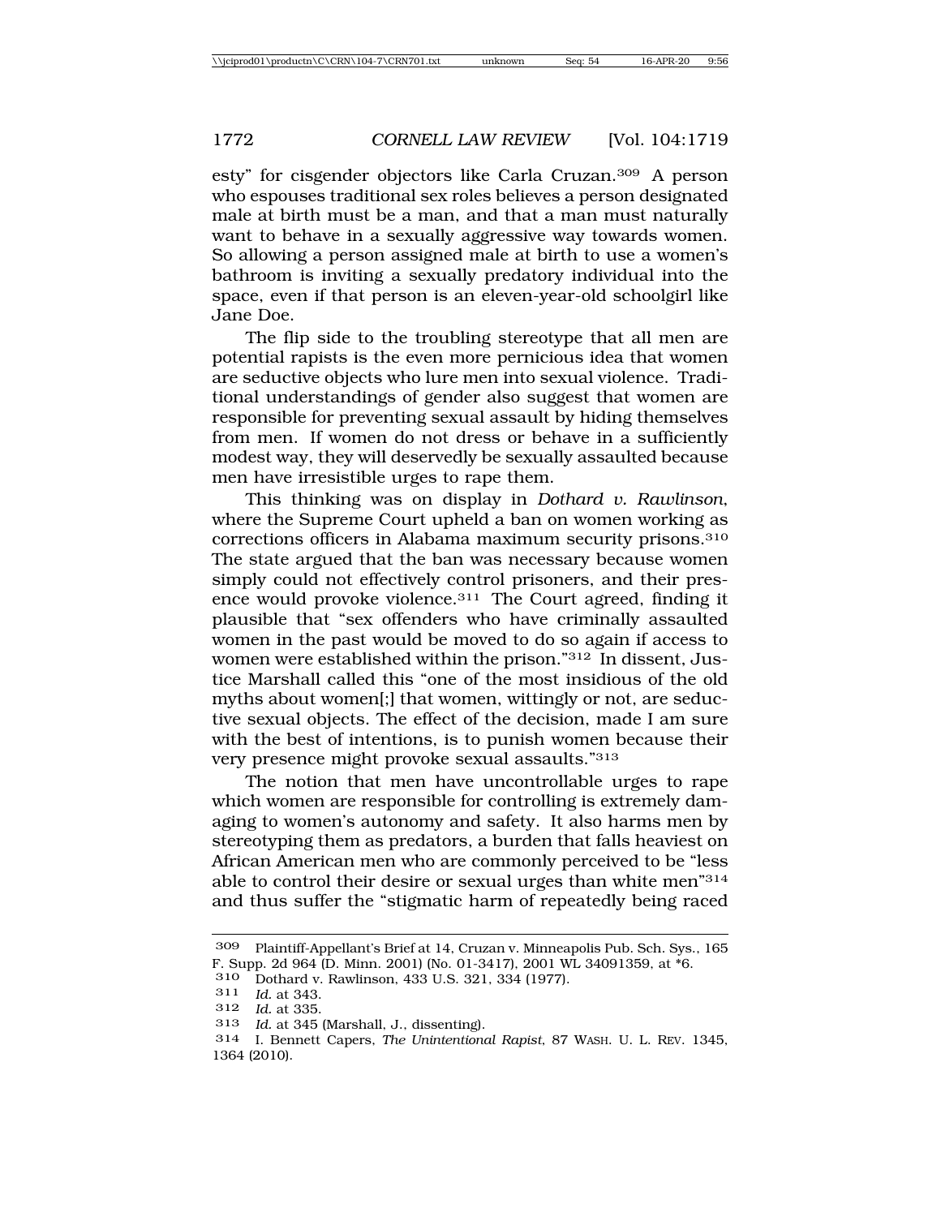esty" for cisgender objectors like Carla Cruzan.[309] A person who espouses traditional sex roles believes a person designated male at birth must be a man, and that a man must naturally want to behave in a sexually aggressive way towards women. So allowing a person assigned male at birth to use a women's bathroom is inviting a sexually predatory individual into the space, even if that person is an eleven-year-old schoolgirl like Jane Doe.

The flip side to the troubling stereotype that all men are potential rapists is the even more pernicious idea that women are seductive objects who lure men into sexual violence. Traditional understandings of gender also suggest that women are responsible for preventing sexual assault by hiding themselves from men. If women do not dress or behave in a sufficiently modest way, they will deservedly be sexually assaulted because men have irresistible urges to rape them.

This thinking was on display in *Dothard v. Rawlinson*, where the Supreme Court upheld a ban on women working as corrections officers in Alabama maximum security prisons.[310] The state argued that the ban was necessary because women simply could not effectively control prisoners, and their presence would provoke violence.[311] The Court agreed, finding it plausible that "sex offenders who have criminally assaulted women in the past would be moved to do so again if access to women were established within the prison."[312] In dissent, Justice Marshall called this "one of the most insidious of the old myths about women[;] that women, wittingly or not, are seductive sexual objects. The effect of the decision, made I am sure with the best of intentions, is to punish women because their very presence might provoke sexual assaults."[313]

The notion that men have uncontrollable urges to rape which women are responsible for controlling is extremely damaging to women's autonomy and safety. It also harms men by stereotyping them as predators, a burden that falls heaviest on African American men who are commonly perceived to be "less able to control their desire or sexual urges than white men"[314] and thus suffer the "stigmatic harm of repeatedly being raced

---

309 Plaintiff-Appellant's Brief at 14, Cruzan v. Minneapolis Pub. Sch. Sys., 165 F. Supp. 2d 964 (D. Minn. 2001) (No. 01-3417), 2001 WL 34091359, at *6.

310 Dothard v. Rawlinson, 433 U.S. 321, 334 (1977).

311 *Id.* at 343.

312 *Id.* at 335.

313 *Id.* at 345 (Marshall, J., dissenting).

314 I. Bennett Capers, *The Unintentional Rapist*, 87 WASH. U. L. REV. 1345, 1364 (2010).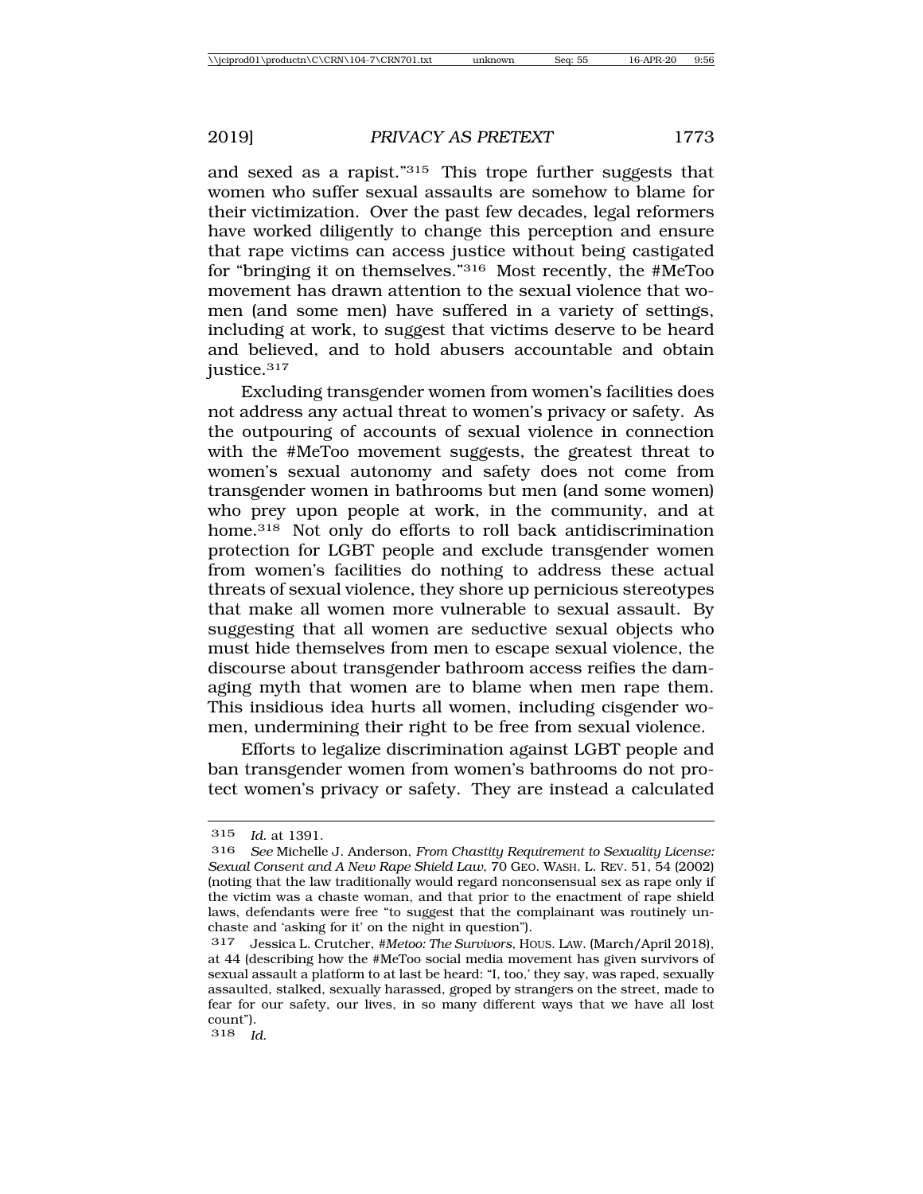and sexed as a rapist."[315] This trope further suggests that women who suffer sexual assaults are somehow to blame for their victimization. Over the past few decades, legal reformers have worked diligently to change this perception and ensure that rape victims can access justice without being castigated for "bringing it on themselves."[316] Most recently, the #MeToo movement has drawn attention to the sexual violence that women (and some men) have suffered in a variety of settings, including at work, to suggest that victims deserve to be heard and believed, and to hold abusers accountable and obtain justice.[317]

Excluding transgender women from women's facilities does not address any actual threat to women's privacy or safety. As the outpouring of accounts of sexual violence in connection with the #MeToo movement suggests, the greatest threat to women's sexual autonomy and safety does not come from transgender women in bathrooms but men (and some women) who prey upon people at work, in the community, and at home.[318] Not only do efforts to roll back antidiscrimination protection for LGBT people and exclude transgender women from women's facilities do nothing to address these actual threats of sexual violence, they shore up pernicious stereotypes that make all women more vulnerable to sexual assault. By suggesting that all women are seductive sexual objects who must hide themselves from men to escape sexual violence, the discourse about transgender bathroom access reifies the damaging myth that women are to blame when men rape them. This insidious idea hurts all women, including cisgender women, undermining their right to be free from sexual violence.

Efforts to legalize discrimination against LGBT people and ban transgender women from women's bathrooms do not protect women's privacy or safety. They are instead a calculated

---

315 *Id.* at 1391.

316 *See* Michelle J. Anderson, *From Chastity Requirement to Sexuality License: Sexual Consent and A New Rape Shield Law*, 70 GEO. WASH. L. REV. 51, 54 (2002) (noting that the law traditionally would regard nonconsensual sex as rape only if the victim was a chaste woman, and that prior to the enactment of rape shield laws, defendants were free "to suggest that the complainant was routinely unchaste and 'asking for it' on the night in question").

317 Jessica L. Crutcher, *#Metoo: The Survivors*, HOUS. LAW. (March/April 2018), at 44 (describing how the #MeToo social media movement has given survivors of sexual assault a platform to at last be heard: "I, too,' they say, was raped, sexually assaulted, stalked, sexually harassed, groped by strangers on the street, made to fear for our safety, our lives, in so many different ways that we have all lost count").

318 *Id.*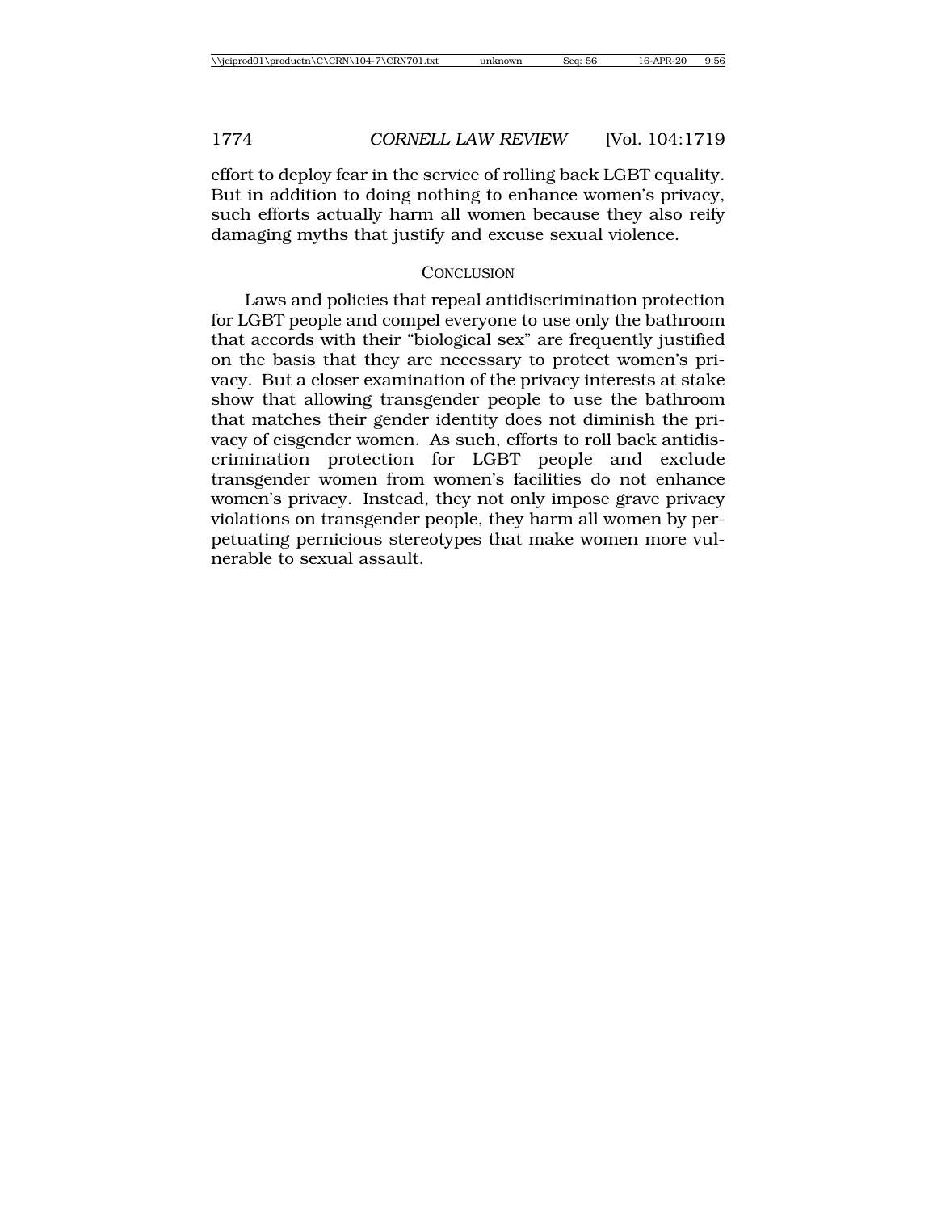effort to deploy fear in the service of rolling back LGBT equality. But in addition to doing nothing to enhance women's privacy, such efforts actually harm all women because they also reify damaging myths that justify and excuse sexual violence.

## CONCLUSION

Laws and policies that repeal antidiscrimination protection for LGBT people and compel everyone to use only the bathroom that accords with their "biological sex" are frequently justified on the basis that they are necessary to protect women's privacy. But a closer examination of the privacy interests at stake show that allowing transgender people to use the bathroom that matches their gender identity does not diminish the privacy of cisgender women. As such, efforts to roll back antidiscrimination protection for LGBT people and exclude transgender women from women's facilities do not enhance women's privacy. Instead, they not only impose grave privacy violations on transgender people, they harm all women by perpetuating pernicious stereotypes that make women more vulnerable to sexual assault.